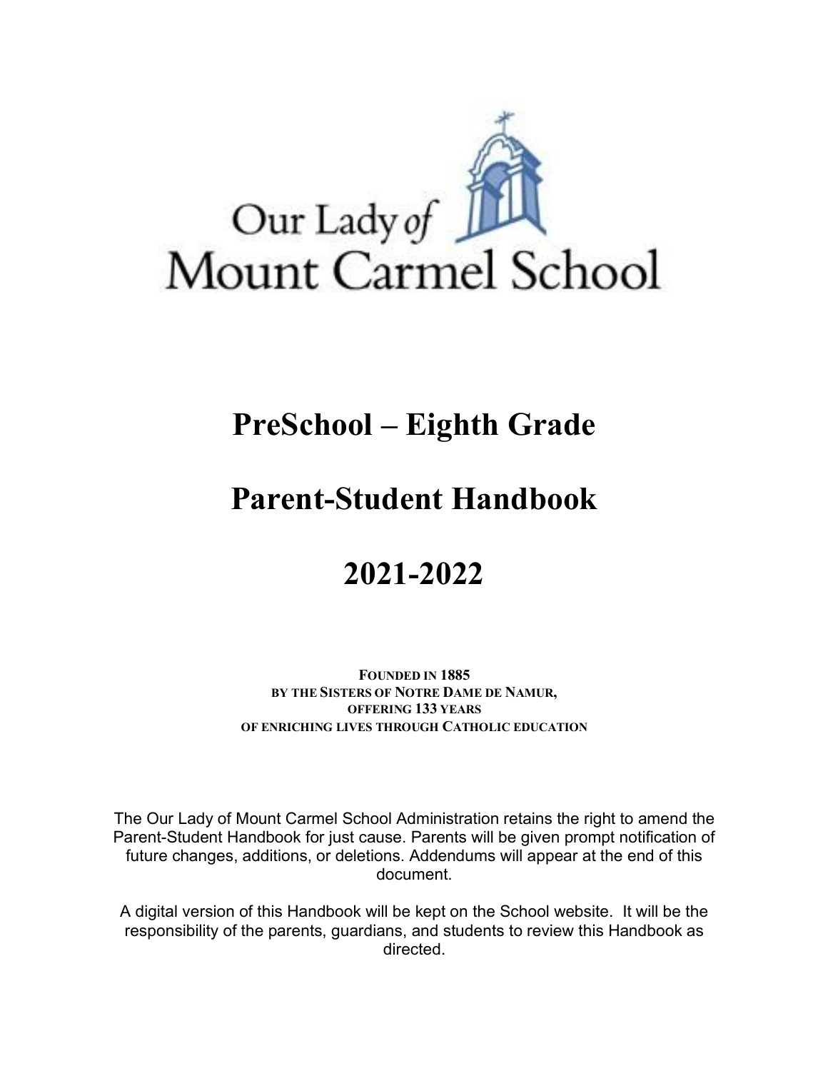Our Lady of Mount Carmel School

# PreSchool – Eighth Grade

# Parent-Student Handbook

# 2021-2022

**FOUNDED IN 1885**
**BY THE SISTERS OF NOTRE DAME DE NAMUR,**
**OFFERING 133 YEARS**
**OF ENRICHING LIVES THROUGH CATHOLIC EDUCATION**

The Our Lady of Mount Carmel School Administration retains the right to amend the Parent-Student Handbook for just cause. Parents will be given prompt notification of future changes, additions, or deletions. Addendums will appear at the end of this document.

A digital version of this Handbook will be kept on the School website. It will be the responsibility of the parents, guardians, and students to review this Handbook as directed.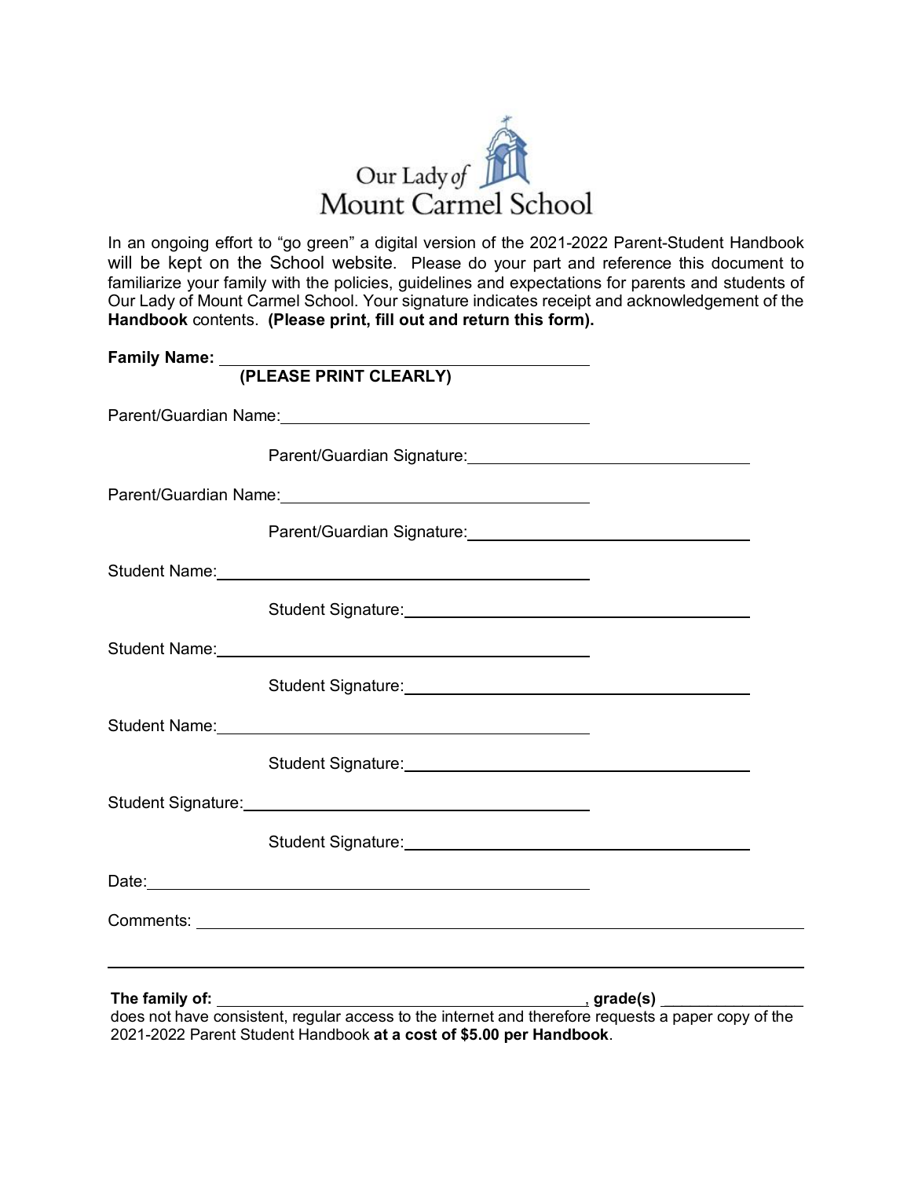Our Lady of Mount Carmel School

In an ongoing effort to "go green" a digital version of the 2021-2022 Parent-Student Handbook will be kept on the School website. Please do your part and reference this document to familiarize your family with the policies, guidelines and expectations for parents and students of Our Lady of Mount Carmel School. Your signature indicates receipt and acknowledgement of the **Handbook** contents. **(Please print, fill out and return this form).**

**Family Name:** ______________________________
**(PLEASE PRINT CLEARLY)**

Parent/Guardian Name: ______________________________

Parent/Guardian Signature: ______________________________

Parent/Guardian Name: ______________________________

Parent/Guardian Signature: ______________________________

Student Name: ______________________________

Student Signature: ______________________________

Student Name: ______________________________

Student Signature: ______________________________

Student Name: ______________________________

Student Signature: ______________________________

Student Signature: ______________________________

Student Signature: ______________________________

Date: ______________________________

Comments: ______________________________

______________________________

**The family of:** ______________________________, **grade(s)** ________________ does not have consistent, regular access to the internet and therefore requests a paper copy of the 2021-2022 Parent Student Handbook **at a cost of $5.00 per Handbook**.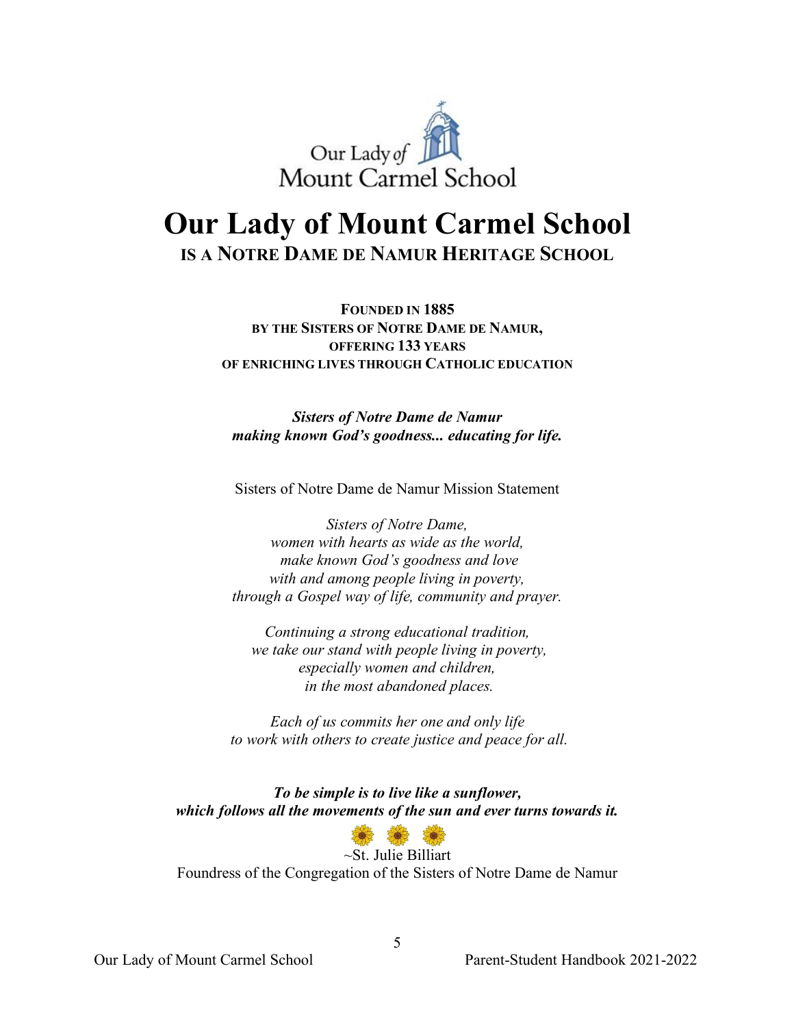# Our Lady of Mount Carmel School

## IS A NOTRE DAME DE NAMUR HERITAGE SCHOOL

**FOUNDED IN 1885**
**BY THE SISTERS OF NOTRE DAME DE NAMUR,**
**OFFERING 133 YEARS**
**OF ENRICHING LIVES THROUGH CATHOLIC EDUCATION**

***Sisters of Notre Dame de Namur***
***making known God's goodness... educating for life.***

Sisters of Notre Dame de Namur Mission Statement

*Sisters of Notre Dame,*
*women with hearts as wide as the world,*
*make known God's goodness and love*
*with and among people living in poverty,*
*through a Gospel way of life, community and prayer.*

*Continuing a strong educational tradition,*
*we take our stand with people living in poverty,*
*especially women and children,*
*in the most abandoned places.*

*Each of us commits her one and only life*
*to work with others to create justice and peace for all.*

***To be simple is to live like a sunflower,***
***which follows all the movements of the sun and ever turns towards it.***

~St. Julie Billiart
Foundress of the Congregation of the Sisters of Notre Dame de Namur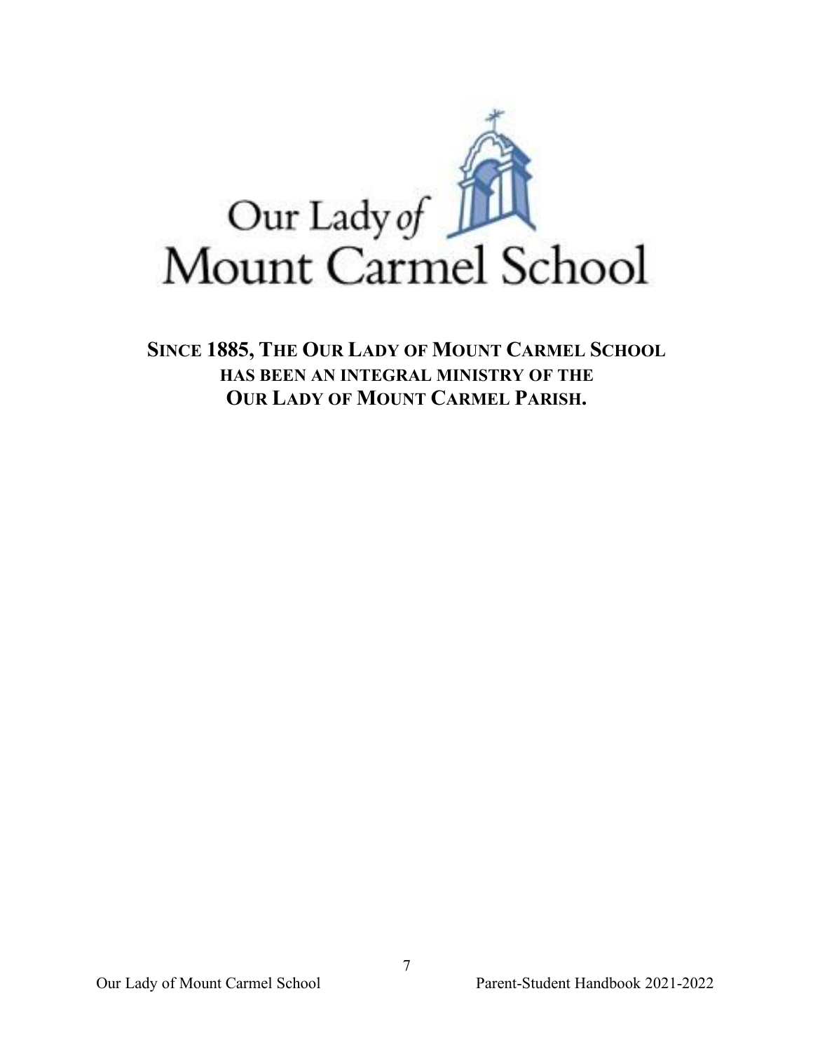Our Lady of Mount Carmel School

**SINCE 1885, THE OUR LADY OF MOUNT CARMEL SCHOOL HAS BEEN AN INTEGRAL MINISTRY OF THE OUR LADY OF MOUNT CARMEL PARISH.**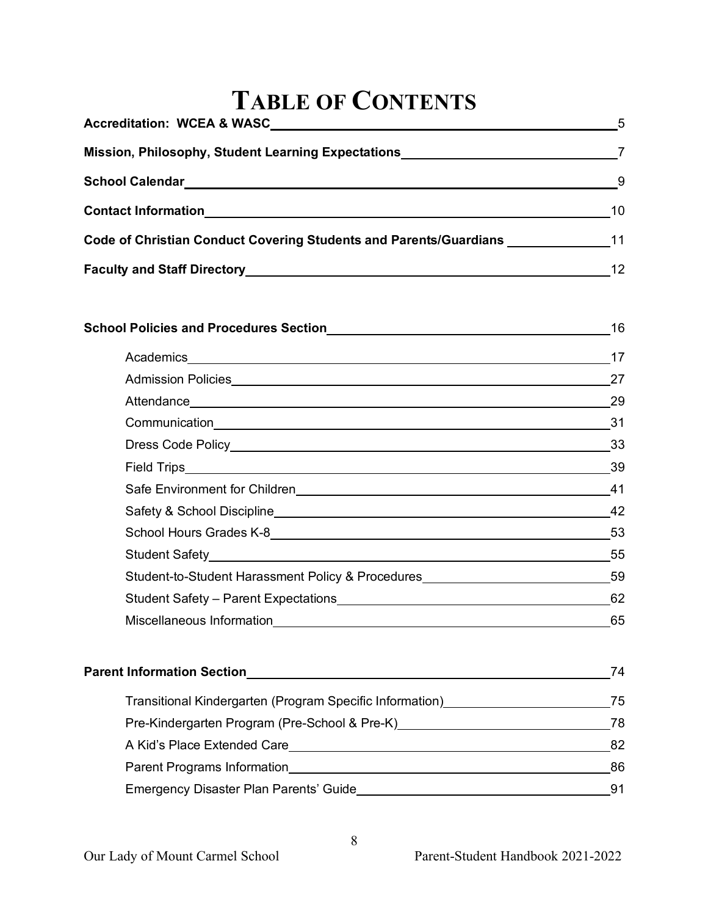# TABLE OF CONTENTS

**Accreditation: WCEA & WASC** 5

**Mission, Philosophy, Student Learning Expectations** 7

**School Calendar** 9

**Contact Information** 10

**Code of Christian Conduct Covering Students and Parents/Guardians** 11

**Faculty and Staff Directory** 12

**School Policies and Procedures Section** 16

- Academics 17
- Admission Policies 27
- Attendance 29
- Communication 31
- Dress Code Policy 33
- Field Trips 39
- Safe Environment for Children 41
- Safety & School Discipline 42
- School Hours Grades K-8 53
- Student Safety 55
- Student-to-Student Harassment Policy & Procedures 59
- Student Safety – Parent Expectations 62
- Miscellaneous Information 65

**Parent Information Section** 74

- Transitional Kindergarten (Program Specific Information) 75
- Pre-Kindergarten Program (Pre-School & Pre-K) 78
- A Kid's Place Extended Care 82
- Parent Programs Information 86
- Emergency Disaster Plan Parents' Guide 91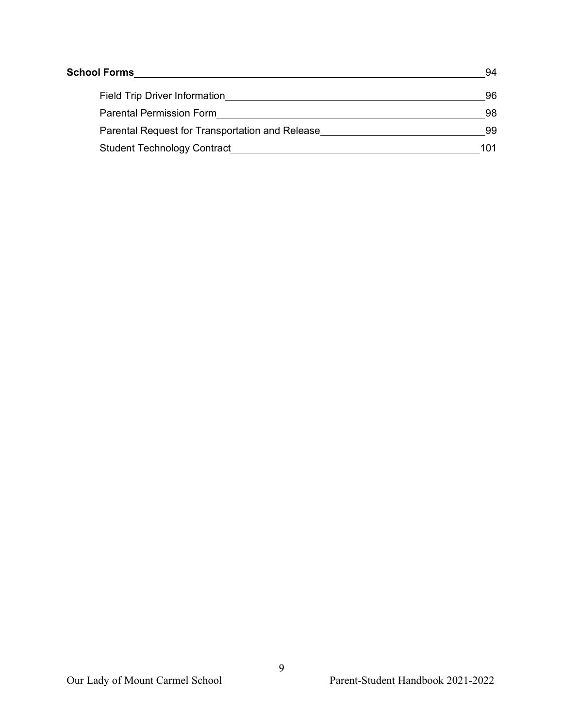**School Forms** 94

- Field Trip Driver Information 96
- Parental Permission Form 98
- Parental Request for Transportation and Release 99
- Student Technology Contract 101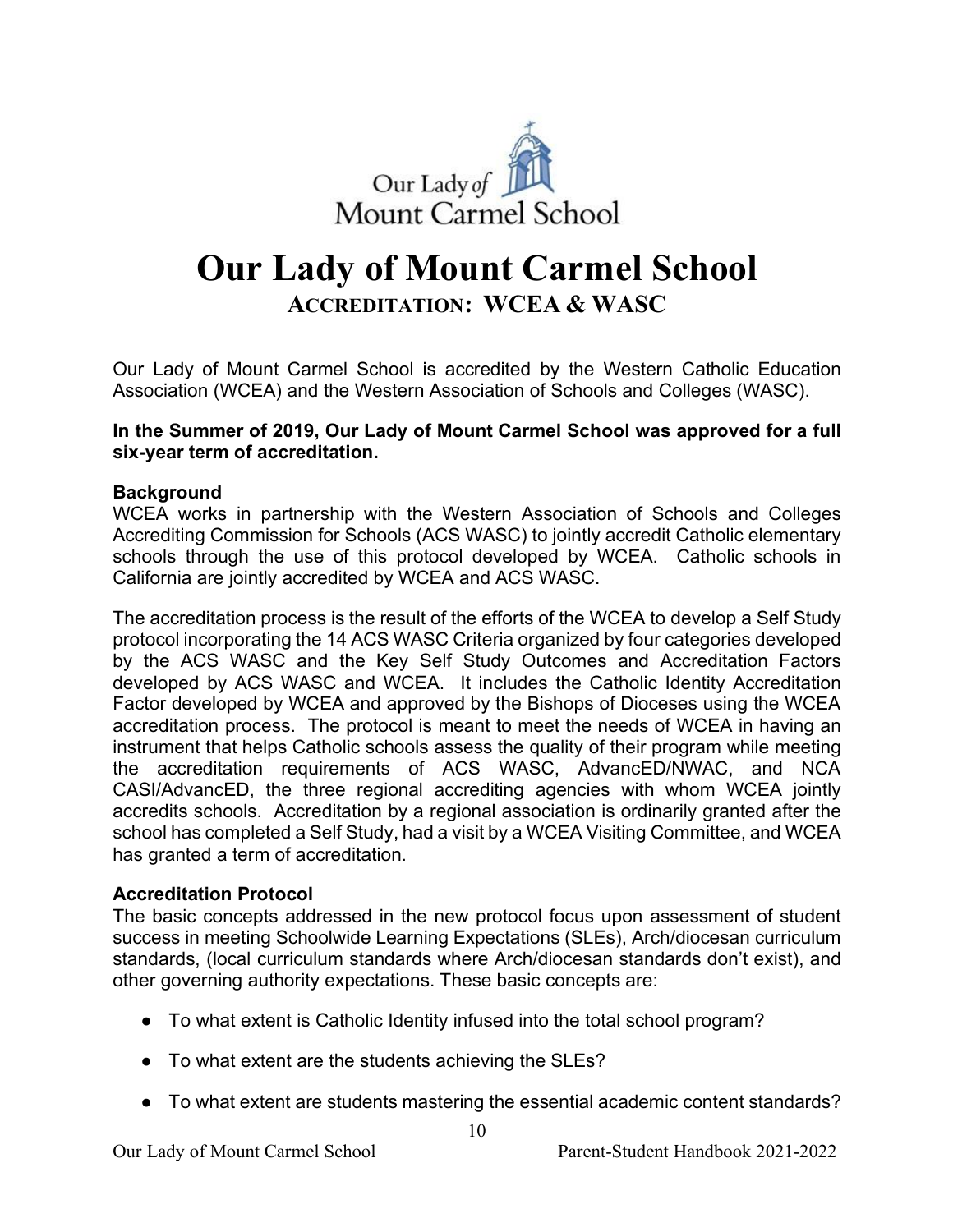# Our Lady of Mount Carmel School

## ACCREDITATION: WCEA & WASC

Our Lady of Mount Carmel School is accredited by the Western Catholic Education Association (WCEA) and the Western Association of Schools and Colleges (WASC).

**In the Summer of 2019, Our Lady of Mount Carmel School was approved for a full six-year term of accreditation.**

**Background**

WCEA works in partnership with the Western Association of Schools and Colleges Accrediting Commission for Schools (ACS WASC) to jointly accredit Catholic elementary schools through the use of this protocol developed by WCEA. Catholic schools in California are jointly accredited by WCEA and ACS WASC.

The accreditation process is the result of the efforts of the WCEA to develop a Self Study protocol incorporating the 14 ACS WASC Criteria organized by four categories developed by the ACS WASC and the Key Self Study Outcomes and Accreditation Factors developed by ACS WASC and WCEA. It includes the Catholic Identity Accreditation Factor developed by WCEA and approved by the Bishops of Dioceses using the WCEA accreditation process. The protocol is meant to meet the needs of WCEA in having an instrument that helps Catholic schools assess the quality of their program while meeting the accreditation requirements of ACS WASC, AdvancED/NWAC, and NCA CASI/AdvancED, the three regional accrediting agencies with whom WCEA jointly accredits schools. Accreditation by a regional association is ordinarily granted after the school has completed a Self Study, had a visit by a WCEA Visiting Committee, and WCEA has granted a term of accreditation.

**Accreditation Protocol**

The basic concepts addressed in the new protocol focus upon assessment of student success in meeting Schoolwide Learning Expectations (SLEs), Arch/diocesan curriculum standards, (local curriculum standards where Arch/diocesan standards don't exist), and other governing authority expectations. These basic concepts are:

- To what extent is Catholic Identity infused into the total school program?
- To what extent are the students achieving the SLEs?
- To what extent are students mastering the essential academic content standards?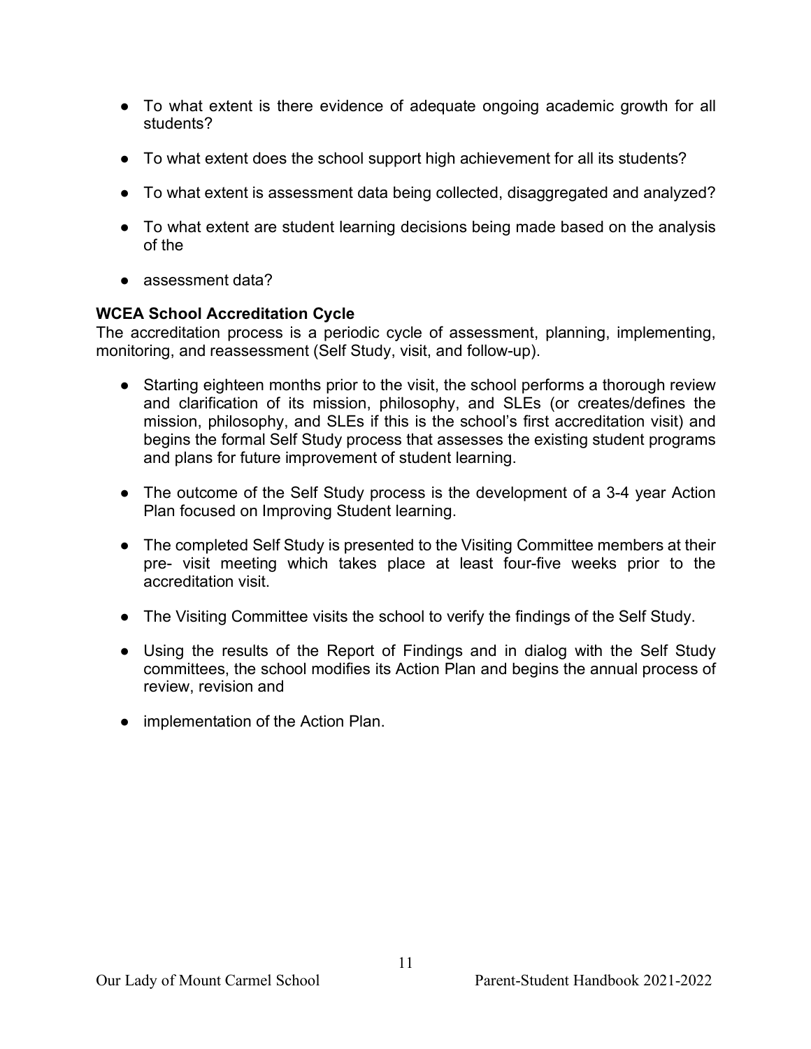- To what extent is there evidence of adequate ongoing academic growth for all students?
- To what extent does the school support high achievement for all its students?
- To what extent is assessment data being collected, disaggregated and analyzed?
- To what extent are student learning decisions being made based on the analysis of the
- assessment data?

**WCEA School Accreditation Cycle**
The accreditation process is a periodic cycle of assessment, planning, implementing, monitoring, and reassessment (Self Study, visit, and follow-up).

- Starting eighteen months prior to the visit, the school performs a thorough review and clarification of its mission, philosophy, and SLEs (or creates/defines the mission, philosophy, and SLEs if this is the school's first accreditation visit) and begins the formal Self Study process that assesses the existing student programs and plans for future improvement of student learning.
- The outcome of the Self Study process is the development of a 3-4 year Action Plan focused on Improving Student learning.
- The completed Self Study is presented to the Visiting Committee members at their pre- visit meeting which takes place at least four-five weeks prior to the accreditation visit.
- The Visiting Committee visits the school to verify the findings of the Self Study.
- Using the results of the Report of Findings and in dialog with the Self Study committees, the school modifies its Action Plan and begins the annual process of review, revision and
- implementation of the Action Plan.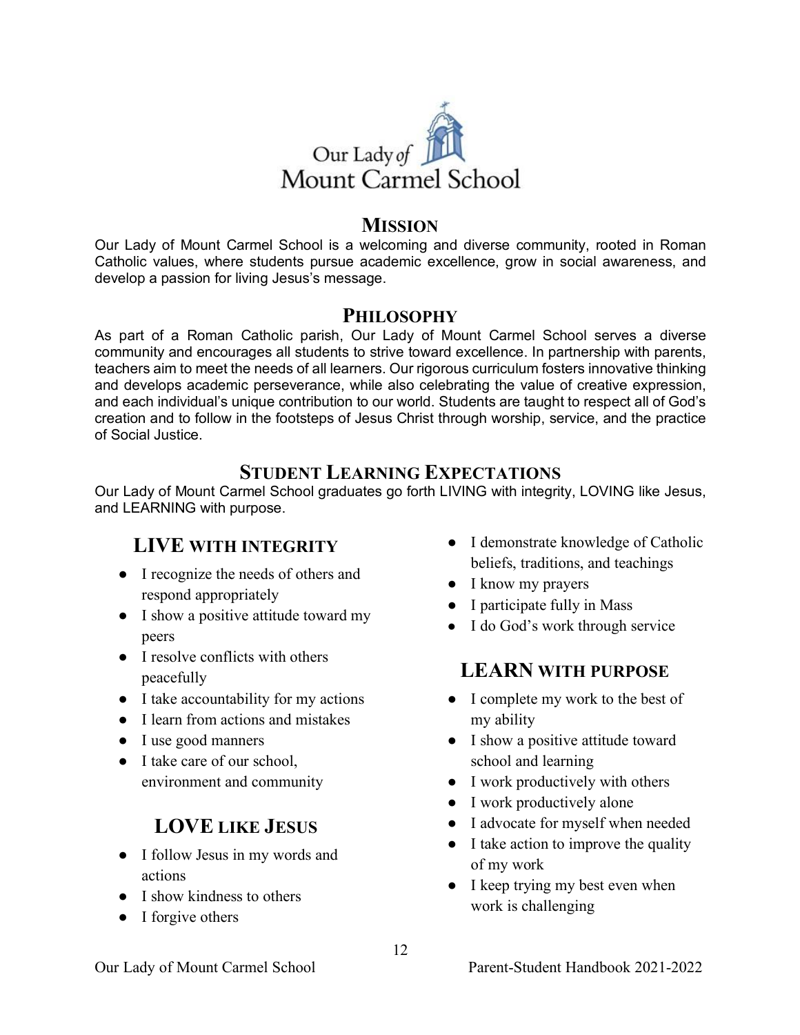Our Lady *of* Mount Carmel School

## MISSION

Our Lady of Mount Carmel School is a welcoming and diverse community, rooted in Roman Catholic values, where students pursue academic excellence, grow in social awareness, and develop a passion for living Jesus's message.

## PHILOSOPHY

As part of a Roman Catholic parish, Our Lady of Mount Carmel School serves a diverse community and encourages all students to strive toward excellence. In partnership with parents, teachers aim to meet the needs of all learners. Our rigorous curriculum fosters innovative thinking and develops academic perseverance, while also celebrating the value of creative expression, and each individual's unique contribution to our world. Students are taught to respect all of God's creation and to follow in the footsteps of Jesus Christ through worship, service, and the practice of Social Justice.

## STUDENT LEARNING EXPECTATIONS

Our Lady of Mount Carmel School graduates go forth LIVING with integrity, LOVING like Jesus, and LEARNING with purpose.

### LIVE WITH INTEGRITY

- I recognize the needs of others and respond appropriately
- I show a positive attitude toward my peers
- I resolve conflicts with others peacefully
- I take accountability for my actions
- I learn from actions and mistakes
- I use good manners
- I take care of our school, environment and community

### LOVE LIKE JESUS

- I follow Jesus in my words and actions
- I show kindness to others
- I forgive others
- I demonstrate knowledge of Catholic beliefs, traditions, and teachings
- I know my prayers
- I participate fully in Mass
- I do God's work through service

### LEARN WITH PURPOSE

- I complete my work to the best of my ability
- I show a positive attitude toward school and learning
- I work productively with others
- I work productively alone
- I advocate for myself when needed
- I take action to improve the quality of my work
- I keep trying my best even when work is challenging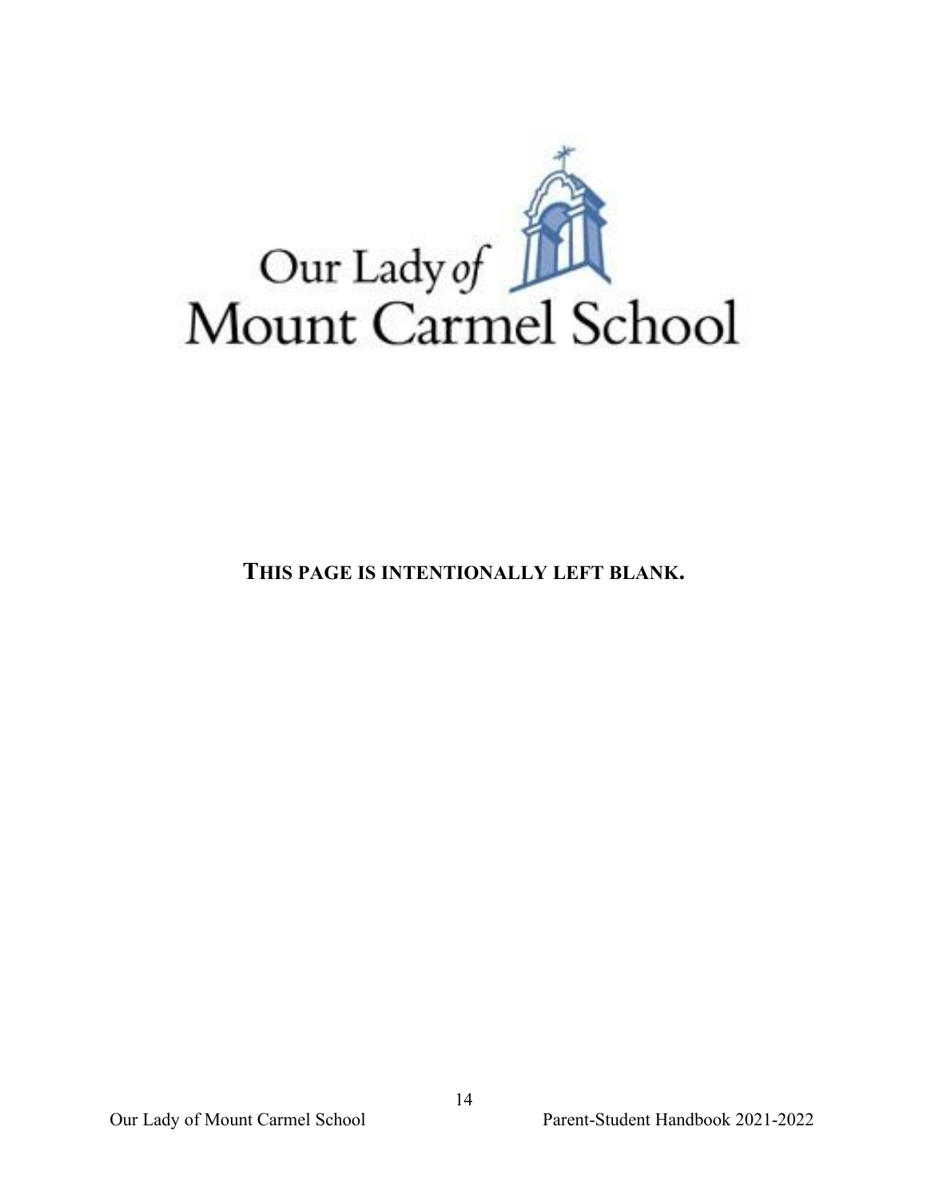Our Lady *of*
Mount Carmel School

**THIS PAGE IS INTENTIONALLY LEFT BLANK.**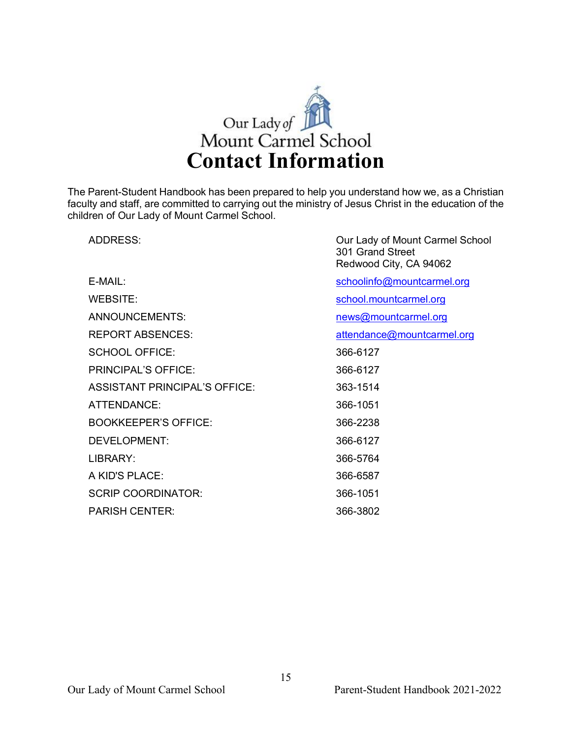Our Lady of Mount Carmel School

# Contact Information

The Parent-Student Handbook has been prepared to help you understand how we, as a Christian faculty and staff, are committed to carrying out the ministry of Jesus Christ in the education of the children of Our Lady of Mount Carmel School.

| | |
|---|---|
| ADDRESS: | Our Lady of Mount Carmel School<br>301 Grand Street<br>Redwood City, CA 94062 |
| E-MAIL: | schoolinfo@mountcarmel.org |
| WEBSITE: | school.mountcarmel.org |
| ANNOUNCEMENTS: | news@mountcarmel.org |
| REPORT ABSENCES: | attendance@mountcarmel.org |
| SCHOOL OFFICE: | 366-6127 |
| PRINCIPAL'S OFFICE: | 366-6127 |
| ASSISTANT PRINCIPAL'S OFFICE: | 363-1514 |
| ATTENDANCE: | 366-1051 |
| BOOKKEEPER'S OFFICE: | 366-2238 |
| DEVELOPMENT: | 366-6127 |
| LIBRARY: | 366-5764 |
| A KID'S PLACE: | 366-6587 |
| SCRIP COORDINATOR: | 366-1051 |
| PARISH CENTER: | 366-3802 |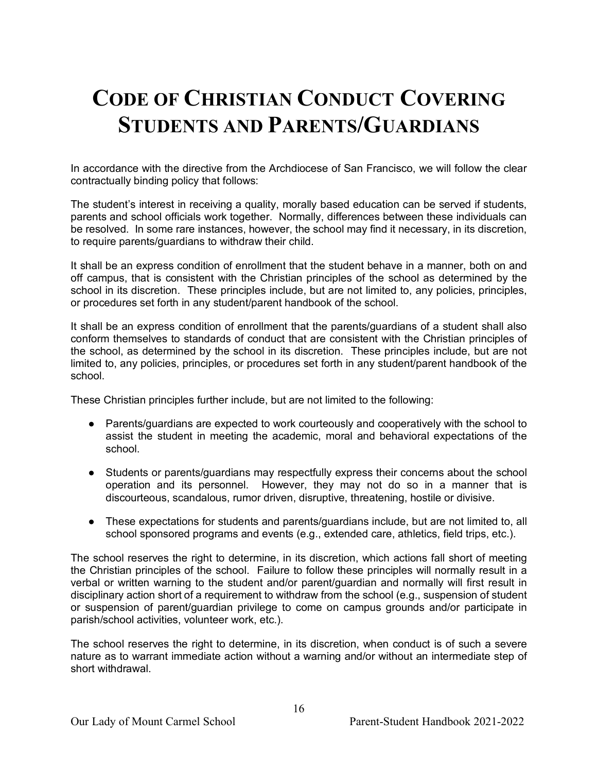# Code of Christian Conduct Covering Students and Parents/Guardians

In accordance with the directive from the Archdiocese of San Francisco, we will follow the clear contractually binding policy that follows:

The student's interest in receiving a quality, morally based education can be served if students, parents and school officials work together. Normally, differences between these individuals can be resolved. In some rare instances, however, the school may find it necessary, in its discretion, to require parents/guardians to withdraw their child.

It shall be an express condition of enrollment that the student behave in a manner, both on and off campus, that is consistent with the Christian principles of the school as determined by the school in its discretion. These principles include, but are not limited to, any policies, principles, or procedures set forth in any student/parent handbook of the school.

It shall be an express condition of enrollment that the parents/guardians of a student shall also conform themselves to standards of conduct that are consistent with the Christian principles of the school, as determined by the school in its discretion. These principles include, but are not limited to, any policies, principles, or procedures set forth in any student/parent handbook of the school.

These Christian principles further include, but are not limited to the following:

- Parents/guardians are expected to work courteously and cooperatively with the school to assist the student in meeting the academic, moral and behavioral expectations of the school.
- Students or parents/guardians may respectfully express their concerns about the school operation and its personnel. However, they may not do so in a manner that is discourteous, scandalous, rumor driven, disruptive, threatening, hostile or divisive.
- These expectations for students and parents/guardians include, but are not limited to, all school sponsored programs and events (e.g., extended care, athletics, field trips, etc.).

The school reserves the right to determine, in its discretion, which actions fall short of meeting the Christian principles of the school. Failure to follow these principles will normally result in a verbal or written warning to the student and/or parent/guardian and normally will first result in disciplinary action short of a requirement to withdraw from the school (e.g., suspension of student or suspension of parent/guardian privilege to come on campus grounds and/or participate in parish/school activities, volunteer work, etc.).

The school reserves the right to determine, in its discretion, when conduct is of such a severe nature as to warrant immediate action without a warning and/or without an intermediate step of short withdrawal.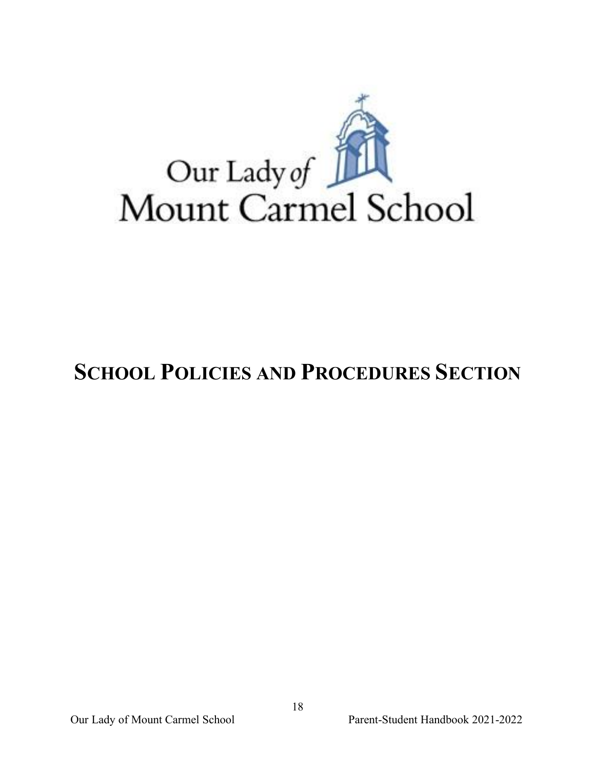Our Lady *of*
Mount Carmel School

# SCHOOL POLICIES AND PROCEDURES SECTION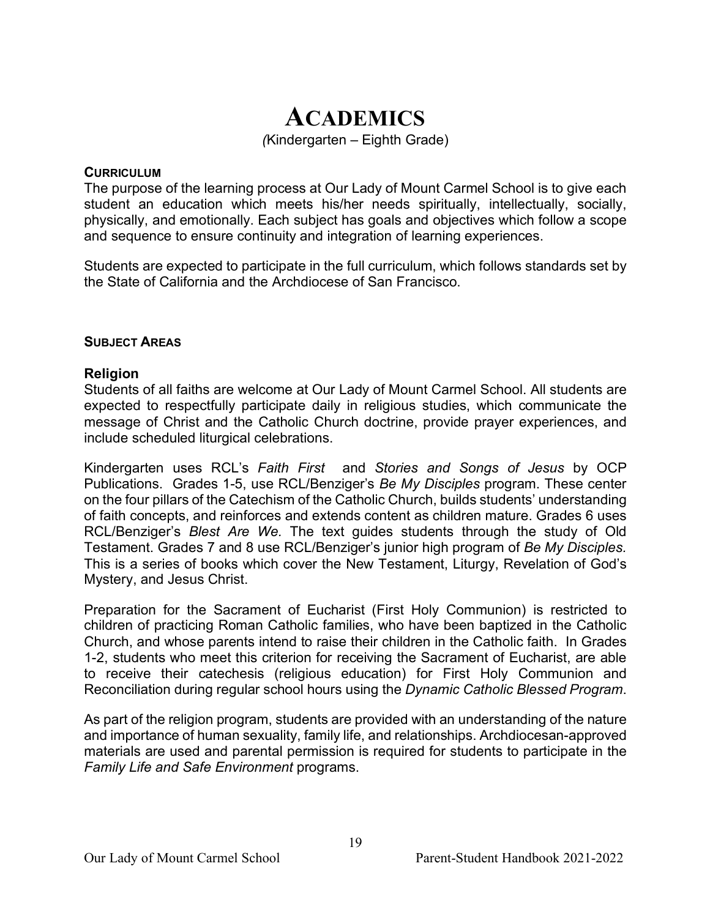# ACADEMICS

*(*Kindergarten – Eighth Grade)

### CURRICULUM

The purpose of the learning process at Our Lady of Mount Carmel School is to give each student an education which meets his/her needs spiritually, intellectually, socially, physically, and emotionally. Each subject has goals and objectives which follow a scope and sequence to ensure continuity and integration of learning experiences.

Students are expected to participate in the full curriculum, which follows standards set by the State of California and the Archdiocese of San Francisco.

### SUBJECT AREAS

#### Religion

Students of all faiths are welcome at Our Lady of Mount Carmel School. All students are expected to respectfully participate daily in religious studies, which communicate the message of Christ and the Catholic Church doctrine, provide prayer experiences, and include scheduled liturgical celebrations.

Kindergarten uses RCL's *Faith First* and *Stories and Songs of Jesus* by OCP Publications. Grades 1-5, use RCL/Benziger's *Be My Disciples* program. These center on the four pillars of the Catechism of the Catholic Church, builds students' understanding of faith concepts, and reinforces and extends content as children mature. Grades 6 uses RCL/Benziger's *Blest Are We.* The text guides students through the study of Old Testament. Grades 7 and 8 use RCL/Benziger's junior high program of *Be My Disciples.* This is a series of books which cover the New Testament, Liturgy, Revelation of God's Mystery, and Jesus Christ.

Preparation for the Sacrament of Eucharist (First Holy Communion) is restricted to children of practicing Roman Catholic families, who have been baptized in the Catholic Church, and whose parents intend to raise their children in the Catholic faith. In Grades 1-2, students who meet this criterion for receiving the Sacrament of Eucharist, are able to receive their catechesis (religious education) for First Holy Communion and Reconciliation during regular school hours using the *Dynamic Catholic Blessed Program*.

As part of the religion program, students are provided with an understanding of the nature and importance of human sexuality, family life, and relationships. Archdiocesan-approved materials are used and parental permission is required for students to participate in the *Family Life and Safe Environment* programs.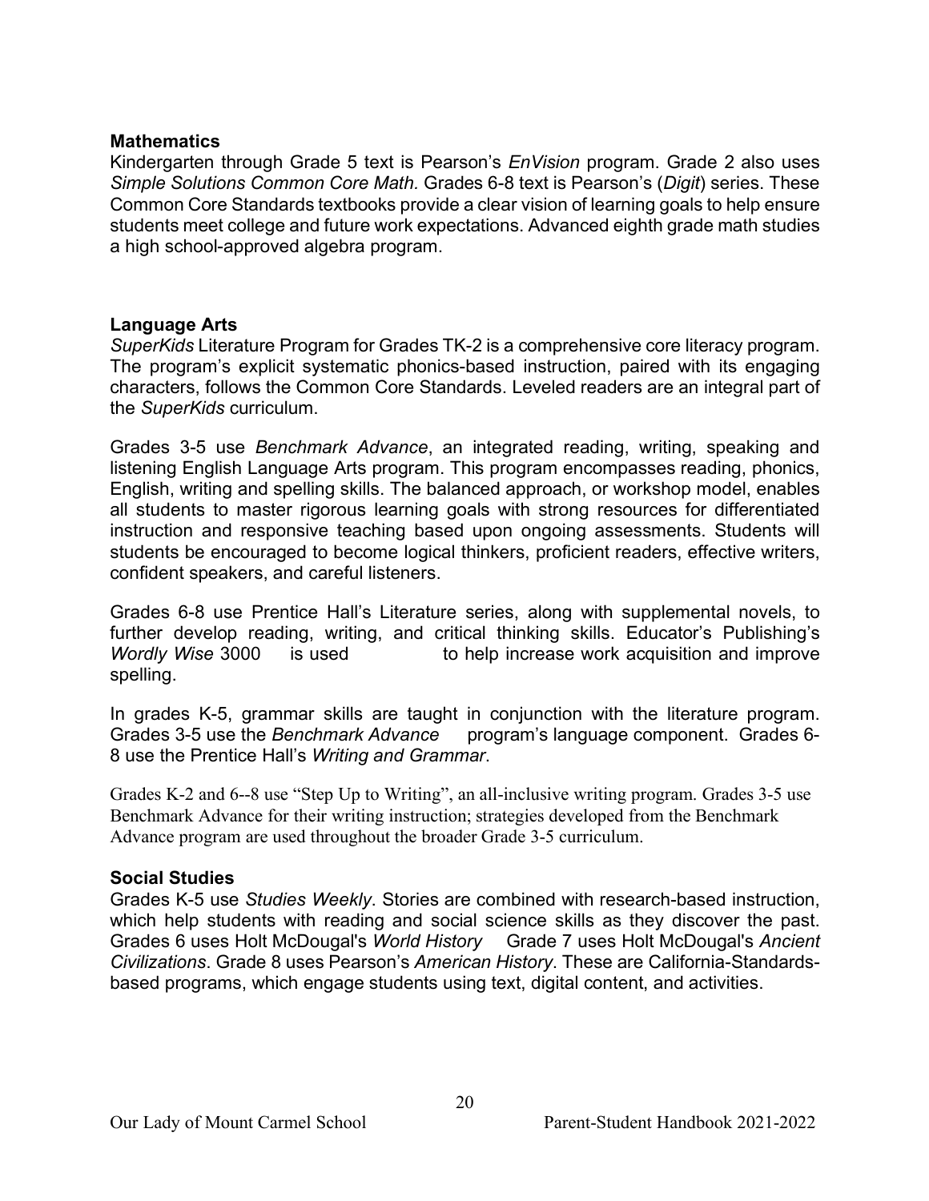**Mathematics**

Kindergarten through Grade 5 text is Pearson's *EnVision* program. Grade 2 also uses *Simple Solutions Common Core Math.* Grades 6-8 text is Pearson's (*Digit*) series. These Common Core Standards textbooks provide a clear vision of learning goals to help ensure students meet college and future work expectations. Advanced eighth grade math studies a high school-approved algebra program.

**Language Arts**

*SuperKids* Literature Program for Grades TK-2 is a comprehensive core literacy program. The program's explicit systematic phonics-based instruction, paired with its engaging characters, follows the Common Core Standards. Leveled readers are an integral part of the *SuperKids* curriculum.

Grades 3-5 use *Benchmark Advance*, an integrated reading, writing, speaking and listening English Language Arts program. This program encompasses reading, phonics, English, writing and spelling skills. The balanced approach, or workshop model, enables all students to master rigorous learning goals with strong resources for differentiated instruction and responsive teaching based upon ongoing assessments. Students will students be encouraged to become logical thinkers, proficient readers, effective writers, confident speakers, and careful listeners.

Grades 6-8 use Prentice Hall's Literature series, along with supplemental novels, to further develop reading, writing, and critical thinking skills. Educator's Publishing's *Wordly Wise* 3000 is used to help increase work acquisition and improve spelling.

In grades K-5, grammar skills are taught in conjunction with the literature program. Grades 3-5 use the *Benchmark Advance* program's language component. Grades 6-8 use the Prentice Hall's *Writing and Grammar*.

Grades K-2 and 6--8 use "Step Up to Writing", an all-inclusive writing program. Grades 3-5 use Benchmark Advance for their writing instruction; strategies developed from the Benchmark Advance program are used throughout the broader Grade 3-5 curriculum.

**Social Studies**

Grades K-5 use *Studies Weekly*. Stories are combined with research-based instruction, which help students with reading and social science skills as they discover the past. Grades 6 uses Holt McDougal's *World History* Grade 7 uses Holt McDougal's *Ancient Civilizations*. Grade 8 uses Pearson's *American History*. These are California-Standards-based programs, which engage students using text, digital content, and activities.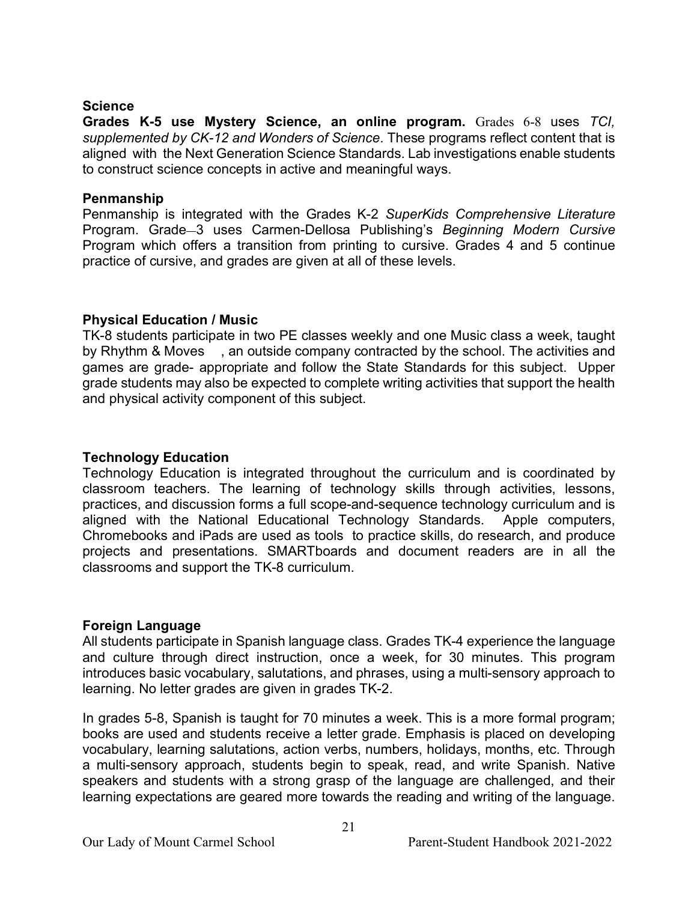### Science

**Grades K-5 use Mystery Science, an online program.** Grades 6-8 uses *TCI, supplemented by CK-12 and Wonders of Science*. These programs reflect content that is aligned with the Next Generation Science Standards. Lab investigations enable students to construct science concepts in active and meaningful ways.

### Penmanship

Penmanship is integrated with the Grades K-2 *SuperKids Comprehensive Literature* Program. Grade–3 uses Carmen-Dellosa Publishing's *Beginning Modern Cursive* Program which offers a transition from printing to cursive. Grades 4 and 5 continue practice of cursive, and grades are given at all of these levels.

### Physical Education / Music

TK-8 students participate in two PE classes weekly and one Music class a week, taught by Rhythm & Moves , an outside company contracted by the school. The activities and games are grade- appropriate and follow the State Standards for this subject. Upper grade students may also be expected to complete writing activities that support the health and physical activity component of this subject.

### Technology Education

Technology Education is integrated throughout the curriculum and is coordinated by classroom teachers. The learning of technology skills through activities, lessons, practices, and discussion forms a full scope-and-sequence technology curriculum and is aligned with the National Educational Technology Standards. Apple computers, Chromebooks and iPads are used as tools to practice skills, do research, and produce projects and presentations. SMARTboards and document readers are in all the classrooms and support the TK-8 curriculum.

### Foreign Language

All students participate in Spanish language class. Grades TK-4 experience the language and culture through direct instruction, once a week, for 30 minutes. This program introduces basic vocabulary, salutations, and phrases, using a multi-sensory approach to learning. No letter grades are given in grades TK-2.

In grades 5-8, Spanish is taught for 70 minutes a week. This is a more formal program; books are used and students receive a letter grade. Emphasis is placed on developing vocabulary, learning salutations, action verbs, numbers, holidays, months, etc. Through a multi-sensory approach, students begin to speak, read, and write Spanish. Native speakers and students with a strong grasp of the language are challenged, and their learning expectations are geared more towards the reading and writing of the language.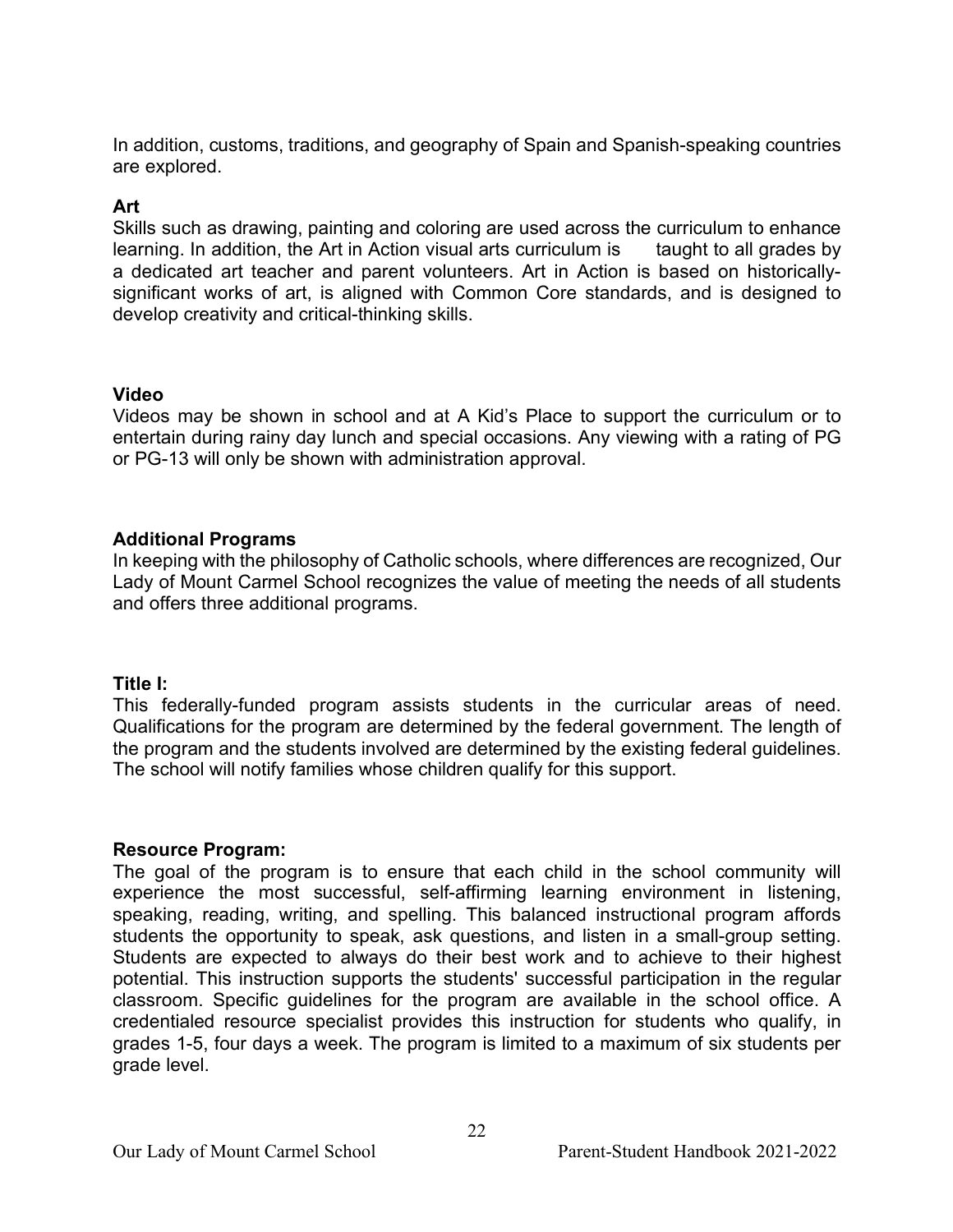In addition, customs, traditions, and geography of Spain and Spanish-speaking countries are explored.

**Art**

Skills such as drawing, painting and coloring are used across the curriculum to enhance learning. In addition, the Art in Action visual arts curriculum is taught to all grades by a dedicated art teacher and parent volunteers. Art in Action is based on historically-significant works of art, is aligned with Common Core standards, and is designed to develop creativity and critical-thinking skills.

**Video**

Videos may be shown in school and at A Kid's Place to support the curriculum or to entertain during rainy day lunch and special occasions. Any viewing with a rating of PG or PG-13 will only be shown with administration approval.

**Additional Programs**

In keeping with the philosophy of Catholic schools, where differences are recognized, Our Lady of Mount Carmel School recognizes the value of meeting the needs of all students and offers three additional programs.

**Title I:**

This federally-funded program assists students in the curricular areas of need. Qualifications for the program are determined by the federal government. The length of the program and the students involved are determined by the existing federal guidelines. The school will notify families whose children qualify for this support.

**Resource Program:**

The goal of the program is to ensure that each child in the school community will experience the most successful, self-affirming learning environment in listening, speaking, reading, writing, and spelling. This balanced instructional program affords students the opportunity to speak, ask questions, and listen in a small-group setting. Students are expected to always do their best work and to achieve to their highest potential. This instruction supports the students' successful participation in the regular classroom. Specific guidelines for the program are available in the school office. A credentialed resource specialist provides this instruction for students who qualify, in grades 1-5, four days a week. The program is limited to a maximum of six students per grade level.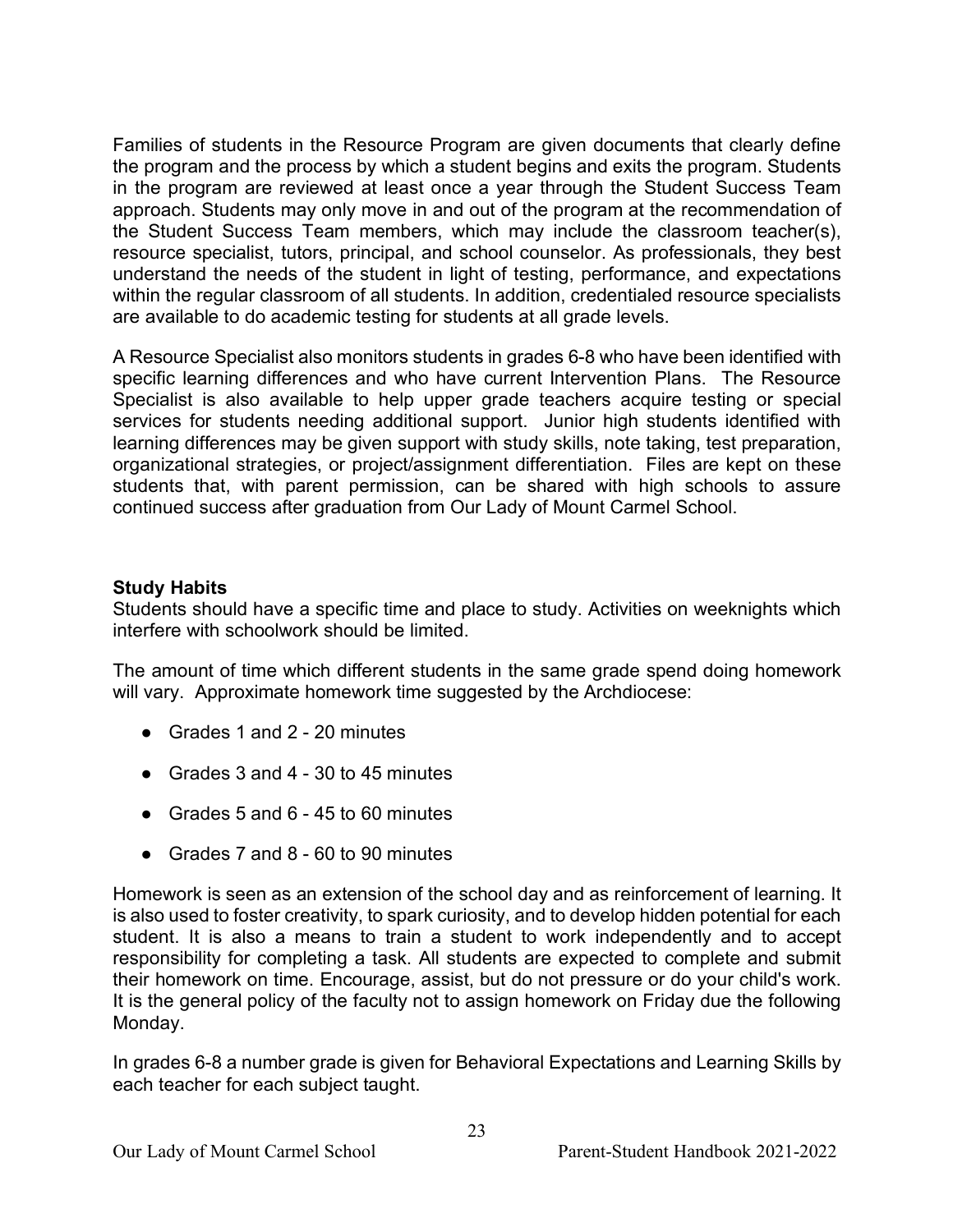Families of students in the Resource Program are given documents that clearly define the program and the process by which a student begins and exits the program. Students in the program are reviewed at least once a year through the Student Success Team approach. Students may only move in and out of the program at the recommendation of the Student Success Team members, which may include the classroom teacher(s), resource specialist, tutors, principal, and school counselor. As professionals, they best understand the needs of the student in light of testing, performance, and expectations within the regular classroom of all students. In addition, credentialed resource specialists are available to do academic testing for students at all grade levels.

A Resource Specialist also monitors students in grades 6-8 who have been identified with specific learning differences and who have current Intervention Plans. The Resource Specialist is also available to help upper grade teachers acquire testing or special services for students needing additional support. Junior high students identified with learning differences may be given support with study skills, note taking, test preparation, organizational strategies, or project/assignment differentiation. Files are kept on these students that, with parent permission, can be shared with high schools to assure continued success after graduation from Our Lady of Mount Carmel School.

**Study Habits**

Students should have a specific time and place to study. Activities on weeknights which interfere with schoolwork should be limited.

The amount of time which different students in the same grade spend doing homework will vary. Approximate homework time suggested by the Archdiocese:

- Grades 1 and 2 - 20 minutes
- Grades 3 and 4 - 30 to 45 minutes
- Grades 5 and 6 - 45 to 60 minutes
- Grades 7 and 8 - 60 to 90 minutes

Homework is seen as an extension of the school day and as reinforcement of learning. It is also used to foster creativity, to spark curiosity, and to develop hidden potential for each student. It is also a means to train a student to work independently and to accept responsibility for completing a task. All students are expected to complete and submit their homework on time. Encourage, assist, but do not pressure or do your child's work. It is the general policy of the faculty not to assign homework on Friday due the following Monday.

In grades 6-8 a number grade is given for Behavioral Expectations and Learning Skills by each teacher for each subject taught.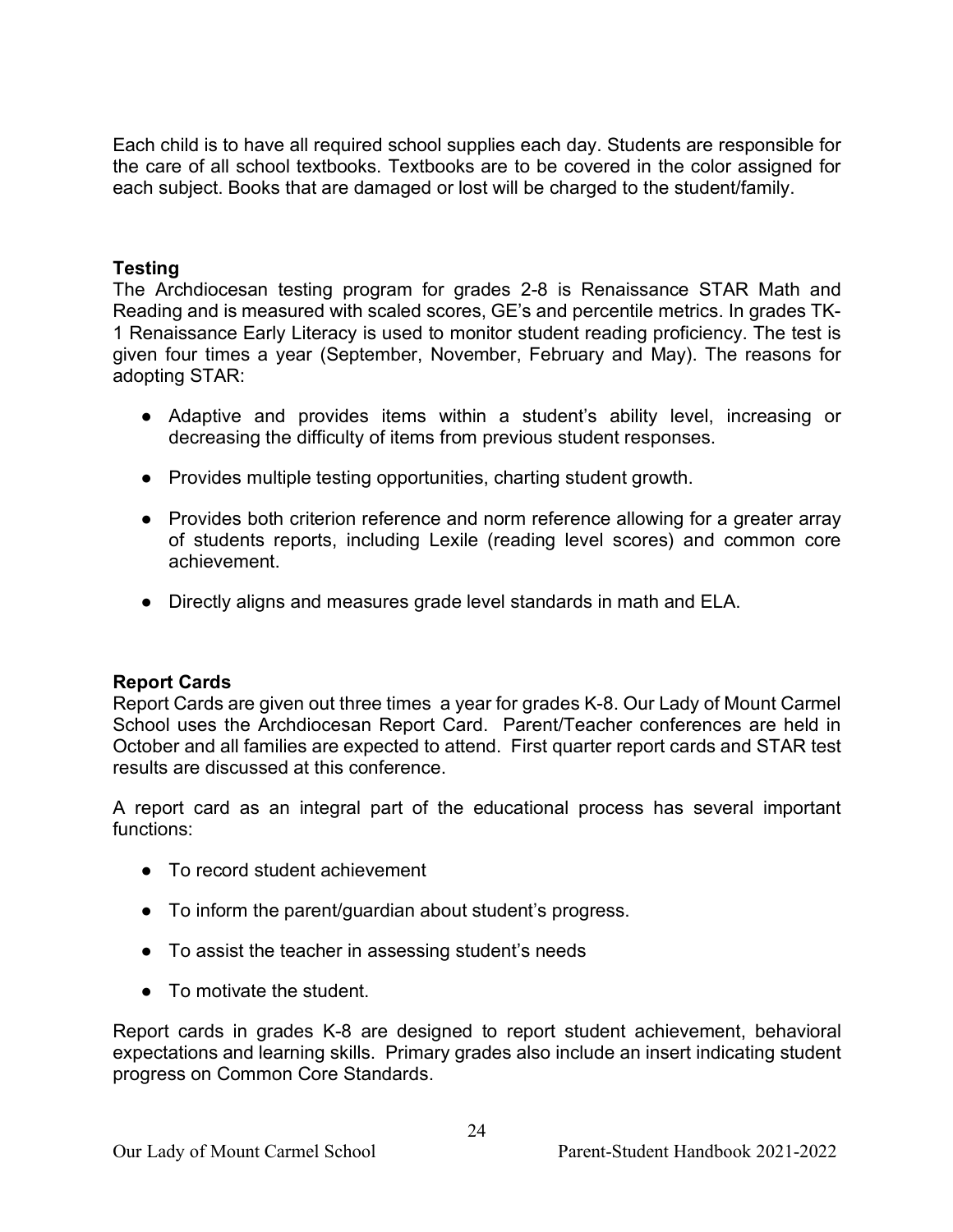Each child is to have all required school supplies each day. Students are responsible for the care of all school textbooks. Textbooks are to be covered in the color assigned for each subject. Books that are damaged or lost will be charged to the student/family.

**Testing**

The Archdiocesan testing program for grades 2-8 is Renaissance STAR Math and Reading and is measured with scaled scores, GE's and percentile metrics. In grades TK-1 Renaissance Early Literacy is used to monitor student reading proficiency. The test is given four times a year (September, November, February and May). The reasons for adopting STAR:

- Adaptive and provides items within a student's ability level, increasing or decreasing the difficulty of items from previous student responses.
- Provides multiple testing opportunities, charting student growth.
- Provides both criterion reference and norm reference allowing for a greater array of students reports, including Lexile (reading level scores) and common core achievement.
- Directly aligns and measures grade level standards in math and ELA.

**Report Cards**

Report Cards are given out three times a year for grades K-8. Our Lady of Mount Carmel School uses the Archdiocesan Report Card. Parent/Teacher conferences are held in October and all families are expected to attend. First quarter report cards and STAR test results are discussed at this conference.

A report card as an integral part of the educational process has several important functions:

- To record student achievement
- To inform the parent/guardian about student's progress.
- To assist the teacher in assessing student's needs
- To motivate the student.

Report cards in grades K-8 are designed to report student achievement, behavioral expectations and learning skills. Primary grades also include an insert indicating student progress on Common Core Standards.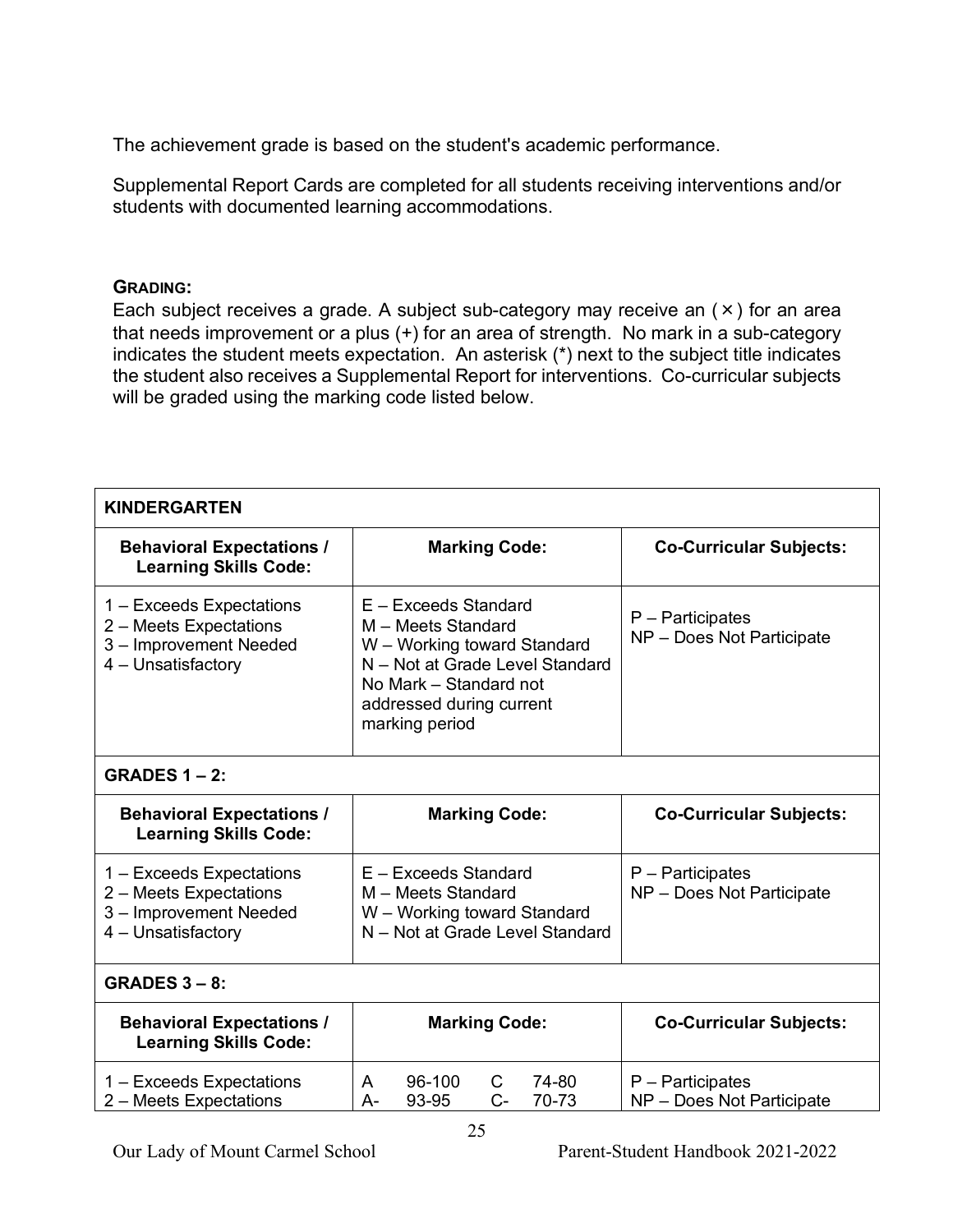The achievement grade is based on the student's academic performance.

Supplemental Report Cards are completed for all students receiving interventions and/or students with documented learning accommodations.

**GRADING:**

Each subject receives a grade. A subject sub-category may receive an ( × ) for an area that needs improvement or a plus (+) for an area of strength. No mark in a sub-category indicates the student meets expectation. An asterisk (*) next to the subject title indicates the student also receives a Supplemental Report for interventions. Co-curricular subjects will be graded using the marking code listed below.

| **KINDERGARTEN** | | |
|---|---|---|
| **Behavioral Expectations / Learning Skills Code:** | **Marking Code:** | **Co-Curricular Subjects:** |
| 1 – Exceeds Expectations<br>2 – Meets Expectations<br>3 – Improvement Needed<br>4 – Unsatisfactory | E – Exceeds Standard<br>M – Meets Standard<br>W – Working toward Standard<br>N – Not at Grade Level Standard<br>No Mark – Standard not addressed during current marking period | P – Participates<br>NP – Does Not Participate |
| **GRADES 1 – 2:** | | |
| **Behavioral Expectations / Learning Skills Code:** | **Marking Code:** | **Co-Curricular Subjects:** |
| 1 – Exceeds Expectations<br>2 – Meets Expectations<br>3 – Improvement Needed<br>4 – Unsatisfactory | E – Exceeds Standard<br>M – Meets Standard<br>W – Working toward Standard<br>N – Not at Grade Level Standard | P – Participates<br>NP – Does Not Participate |
| **GRADES 3 – 8:** | | |
| **Behavioral Expectations / Learning Skills Code:** | **Marking Code:** | **Co-Curricular Subjects:** |
| 1 – Exceeds Expectations<br>2 – Meets Expectations | A 96-100 C 74-80<br>A- 93-95 C- 70-73 | P – Participates<br>NP – Does Not Participate |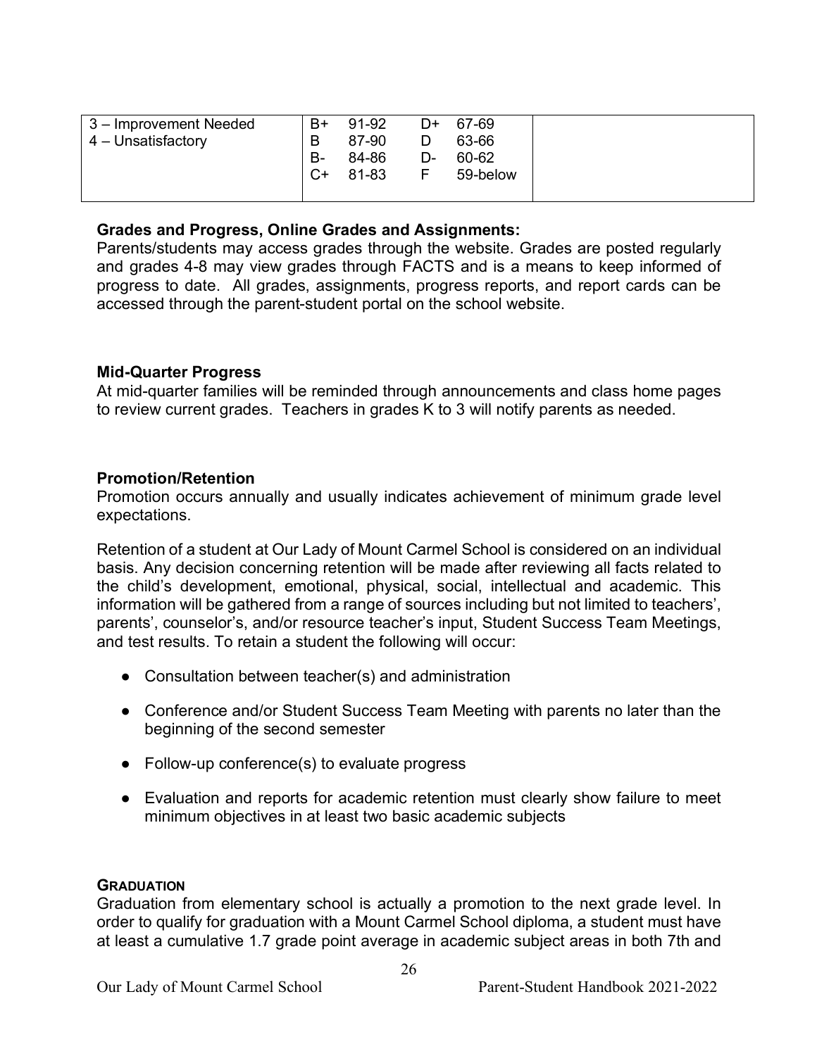| | | |
|---|---|---|
| 3 – Improvement Needed<br>4 – Unsatisfactory | B+ 91-92 D+ 67-69<br>B 87-90 D 63-66<br>B- 84-86 D- 60-62<br>C+ 81-83 F 59-below | |

**Grades and Progress, Online Grades and Assignments:**
Parents/students may access grades through the website. Grades are posted regularly and grades 4-8 may view grades through FACTS and is a means to keep informed of progress to date. All grades, assignments, progress reports, and report cards can be accessed through the parent-student portal on the school website.

**Mid-Quarter Progress**
At mid-quarter families will be reminded through announcements and class home pages to review current grades. Teachers in grades K to 3 will notify parents as needed.

**Promotion/Retention**
Promotion occurs annually and usually indicates achievement of minimum grade level expectations.

Retention of a student at Our Lady of Mount Carmel School is considered on an individual basis. Any decision concerning retention will be made after reviewing all facts related to the child's development, emotional, physical, social, intellectual and academic. This information will be gathered from a range of sources including but not limited to teachers', parents', counselor's, and/or resource teacher's input, Student Success Team Meetings, and test results. To retain a student the following will occur:

- Consultation between teacher(s) and administration
- Conference and/or Student Success Team Meeting with parents no later than the beginning of the second semester
- Follow-up conference(s) to evaluate progress
- Evaluation and reports for academic retention must clearly show failure to meet minimum objectives in at least two basic academic subjects

**GRADUATION**
Graduation from elementary school is actually a promotion to the next grade level. In order to qualify for graduation with a Mount Carmel School diploma, a student must have at least a cumulative 1.7 grade point average in academic subject areas in both 7th and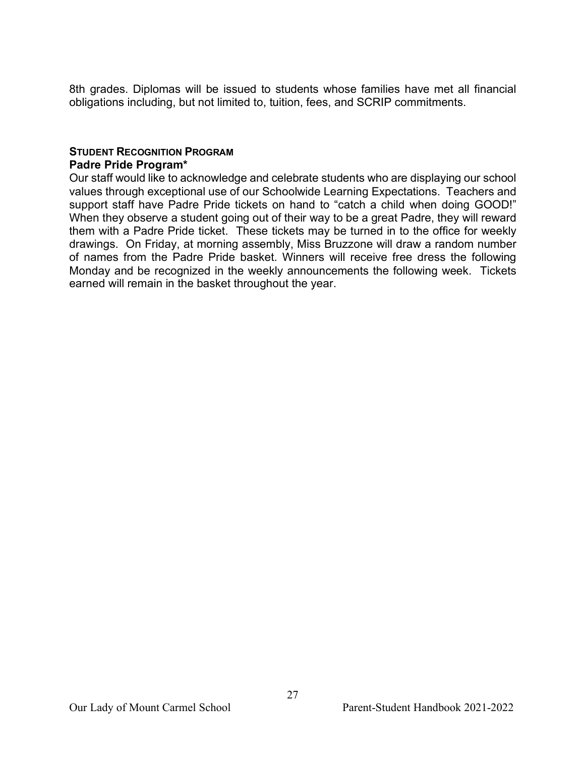8th grades. Diplomas will be issued to students whose families have met all financial obligations including, but not limited to, tuition, fees, and SCRIP commitments.

## STUDENT RECOGNITION PROGRAM

### Padre Pride Program*

Our staff would like to acknowledge and celebrate students who are displaying our school values through exceptional use of our Schoolwide Learning Expectations. Teachers and support staff have Padre Pride tickets on hand to "catch a child when doing GOOD!" When they observe a student going out of their way to be a great Padre, they will reward them with a Padre Pride ticket. These tickets may be turned in to the office for weekly drawings. On Friday, at morning assembly, Miss Bruzzone will draw a random number of names from the Padre Pride basket. Winners will receive free dress the following Monday and be recognized in the weekly announcements the following week. Tickets earned will remain in the basket throughout the year.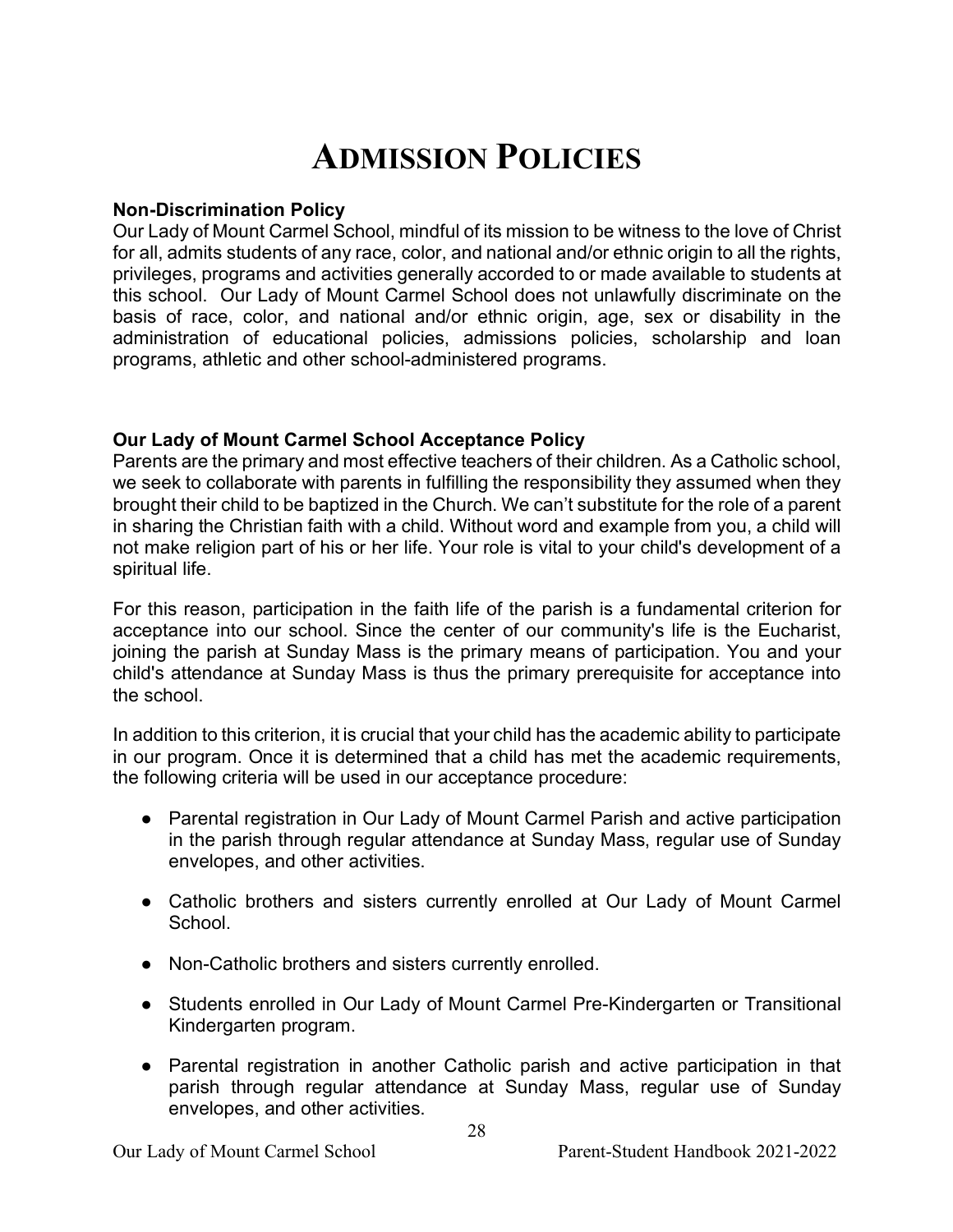# ADMISSION POLICIES

**Non-Discrimination Policy**

Our Lady of Mount Carmel School, mindful of its mission to be witness to the love of Christ for all, admits students of any race, color, and national and/or ethnic origin to all the rights, privileges, programs and activities generally accorded to or made available to students at this school. Our Lady of Mount Carmel School does not unlawfully discriminate on the basis of race, color, and national and/or ethnic origin, age, sex or disability in the administration of educational policies, admissions policies, scholarship and loan programs, athletic and other school-administered programs.

**Our Lady of Mount Carmel School Acceptance Policy**

Parents are the primary and most effective teachers of their children. As a Catholic school, we seek to collaborate with parents in fulfilling the responsibility they assumed when they brought their child to be baptized in the Church. We can't substitute for the role of a parent in sharing the Christian faith with a child. Without word and example from you, a child will not make religion part of his or her life. Your role is vital to your child's development of a spiritual life.

For this reason, participation in the faith life of the parish is a fundamental criterion for acceptance into our school. Since the center of our community's life is the Eucharist, joining the parish at Sunday Mass is the primary means of participation. You and your child's attendance at Sunday Mass is thus the primary prerequisite for acceptance into the school.

In addition to this criterion, it is crucial that your child has the academic ability to participate in our program. Once it is determined that a child has met the academic requirements, the following criteria will be used in our acceptance procedure:

- Parental registration in Our Lady of Mount Carmel Parish and active participation in the parish through regular attendance at Sunday Mass, regular use of Sunday envelopes, and other activities.
- Catholic brothers and sisters currently enrolled at Our Lady of Mount Carmel School.
- Non-Catholic brothers and sisters currently enrolled.
- Students enrolled in Our Lady of Mount Carmel Pre-Kindergarten or Transitional Kindergarten program.
- Parental registration in another Catholic parish and active participation in that parish through regular attendance at Sunday Mass, regular use of Sunday envelopes, and other activities.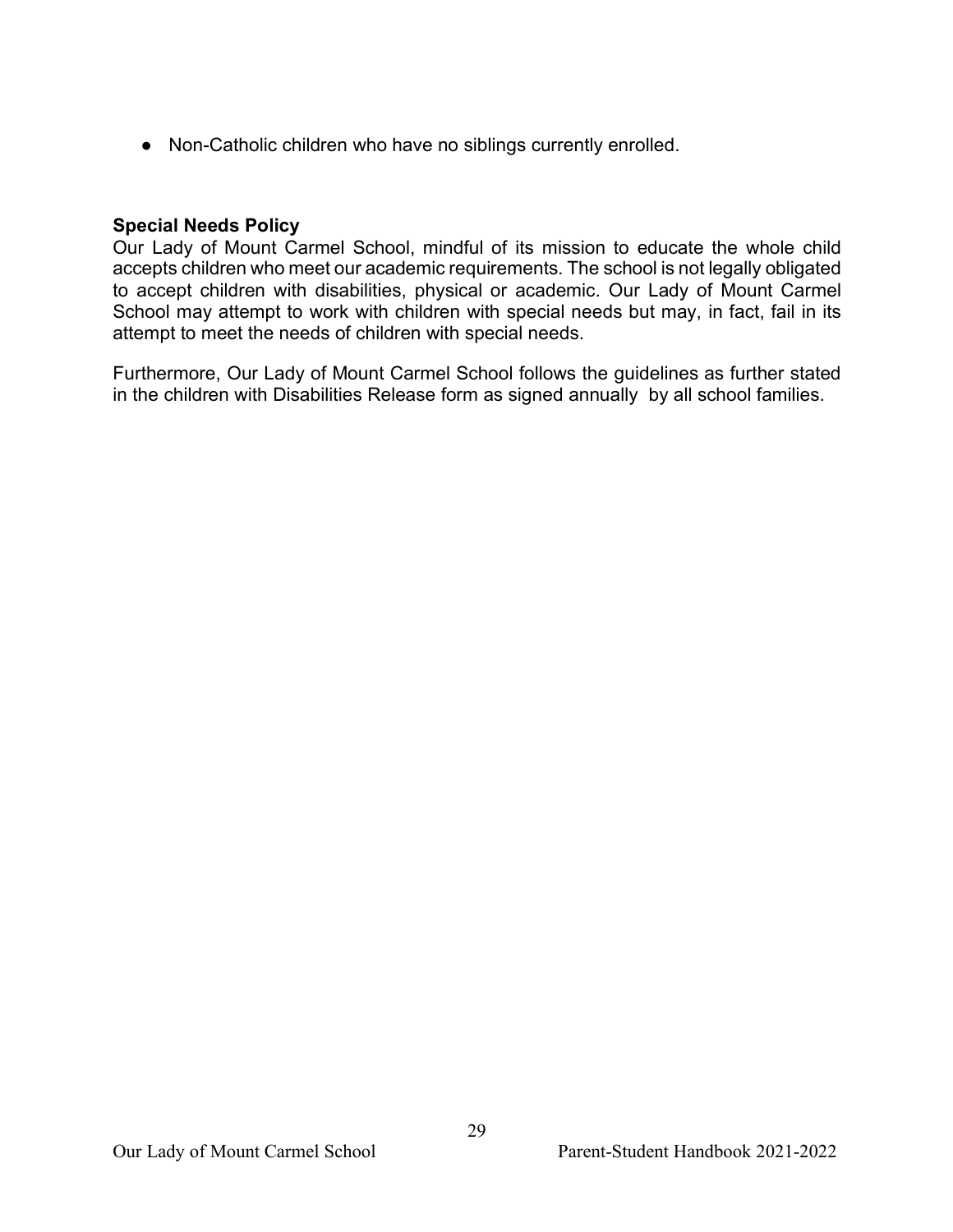- Non-Catholic children who have no siblings currently enrolled.

**Special Needs Policy**

Our Lady of Mount Carmel School, mindful of its mission to educate the whole child accepts children who meet our academic requirements. The school is not legally obligated to accept children with disabilities, physical or academic. Our Lady of Mount Carmel School may attempt to work with children with special needs but may, in fact, fail in its attempt to meet the needs of children with special needs.

Furthermore, Our Lady of Mount Carmel School follows the guidelines as further stated in the children with Disabilities Release form as signed annually by all school families.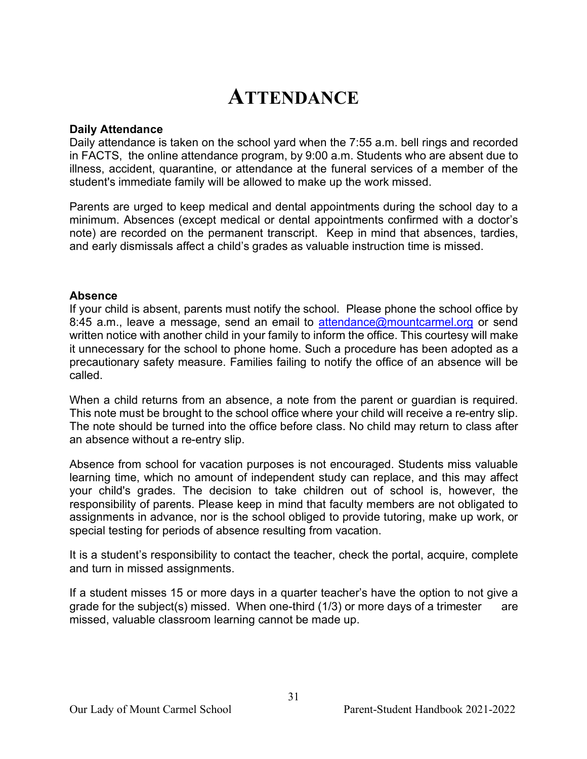# ATTENDANCE

**Daily Attendance**

Daily attendance is taken on the school yard when the 7:55 a.m. bell rings and recorded in FACTS, the online attendance program, by 9:00 a.m. Students who are absent due to illness, accident, quarantine, or attendance at the funeral services of a member of the student's immediate family will be allowed to make up the work missed.

Parents are urged to keep medical and dental appointments during the school day to a minimum. Absences (except medical or dental appointments confirmed with a doctor's note) are recorded on the permanent transcript. Keep in mind that absences, tardies, and early dismissals affect a child's grades as valuable instruction time is missed.

**Absence**

If your child is absent, parents must notify the school. Please phone the school office by 8:45 a.m., leave a message, send an email to attendance@mountcarmel.org or send written notice with another child in your family to inform the office. This courtesy will make it unnecessary for the school to phone home. Such a procedure has been adopted as a precautionary safety measure. Families failing to notify the office of an absence will be called.

When a child returns from an absence, a note from the parent or guardian is required. This note must be brought to the school office where your child will receive a re-entry slip. The note should be turned into the office before class. No child may return to class after an absence without a re-entry slip.

Absence from school for vacation purposes is not encouraged. Students miss valuable learning time, which no amount of independent study can replace, and this may affect your child's grades. The decision to take children out of school is, however, the responsibility of parents. Please keep in mind that faculty members are not obligated to assignments in advance, nor is the school obliged to provide tutoring, make up work, or special testing for periods of absence resulting from vacation.

It is a student's responsibility to contact the teacher, check the portal, acquire, complete and turn in missed assignments.

If a student misses 15 or more days in a quarter teacher's have the option to not give a grade for the subject(s) missed. When one-third (1/3) or more days of a trimester are missed, valuable classroom learning cannot be made up.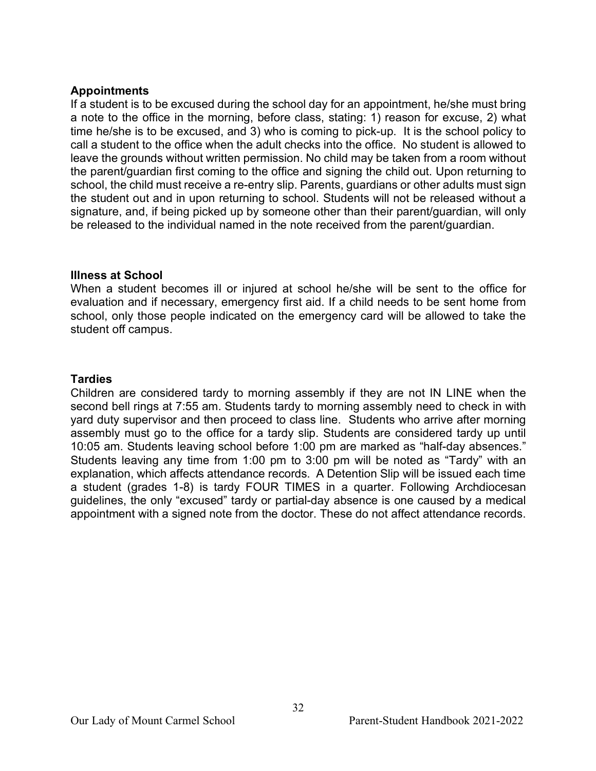## Appointments

If a student is to be excused during the school day for an appointment, he/she must bring a note to the office in the morning, before class, stating: 1) reason for excuse, 2) what time he/she is to be excused, and 3) who is coming to pick-up. It is the school policy to call a student to the office when the adult checks into the office. No student is allowed to leave the grounds without written permission. No child may be taken from a room without the parent/guardian first coming to the office and signing the child out. Upon returning to school, the child must receive a re-entry slip. Parents, guardians or other adults must sign the student out and in upon returning to school. Students will not be released without a signature, and, if being picked up by someone other than their parent/guardian, will only be released to the individual named in the note received from the parent/guardian.

## Illness at School

When a student becomes ill or injured at school he/she will be sent to the office for evaluation and if necessary, emergency first aid. If a child needs to be sent home from school, only those people indicated on the emergency card will be allowed to take the student off campus.

## Tardies

Children are considered tardy to morning assembly if they are not IN LINE when the second bell rings at 7:55 am. Students tardy to morning assembly need to check in with yard duty supervisor and then proceed to class line. Students who arrive after morning assembly must go to the office for a tardy slip. Students are considered tardy up until 10:05 am. Students leaving school before 1:00 pm are marked as "half-day absences." Students leaving any time from 1:00 pm to 3:00 pm will be noted as "Tardy" with an explanation, which affects attendance records. A Detention Slip will be issued each time a student (grades 1-8) is tardy FOUR TIMES in a quarter. Following Archdiocesan guidelines, the only "excused" tardy or partial-day absence is one caused by a medical appointment with a signed note from the doctor. These do not affect attendance records.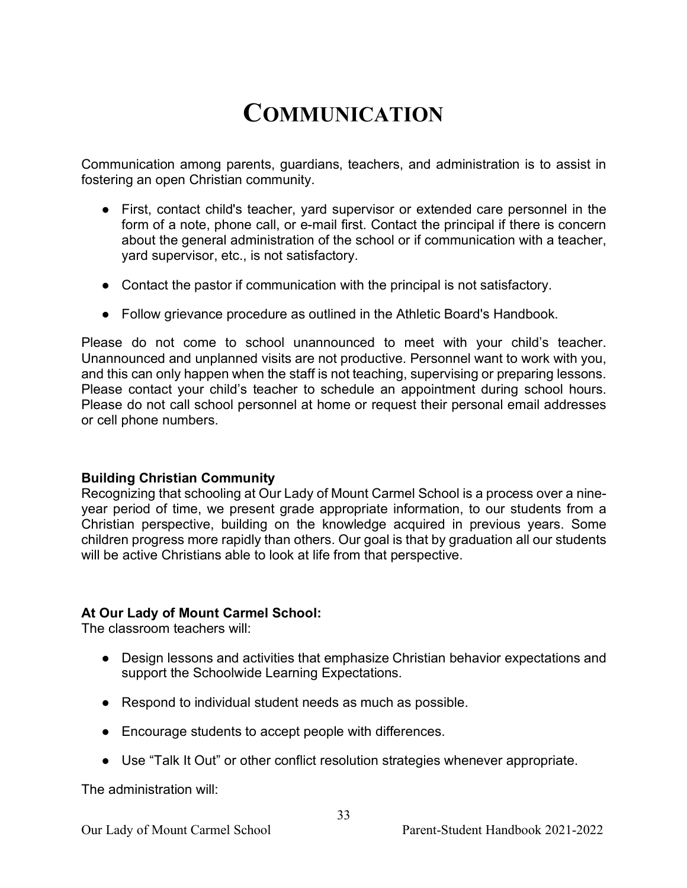# COMMUNICATION

Communication among parents, guardians, teachers, and administration is to assist in fostering an open Christian community.

- First, contact child's teacher, yard supervisor or extended care personnel in the form of a note, phone call, or e-mail first. Contact the principal if there is concern about the general administration of the school or if communication with a teacher, yard supervisor, etc., is not satisfactory.
- Contact the pastor if communication with the principal is not satisfactory.
- Follow grievance procedure as outlined in the Athletic Board's Handbook.

Please do not come to school unannounced to meet with your child's teacher. Unannounced and unplanned visits are not productive. Personnel want to work with you, and this can only happen when the staff is not teaching, supervising or preparing lessons. Please contact your child's teacher to schedule an appointment during school hours. Please do not call school personnel at home or request their personal email addresses or cell phone numbers.

**Building Christian Community**

Recognizing that schooling at Our Lady of Mount Carmel School is a process over a nine-year period of time, we present grade appropriate information, to our students from a Christian perspective, building on the knowledge acquired in previous years. Some children progress more rapidly than others. Our goal is that by graduation all our students will be active Christians able to look at life from that perspective.

**At Our Lady of Mount Carmel School:**

The classroom teachers will:

- Design lessons and activities that emphasize Christian behavior expectations and support the Schoolwide Learning Expectations.
- Respond to individual student needs as much as possible.
- Encourage students to accept people with differences.
- Use "Talk It Out" or other conflict resolution strategies whenever appropriate.

The administration will: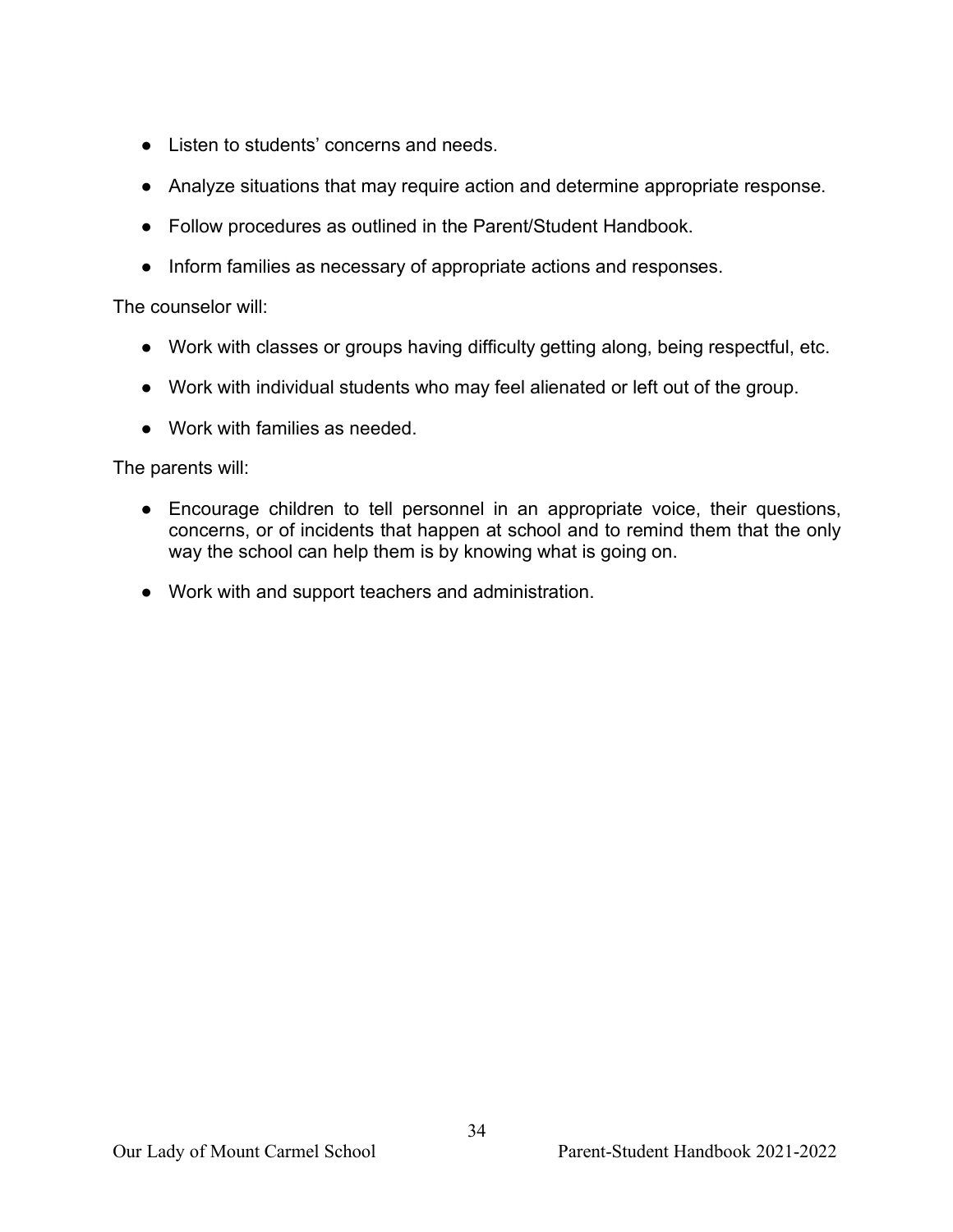- Listen to students' concerns and needs.
- Analyze situations that may require action and determine appropriate response.
- Follow procedures as outlined in the Parent/Student Handbook.
- Inform families as necessary of appropriate actions and responses.

The counselor will:

- Work with classes or groups having difficulty getting along, being respectful, etc.
- Work with individual students who may feel alienated or left out of the group.
- Work with families as needed.

The parents will:

- Encourage children to tell personnel in an appropriate voice, their questions, concerns, or of incidents that happen at school and to remind them that the only way the school can help them is by knowing what is going on.
- Work with and support teachers and administration.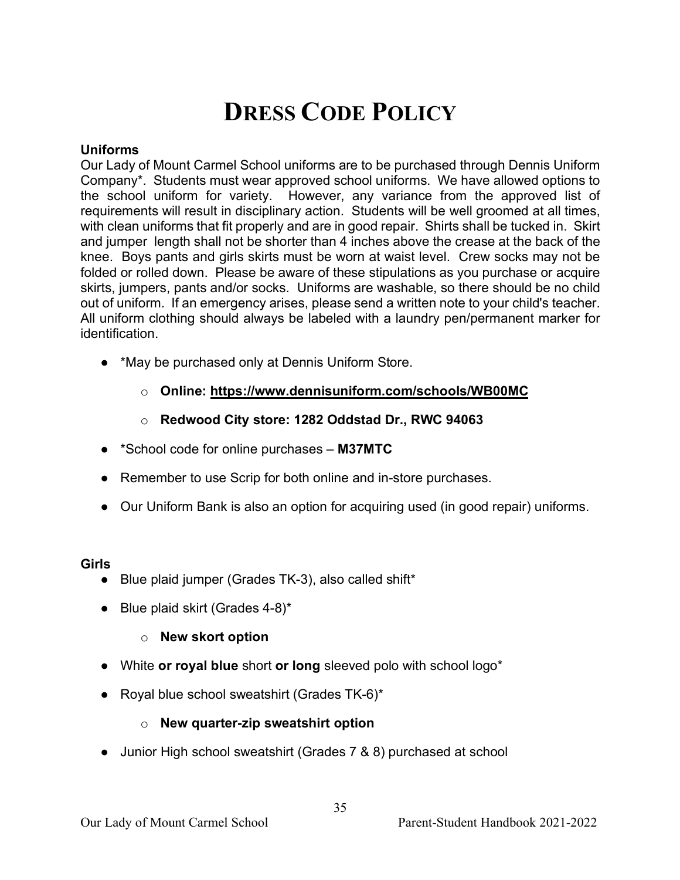# DRESS CODE POLICY

**Uniforms**

Our Lady of Mount Carmel School uniforms are to be purchased through Dennis Uniform Company*. Students must wear approved school uniforms. We have allowed options to the school uniform for variety. However, any variance from the approved list of requirements will result in disciplinary action. Students will be well groomed at all times, with clean uniforms that fit properly and are in good repair. Shirts shall be tucked in. Skirt and jumper length shall not be shorter than 4 inches above the crease at the back of the knee. Boys pants and girls skirts must be worn at waist level. Crew socks may not be folded or rolled down. Please be aware of these stipulations as you purchase or acquire skirts, jumpers, pants and/or socks. Uniforms are washable, so there should be no child out of uniform. If an emergency arises, please send a written note to your child's teacher. All uniform clothing should always be labeled with a laundry pen/permanent marker for identification.

- *May be purchased only at Dennis Uniform Store.
  - **Online: https://www.dennisuniform.com/schools/WB00MC**
  - **Redwood City store: 1282 Oddstad Dr., RWC 94063**
- *School code for online purchases – **M37MTC**
- Remember to use Scrip for both online and in-store purchases.
- Our Uniform Bank is also an option for acquiring used (in good repair) uniforms.

**Girls**

- Blue plaid jumper (Grades TK-3), also called shift*
- Blue plaid skirt (Grades 4-8)*
  - **New skort option**
- White **or royal blue** short **or long** sleeved polo with school logo*
- Royal blue school sweatshirt (Grades TK-6)*
  - **New quarter-zip sweatshirt option**
- Junior High school sweatshirt (Grades 7 & 8) purchased at school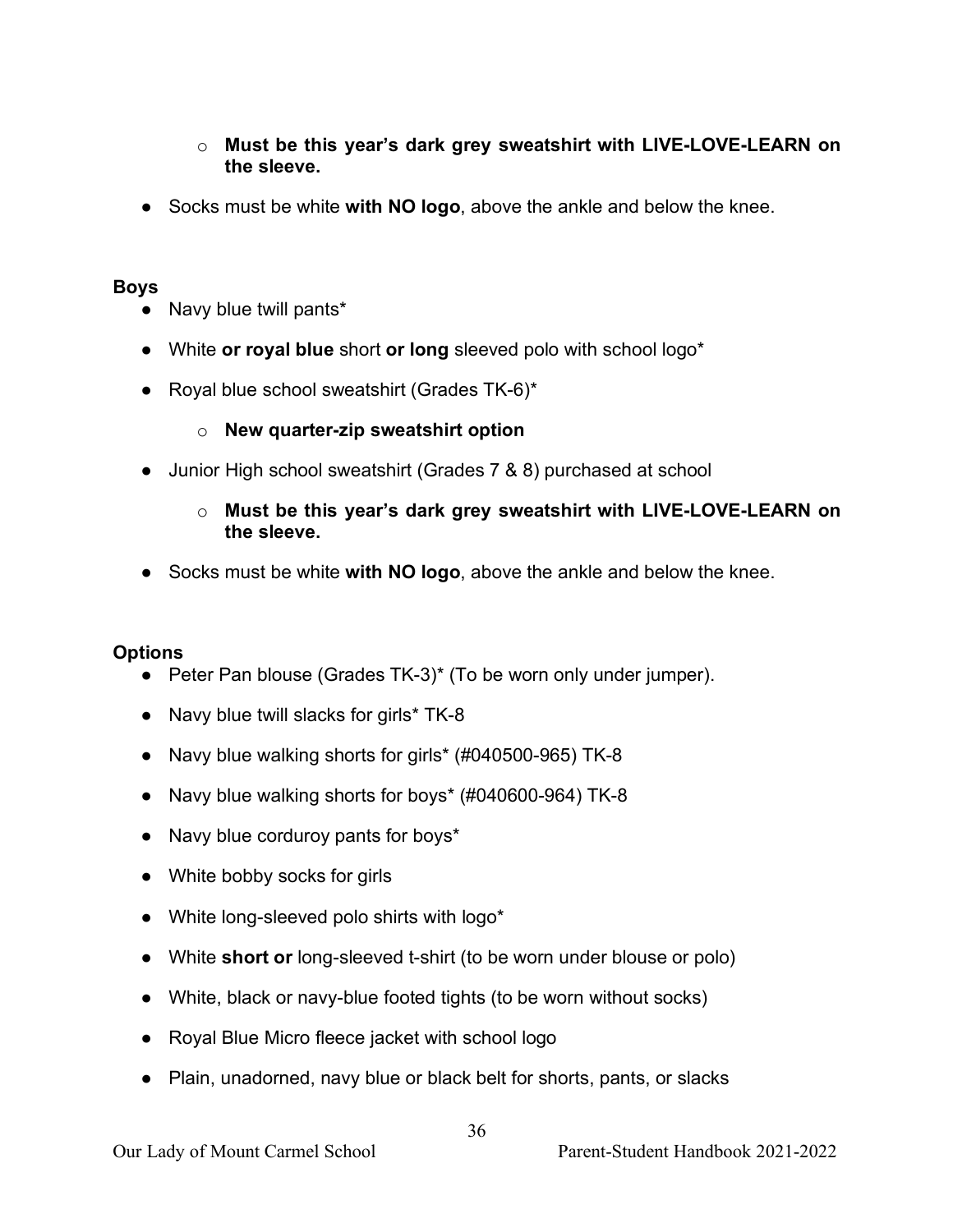- **Must be this year's dark grey sweatshirt with LIVE-LOVE-LEARN on the sleeve.**
- Socks must be white **with NO logo**, above the ankle and below the knee.

**Boys**

- Navy blue twill pants*
- White **or royal blue** short **or long** sleeved polo with school logo*
- Royal blue school sweatshirt (Grades TK-6)*
  - **New quarter-zip sweatshirt option**
- Junior High school sweatshirt (Grades 7 & 8) purchased at school
  - **Must be this year's dark grey sweatshirt with LIVE-LOVE-LEARN on the sleeve.**
- Socks must be white **with NO logo**, above the ankle and below the knee.

**Options**

- Peter Pan blouse (Grades TK-3)* (To be worn only under jumper).
- Navy blue twill slacks for girls* TK-8
- Navy blue walking shorts for girls* (#040500-965) TK-8
- Navy blue walking shorts for boys* (#040600-964) TK-8
- Navy blue corduroy pants for boys*
- White bobby socks for girls
- White long-sleeved polo shirts with logo*
- White **short or** long-sleeved t-shirt (to be worn under blouse or polo)
- White, black or navy-blue footed tights (to be worn without socks)
- Royal Blue Micro fleece jacket with school logo
- Plain, unadorned, navy blue or black belt for shorts, pants, or slacks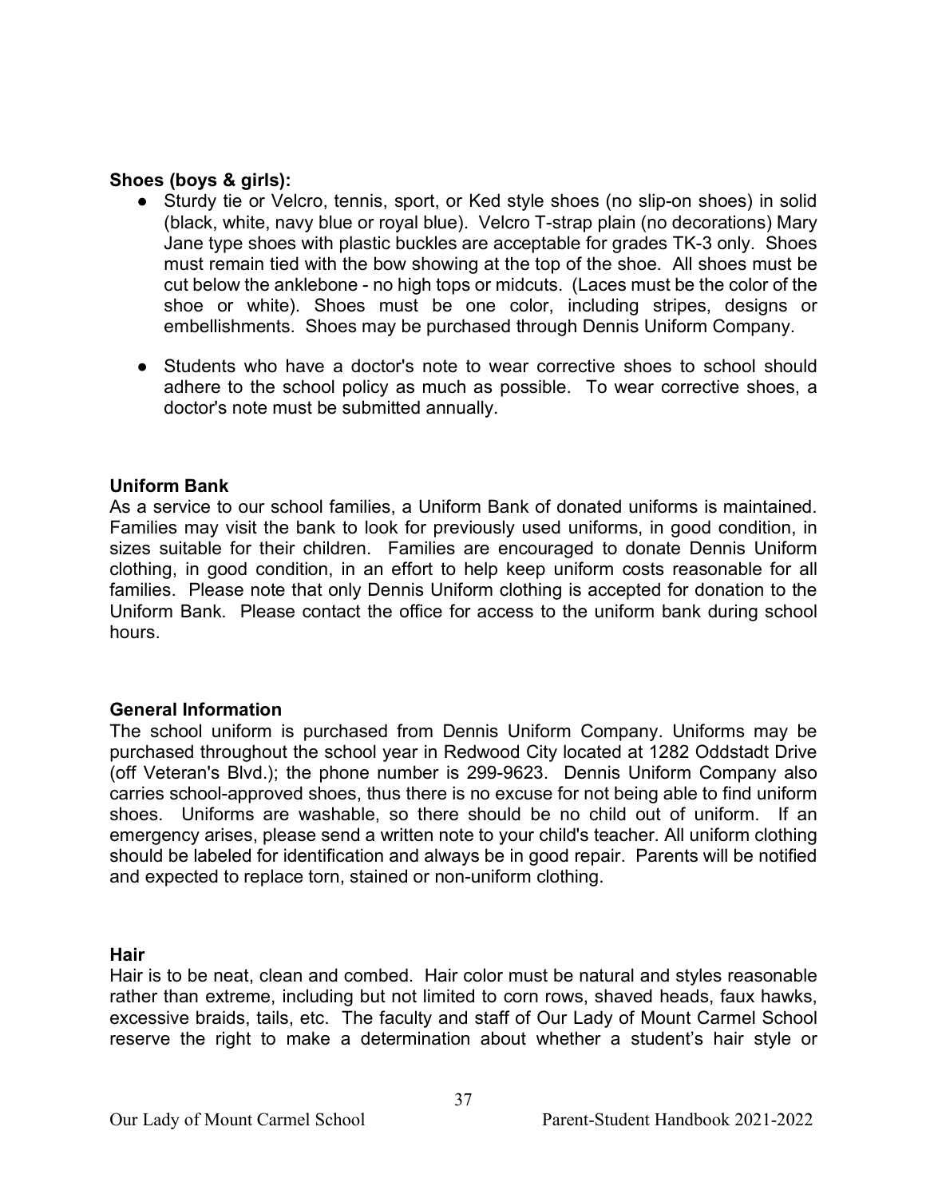**Shoes (boys & girls):**

- Sturdy tie or Velcro, tennis, sport, or Ked style shoes (no slip-on shoes) in solid (black, white, navy blue or royal blue). Velcro T-strap plain (no decorations) Mary Jane type shoes with plastic buckles are acceptable for grades TK-3 only. Shoes must remain tied with the bow showing at the top of the shoe. All shoes must be cut below the anklebone - no high tops or midcuts. (Laces must be the color of the shoe or white). Shoes must be one color, including stripes, designs or embellishments. Shoes may be purchased through Dennis Uniform Company.

- Students who have a doctor's note to wear corrective shoes to school should adhere to the school policy as much as possible. To wear corrective shoes, a doctor's note must be submitted annually.

**Uniform Bank**

As a service to our school families, a Uniform Bank of donated uniforms is maintained. Families may visit the bank to look for previously used uniforms, in good condition, in sizes suitable for their children. Families are encouraged to donate Dennis Uniform clothing, in good condition, in an effort to help keep uniform costs reasonable for all families. Please note that only Dennis Uniform clothing is accepted for donation to the Uniform Bank. Please contact the office for access to the uniform bank during school hours.

**General Information**

The school uniform is purchased from Dennis Uniform Company. Uniforms may be purchased throughout the school year in Redwood City located at 1282 Oddstadt Drive (off Veteran's Blvd.); the phone number is 299-9623. Dennis Uniform Company also carries school-approved shoes, thus there is no excuse for not being able to find uniform shoes. Uniforms are washable, so there should be no child out of uniform. If an emergency arises, please send a written note to your child's teacher. All uniform clothing should be labeled for identification and always be in good repair. Parents will be notified and expected to replace torn, stained or non-uniform clothing.

**Hair**

Hair is to be neat, clean and combed. Hair color must be natural and styles reasonable rather than extreme, including but not limited to corn rows, shaved heads, faux hawks, excessive braids, tails, etc. The faculty and staff of Our Lady of Mount Carmel School reserve the right to make a determination about whether a student's hair style or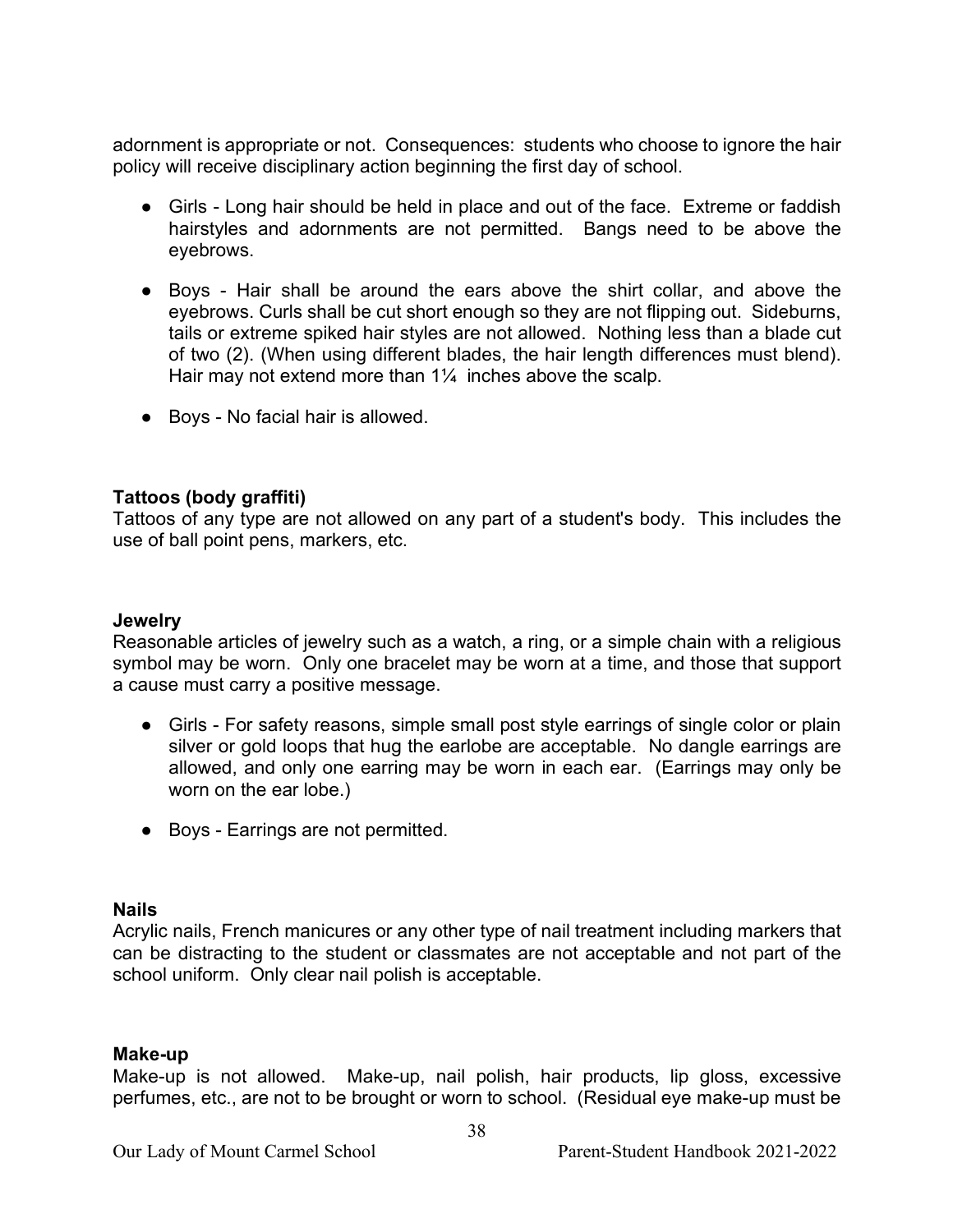adornment is appropriate or not. Consequences: students who choose to ignore the hair policy will receive disciplinary action beginning the first day of school.

- Girls - Long hair should be held in place and out of the face. Extreme or faddish hairstyles and adornments are not permitted. Bangs need to be above the eyebrows.

- Boys - Hair shall be around the ears above the shirt collar, and above the eyebrows. Curls shall be cut short enough so they are not flipping out. Sideburns, tails or extreme spiked hair styles are not allowed. Nothing less than a blade cut of two (2). (When using different blades, the hair length differences must blend). Hair may not extend more than 1¼ inches above the scalp.

- Boys - No facial hair is allowed.

**Tattoos (body graffiti)**

Tattoos of any type are not allowed on any part of a student's body. This includes the use of ball point pens, markers, etc.

**Jewelry**

Reasonable articles of jewelry such as a watch, a ring, or a simple chain with a religious symbol may be worn. Only one bracelet may be worn at a time, and those that support a cause must carry a positive message.

- Girls - For safety reasons, simple small post style earrings of single color or plain silver or gold loops that hug the earlobe are acceptable. No dangle earrings are allowed, and only one earring may be worn in each ear. (Earrings may only be worn on the ear lobe.)

- Boys - Earrings are not permitted.

**Nails**

Acrylic nails, French manicures or any other type of nail treatment including markers that can be distracting to the student or classmates are not acceptable and not part of the school uniform. Only clear nail polish is acceptable.

**Make-up**

Make-up is not allowed. Make-up, nail polish, hair products, lip gloss, excessive perfumes, etc., are not to be brought or worn to school. (Residual eye make-up must be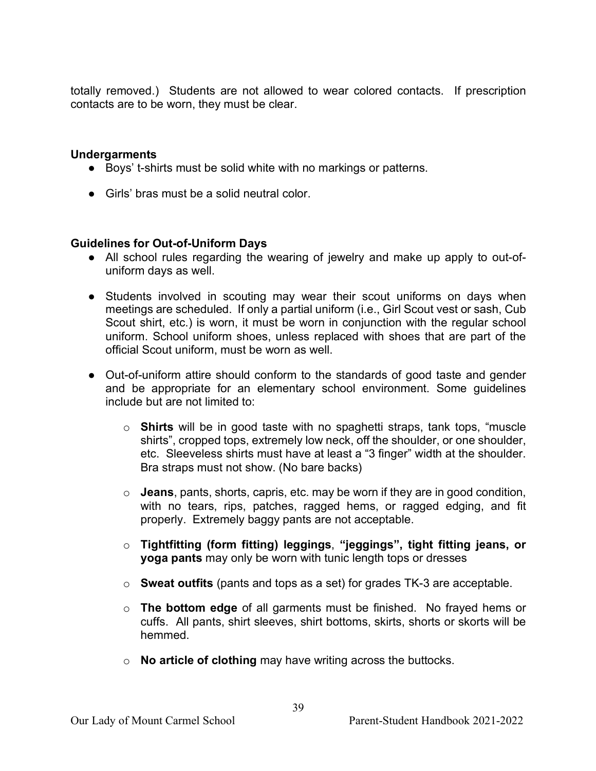totally removed.) Students are not allowed to wear colored contacts. If prescription contacts are to be worn, they must be clear.

**Undergarments**

- Boys' t-shirts must be solid white with no markings or patterns.
- Girls' bras must be a solid neutral color.

**Guidelines for Out-of-Uniform Days**

- All school rules regarding the wearing of jewelry and make up apply to out-of-uniform days as well.
- Students involved in scouting may wear their scout uniforms on days when meetings are scheduled. If only a partial uniform (i.e., Girl Scout vest or sash, Cub Scout shirt, etc.) is worn, it must be worn in conjunction with the regular school uniform. School uniform shoes, unless replaced with shoes that are part of the official Scout uniform, must be worn as well.
- Out-of-uniform attire should conform to the standards of good taste and gender and be appropriate for an elementary school environment. Some guidelines include but are not limited to:
  - **Shirts** will be in good taste with no spaghetti straps, tank tops, "muscle shirts", cropped tops, extremely low neck, off the shoulder, or one shoulder, etc. Sleeveless shirts must have at least a "3 finger" width at the shoulder. Bra straps must not show. (No bare backs)
  - **Jeans**, pants, shorts, capris, etc. may be worn if they are in good condition, with no tears, rips, patches, ragged hems, or ragged edging, and fit properly. Extremely baggy pants are not acceptable.
  - **Tightfitting (form fitting) leggings**, **"jeggings", tight fitting jeans, or yoga pants** may only be worn with tunic length tops or dresses
  - **Sweat outfits** (pants and tops as a set) for grades TK-3 are acceptable.
  - **The bottom edge** of all garments must be finished. No frayed hems or cuffs. All pants, shirt sleeves, shirt bottoms, skirts, shorts or skorts will be hemmed.
  - **No article of clothing** may have writing across the buttocks.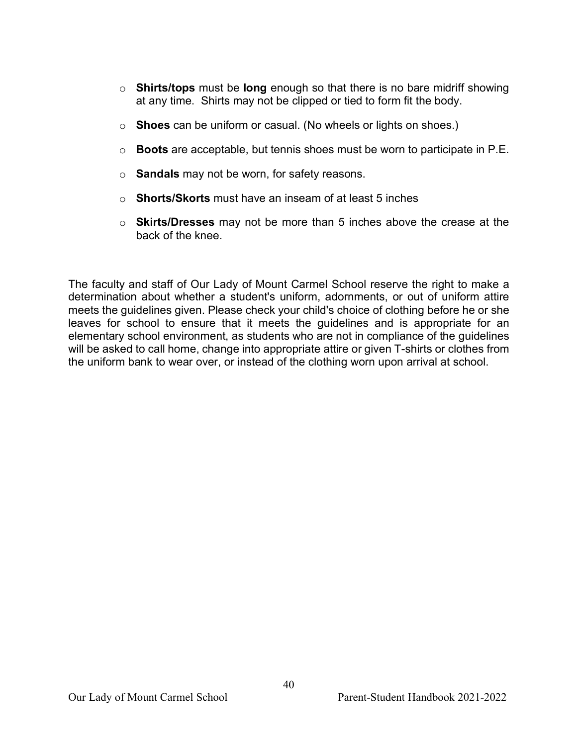- **Shirts/tops** must be **long** enough so that there is no bare midriff showing at any time. Shirts may not be clipped or tied to form fit the body.
- **Shoes** can be uniform or casual. (No wheels or lights on shoes.)
- **Boots** are acceptable, but tennis shoes must be worn to participate in P.E.
- **Sandals** may not be worn, for safety reasons.
- **Shorts/Skorts** must have an inseam of at least 5 inches
- **Skirts/Dresses** may not be more than 5 inches above the crease at the back of the knee.

The faculty and staff of Our Lady of Mount Carmel School reserve the right to make a determination about whether a student's uniform, adornments, or out of uniform attire meets the guidelines given. Please check your child's choice of clothing before he or she leaves for school to ensure that it meets the guidelines and is appropriate for an elementary school environment, as students who are not in compliance of the guidelines will be asked to call home, change into appropriate attire or given T-shirts or clothes from the uniform bank to wear over, or instead of the clothing worn upon arrival at school.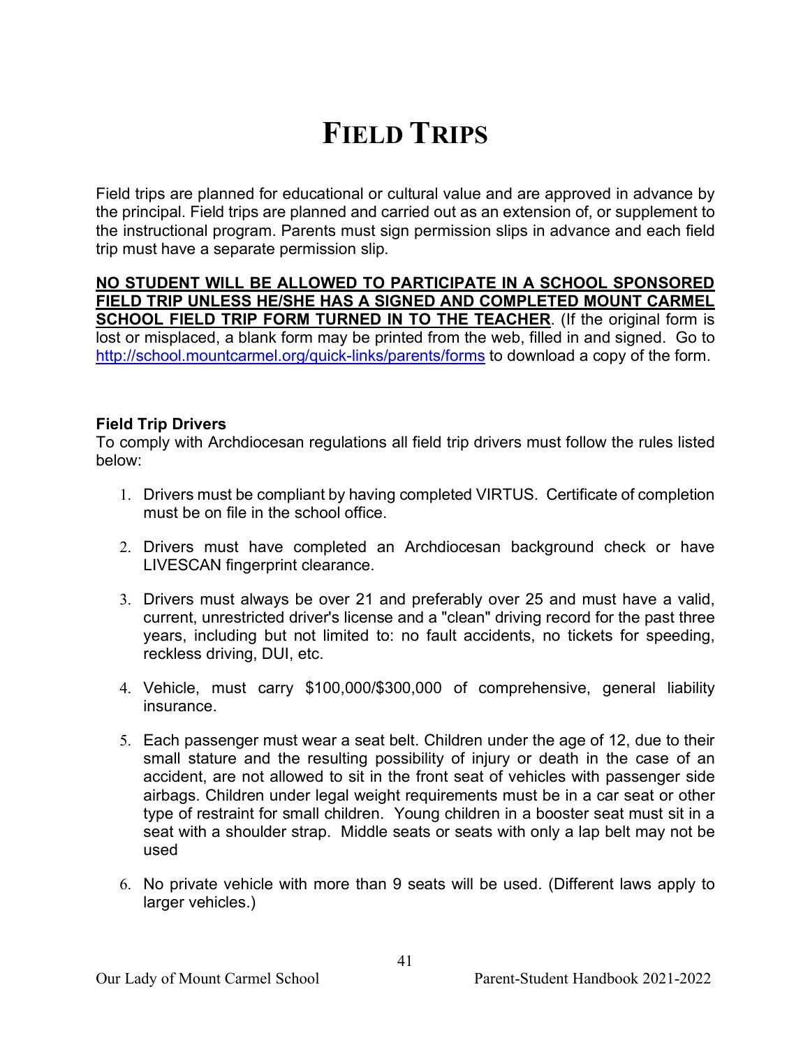# FIELD TRIPS

Field trips are planned for educational or cultural value and are approved in advance by the principal. Field trips are planned and carried out as an extension of, or supplement to the instructional program. Parents must sign permission slips in advance and each field trip must have a separate permission slip.

**NO STUDENT WILL BE ALLOWED TO PARTICIPATE IN A SCHOOL SPONSORED FIELD TRIP UNLESS HE/SHE HAS A SIGNED AND COMPLETED MOUNT CARMEL SCHOOL FIELD TRIP FORM TURNED IN TO THE TEACHER**. (If the original form is lost or misplaced, a blank form may be printed from the web, filled in and signed. Go to [http://school.mountcarmel.org/quick-links/parents/forms](http://school.mountcarmel.org/quick-links/parents/forms) to download a copy of the form.

**Field Trip Drivers**

To comply with Archdiocesan regulations all field trip drivers must follow the rules listed below:

1. Drivers must be compliant by having completed VIRTUS. Certificate of completion must be on file in the school office.

2. Drivers must have completed an Archdiocesan background check or have LIVESCAN fingerprint clearance.

3. Drivers must always be over 21 and preferably over 25 and must have a valid, current, unrestricted driver's license and a "clean" driving record for the past three years, including but not limited to: no fault accidents, no tickets for speeding, reckless driving, DUI, etc.

4. Vehicle, must carry $100,000/$300,000 of comprehensive, general liability insurance.

5. Each passenger must wear a seat belt. Children under the age of 12, due to their small stature and the resulting possibility of injury or death in the case of an accident, are not allowed to sit in the front seat of vehicles with passenger side airbags. Children under legal weight requirements must be in a car seat or other type of restraint for small children. Young children in a booster seat must sit in a seat with a shoulder strap. Middle seats or seats with only a lap belt may not be used

6. No private vehicle with more than 9 seats will be used. (Different laws apply to larger vehicles.)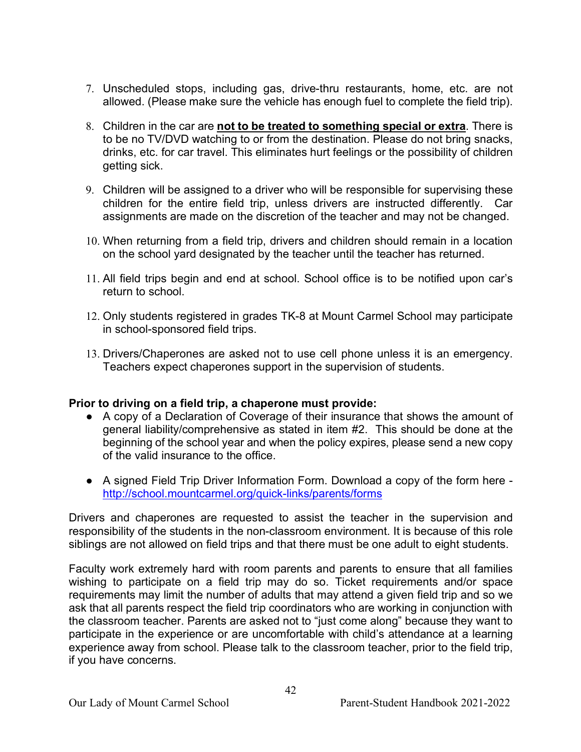7. Unscheduled stops, including gas, drive-thru restaurants, home, etc. are not allowed. (Please make sure the vehicle has enough fuel to complete the field trip).

8. Children in the car are **not to be treated to something special or extra**. There is to be no TV/DVD watching to or from the destination. Please do not bring snacks, drinks, etc. for car travel. This eliminates hurt feelings or the possibility of children getting sick.

9. Children will be assigned to a driver who will be responsible for supervising these children for the entire field trip, unless drivers are instructed differently. Car assignments are made on the discretion of the teacher and may not be changed.

10. When returning from a field trip, drivers and children should remain in a location on the school yard designated by the teacher until the teacher has returned.

11. All field trips begin and end at school. School office is to be notified upon car's return to school.

12. Only students registered in grades TK-8 at Mount Carmel School may participate in school-sponsored field trips.

13. Drivers/Chaperones are asked not to use cell phone unless it is an emergency. Teachers expect chaperones support in the supervision of students.

**Prior to driving on a field trip, a chaperone must provide:**

- A copy of a Declaration of Coverage of their insurance that shows the amount of general liability/comprehensive as stated in item #2. This should be done at the beginning of the school year and when the policy expires, please send a new copy of the valid insurance to the office.

- A signed Field Trip Driver Information Form. Download a copy of the form here - http://school.mountcarmel.org/quick-links/parents/forms

Drivers and chaperones are requested to assist the teacher in the supervision and responsibility of the students in the non-classroom environment. It is because of this role siblings are not allowed on field trips and that there must be one adult to eight students.

Faculty work extremely hard with room parents and parents to ensure that all families wishing to participate on a field trip may do so. Ticket requirements and/or space requirements may limit the number of adults that may attend a given field trip and so we ask that all parents respect the field trip coordinators who are working in conjunction with the classroom teacher. Parents are asked not to "just come along" because they want to participate in the experience or are uncomfortable with child's attendance at a learning experience away from school. Please talk to the classroom teacher, prior to the field trip, if you have concerns.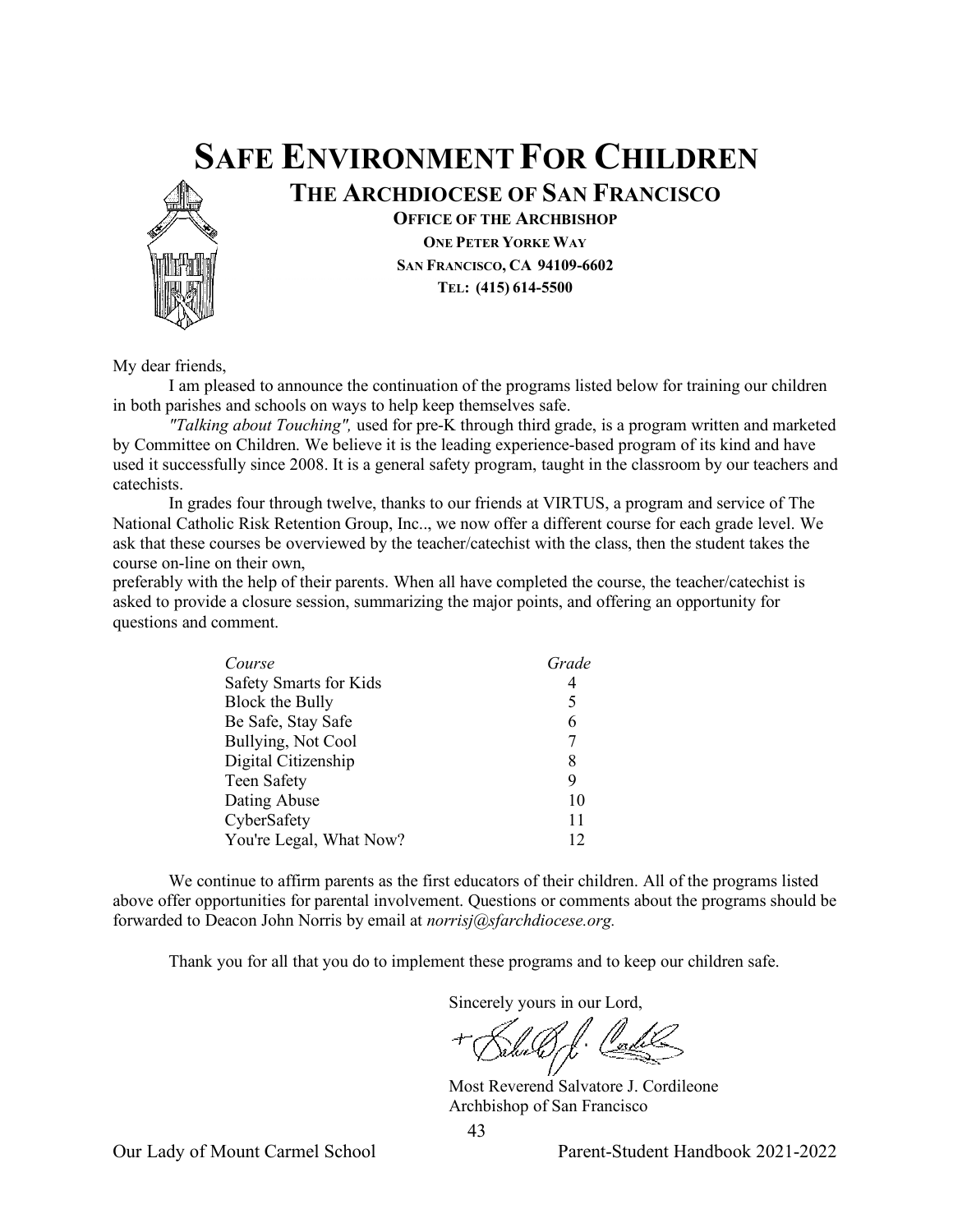# SAFE ENVIRONMENT FOR CHILDREN

## THE ARCHDIOCESE OF SAN FRANCISCO

**OFFICE OF THE ARCHBISHOP**
**ONE PETER YORKE WAY**
**SAN FRANCISCO, CA 94109-6602**
**TEL: (415) 614-5500**

My dear friends,

I am pleased to announce the continuation of the programs listed below for training our children in both parishes and schools on ways to help keep themselves safe.

*"Talking about Touching",* used for pre-K through third grade, is a program written and marketed by Committee on Children. We believe it is the leading experience-based program of its kind and have used it successfully since 2008. It is a general safety program, taught in the classroom by our teachers and catechists.

In grades four through twelve, thanks to our friends at VIRTUS, a program and service of The National Catholic Risk Retention Group, Inc.., we now offer a different course for each grade level. We ask that these courses be overviewed by the teacher/catechist with the class, then the student takes the course on-line on their own,

preferably with the help of their parents. When all have completed the course, the teacher/catechist is asked to provide a closure session, summarizing the major points, and offering an opportunity for questions and comment.

| *Course* | *Grade* |
|---|---|
| Safety Smarts for Kids | 4 |
| Block the Bully | 5 |
| Be Safe, Stay Safe | 6 |
| Bullying, Not Cool | 7 |
| Digital Citizenship | 8 |
| Teen Safety | 9 |
| Dating Abuse | 10 |
| CyberSafety | 11 |
| You're Legal, What Now? | 12 |

We continue to affirm parents as the first educators of their children. All of the programs listed above offer opportunities for parental involvement. Questions or comments about the programs should be forwarded to Deacon John Norris by email at *norrisj@sfarchdiocese.org.*

Thank you for all that you do to implement these programs and to keep our children safe.

Sincerely yours in our Lord,

Most Reverend Salvatore J. Cordileone
Archbishop of San Francisco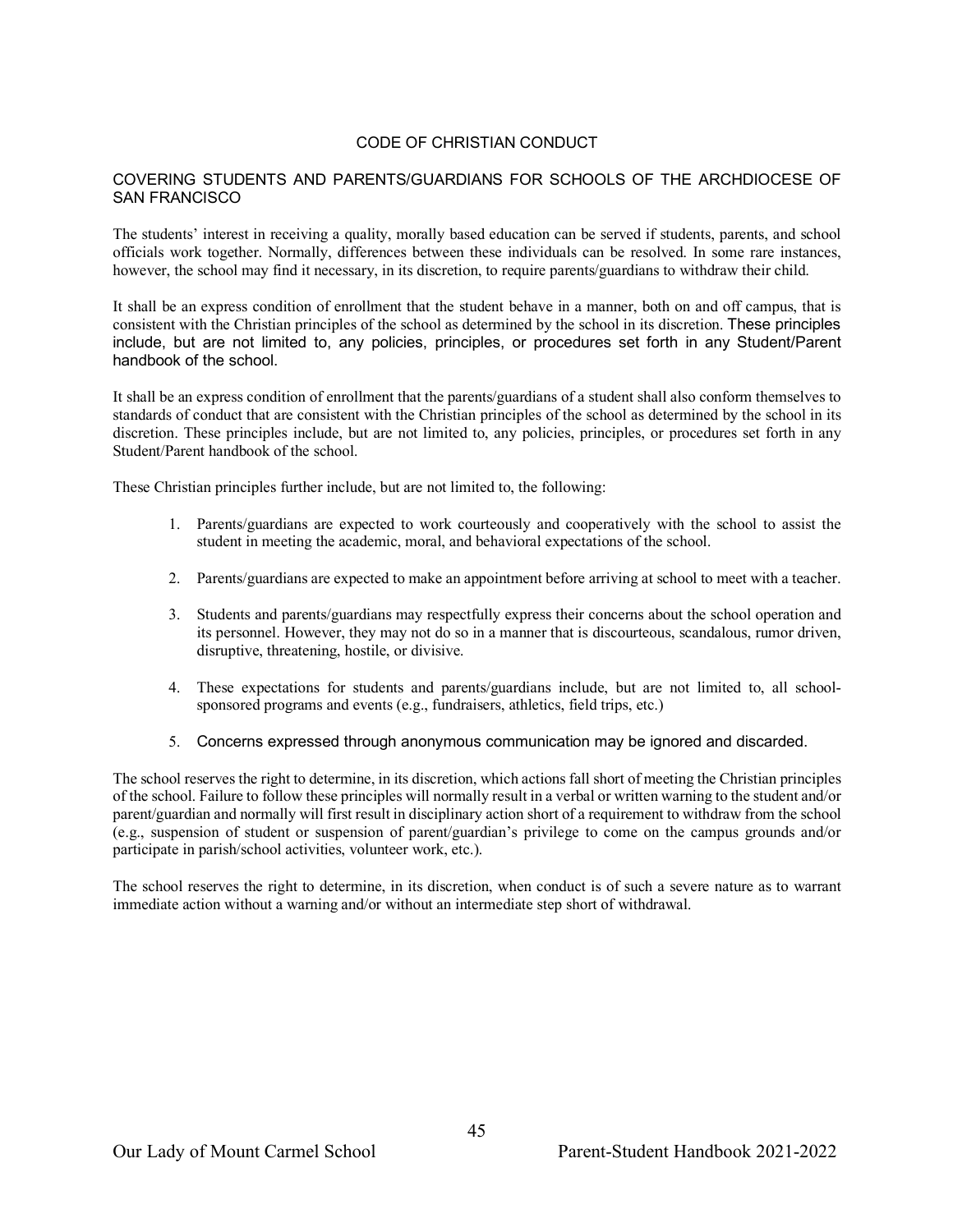## CODE OF CHRISTIAN CONDUCT

### COVERING STUDENTS AND PARENTS/GUARDIANS FOR SCHOOLS OF THE ARCHDIOCESE OF SAN FRANCISCO

The students' interest in receiving a quality, morally based education can be served if students, parents, and school officials work together. Normally, differences between these individuals can be resolved. In some rare instances, however, the school may find it necessary, in its discretion, to require parents/guardians to withdraw their child.

It shall be an express condition of enrollment that the student behave in a manner, both on and off campus, that is consistent with the Christian principles of the school as determined by the school in its discretion. These principles include, but are not limited to, any policies, principles, or procedures set forth in any Student/Parent handbook of the school.

It shall be an express condition of enrollment that the parents/guardians of a student shall also conform themselves to standards of conduct that are consistent with the Christian principles of the school as determined by the school in its discretion. These principles include, but are not limited to, any policies, principles, or procedures set forth in any Student/Parent handbook of the school.

These Christian principles further include, but are not limited to, the following:

1. Parents/guardians are expected to work courteously and cooperatively with the school to assist the student in meeting the academic, moral, and behavioral expectations of the school.
2. Parents/guardians are expected to make an appointment before arriving at school to meet with a teacher.
3. Students and parents/guardians may respectfully express their concerns about the school operation and its personnel. However, they may not do so in a manner that is discourteous, scandalous, rumor driven, disruptive, threatening, hostile, or divisive.
4. These expectations for students and parents/guardians include, but are not limited to, all school-sponsored programs and events (e.g., fundraisers, athletics, field trips, etc.)
5. Concerns expressed through anonymous communication may be ignored and discarded.

The school reserves the right to determine, in its discretion, which actions fall short of meeting the Christian principles of the school. Failure to follow these principles will normally result in a verbal or written warning to the student and/or parent/guardian and normally will first result in disciplinary action short of a requirement to withdraw from the school (e.g., suspension of student or suspension of parent/guardian's privilege to come on the campus grounds and/or participate in parish/school activities, volunteer work, etc.).

The school reserves the right to determine, in its discretion, when conduct is of such a severe nature as to warrant immediate action without a warning and/or without an intermediate step short of withdrawal.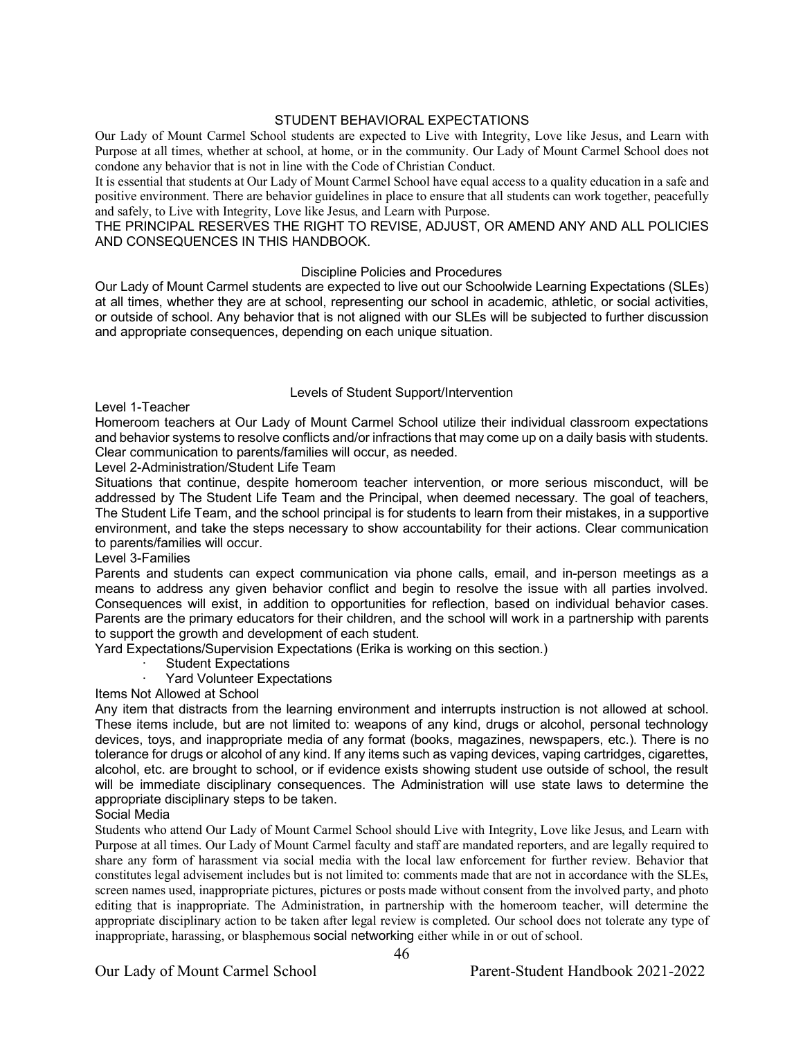## STUDENT BEHAVIORAL EXPECTATIONS

Our Lady of Mount Carmel School students are expected to Live with Integrity, Love like Jesus, and Learn with Purpose at all times, whether at school, at home, or in the community. Our Lady of Mount Carmel School does not condone any behavior that is not in line with the Code of Christian Conduct.

It is essential that students at Our Lady of Mount Carmel School have equal access to a quality education in a safe and positive environment. There are behavior guidelines in place to ensure that all students can work together, peacefully and safely, to Live with Integrity, Love like Jesus, and Learn with Purpose.

THE PRINCIPAL RESERVES THE RIGHT TO REVISE, ADJUST, OR AMEND ANY AND ALL POLICIES AND CONSEQUENCES IN THIS HANDBOOK.

### Discipline Policies and Procedures

Our Lady of Mount Carmel students are expected to live out our Schoolwide Learning Expectations (SLEs) at all times, whether they are at school, representing our school in academic, athletic, or social activities, or outside of school. Any behavior that is not aligned with our SLEs will be subjected to further discussion and appropriate consequences, depending on each unique situation.

### Levels of Student Support/Intervention

Level 1-Teacher

Homeroom teachers at Our Lady of Mount Carmel School utilize their individual classroom expectations and behavior systems to resolve conflicts and/or infractions that may come up on a daily basis with students. Clear communication to parents/families will occur, as needed.

Level 2-Administration/Student Life Team

Situations that continue, despite homeroom teacher intervention, or more serious misconduct, will be addressed by The Student Life Team and the Principal, when deemed necessary. The goal of teachers, The Student Life Team, and the school principal is for students to learn from their mistakes, in a supportive environment, and take the steps necessary to show accountability for their actions. Clear communication to parents/families will occur.

Level 3-Families

Parents and students can expect communication via phone calls, email, and in-person meetings as a means to address any given behavior conflict and begin to resolve the issue with all parties involved. Consequences will exist, in addition to opportunities for reflection, based on individual behavior cases. Parents are the primary educators for their children, and the school will work in a partnership with parents to support the growth and development of each student.

Yard Expectations/Supervision Expectations (Erika is working on this section.)

- Student Expectations
- Yard Volunteer Expectations

Items Not Allowed at School

Any item that distracts from the learning environment and interrupts instruction is not allowed at school. These items include, but are not limited to: weapons of any kind, drugs or alcohol, personal technology devices, toys, and inappropriate media of any format (books, magazines, newspapers, etc.). There is no tolerance for drugs or alcohol of any kind. If any items such as vaping devices, vaping cartridges, cigarettes, alcohol, etc. are brought to school, or if evidence exists showing student use outside of school, the result will be immediate disciplinary consequences. The Administration will use state laws to determine the appropriate disciplinary steps to be taken.

Social Media

Students who attend Our Lady of Mount Carmel School should Live with Integrity, Love like Jesus, and Learn with Purpose at all times. Our Lady of Mount Carmel faculty and staff are mandated reporters, and are legally required to share any form of harassment via social media with the local law enforcement for further review. Behavior that constitutes legal advisement includes but is not limited to: comments made that are not in accordance with the SLEs, screen names used, inappropriate pictures, pictures or posts made without consent from the involved party, and photo editing that is inappropriate. The Administration, in partnership with the homeroom teacher, will determine the appropriate disciplinary action to be taken after legal review is completed. Our school does not tolerate any type of inappropriate, harassing, or blasphemous social networking either while in or out of school.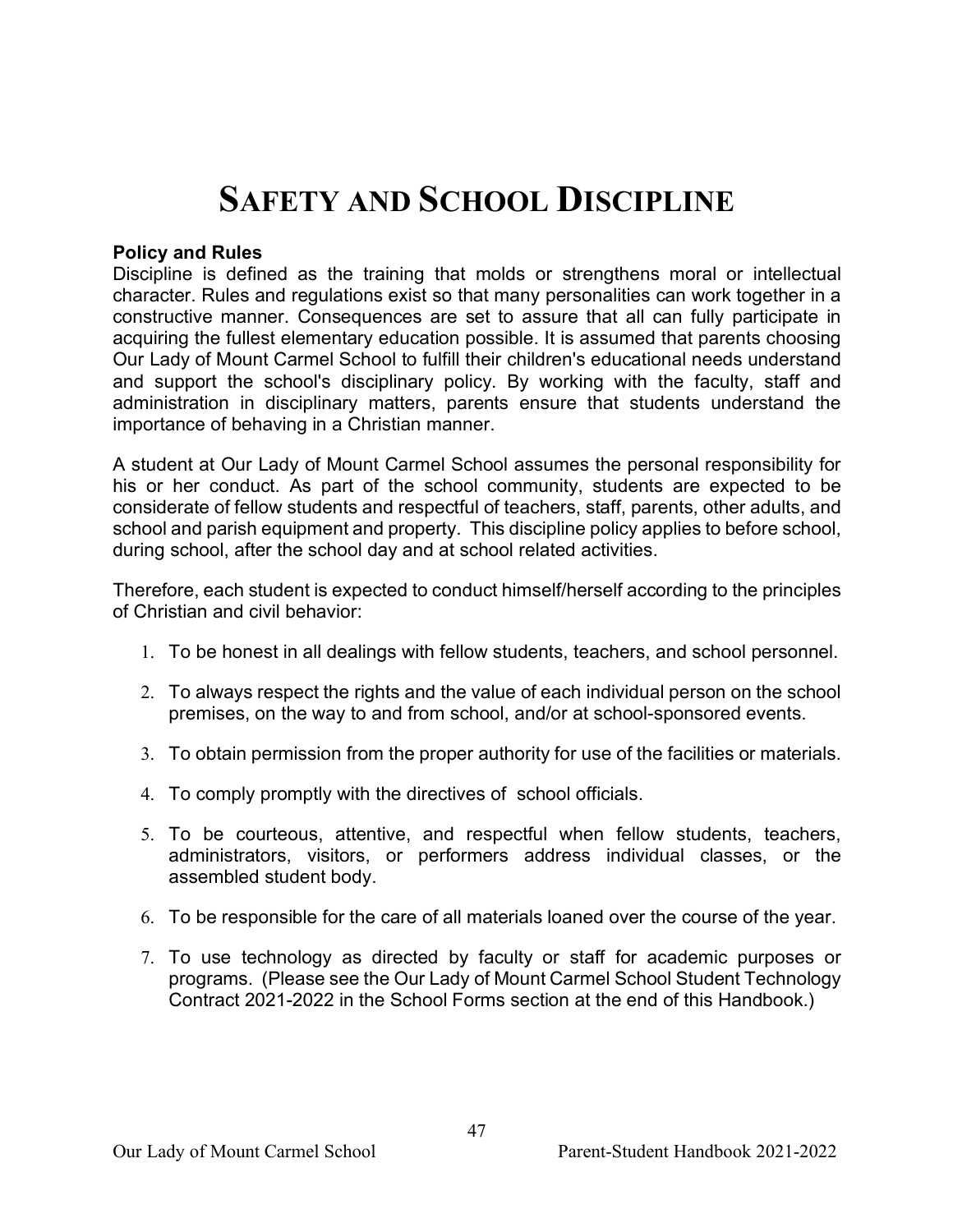# SAFETY AND SCHOOL DISCIPLINE

**Policy and Rules**

Discipline is defined as the training that molds or strengthens moral or intellectual character. Rules and regulations exist so that many personalities can work together in a constructive manner. Consequences are set to assure that all can fully participate in acquiring the fullest elementary education possible. It is assumed that parents choosing Our Lady of Mount Carmel School to fulfill their children's educational needs understand and support the school's disciplinary policy. By working with the faculty, staff and administration in disciplinary matters, parents ensure that students understand the importance of behaving in a Christian manner.

A student at Our Lady of Mount Carmel School assumes the personal responsibility for his or her conduct. As part of the school community, students are expected to be considerate of fellow students and respectful of teachers, staff, parents, other adults, and school and parish equipment and property. This discipline policy applies to before school, during school, after the school day and at school related activities.

Therefore, each student is expected to conduct himself/herself according to the principles of Christian and civil behavior:

1. To be honest in all dealings with fellow students, teachers, and school personnel.
2. To always respect the rights and the value of each individual person on the school premises, on the way to and from school, and/or at school-sponsored events.
3. To obtain permission from the proper authority for use of the facilities or materials.
4. To comply promptly with the directives of school officials.
5. To be courteous, attentive, and respectful when fellow students, teachers, administrators, visitors, or performers address individual classes, or the assembled student body.
6. To be responsible for the care of all materials loaned over the course of the year.
7. To use technology as directed by faculty or staff for academic purposes or programs. (Please see the Our Lady of Mount Carmel School Student Technology Contract 2021-2022 in the School Forms section at the end of this Handbook.)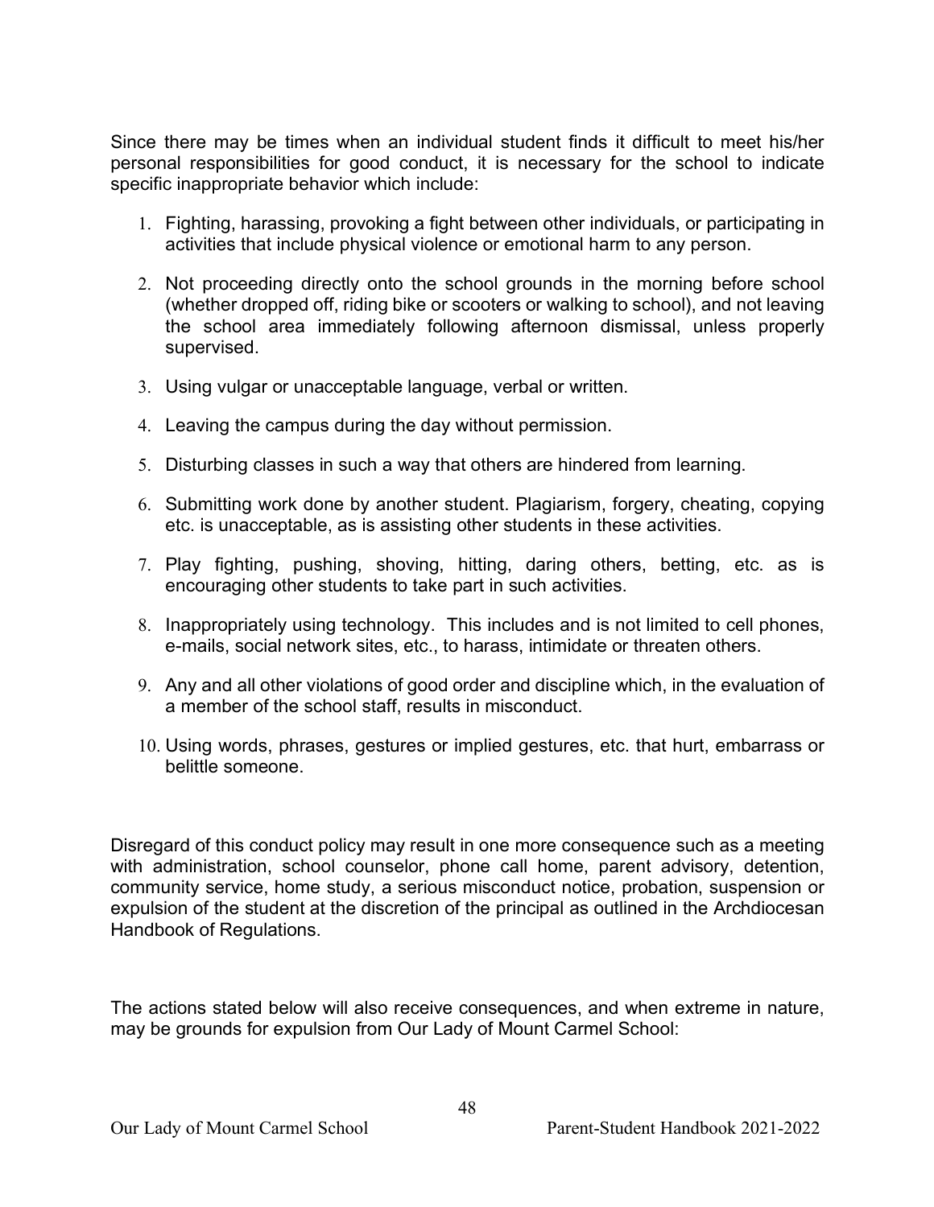Since there may be times when an individual student finds it difficult to meet his/her personal responsibilities for good conduct, it is necessary for the school to indicate specific inappropriate behavior which include:

1. Fighting, harassing, provoking a fight between other individuals, or participating in activities that include physical violence or emotional harm to any person.

2. Not proceeding directly onto the school grounds in the morning before school (whether dropped off, riding bike or scooters or walking to school), and not leaving the school area immediately following afternoon dismissal, unless properly supervised.

3. Using vulgar or unacceptable language, verbal or written.

4. Leaving the campus during the day without permission.

5. Disturbing classes in such a way that others are hindered from learning.

6. Submitting work done by another student. Plagiarism, forgery, cheating, copying etc. is unacceptable, as is assisting other students in these activities.

7. Play fighting, pushing, shoving, hitting, daring others, betting, etc. as is encouraging other students to take part in such activities.

8. Inappropriately using technology. This includes and is not limited to cell phones, e-mails, social network sites, etc., to harass, intimidate or threaten others.

9. Any and all other violations of good order and discipline which, in the evaluation of a member of the school staff, results in misconduct.

10. Using words, phrases, gestures or implied gestures, etc. that hurt, embarrass or belittle someone.

Disregard of this conduct policy may result in one more consequence such as a meeting with administration, school counselor, phone call home, parent advisory, detention, community service, home study, a serious misconduct notice, probation, suspension or expulsion of the student at the discretion of the principal as outlined in the Archdiocesan Handbook of Regulations.

The actions stated below will also receive consequences, and when extreme in nature, may be grounds for expulsion from Our Lady of Mount Carmel School: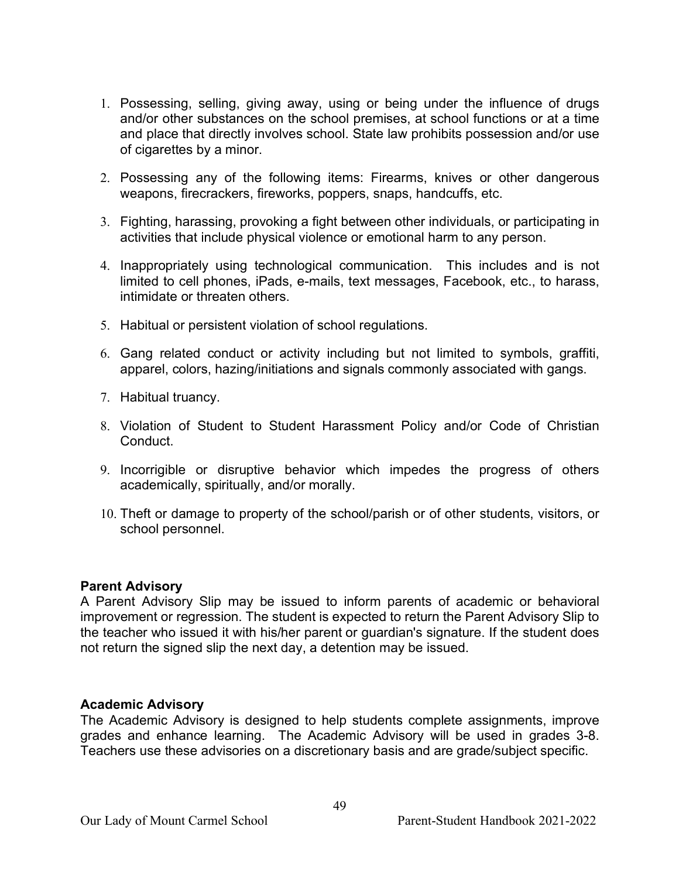1. Possessing, selling, giving away, using or being under the influence of drugs and/or other substances on the school premises, at school functions or at a time and place that directly involves school. State law prohibits possession and/or use of cigarettes by a minor.

2. Possessing any of the following items: Firearms, knives or other dangerous weapons, firecrackers, fireworks, poppers, snaps, handcuffs, etc.

3. Fighting, harassing, provoking a fight between other individuals, or participating in activities that include physical violence or emotional harm to any person.

4. Inappropriately using technological communication. This includes and is not limited to cell phones, iPads, e-mails, text messages, Facebook, etc., to harass, intimidate or threaten others.

5. Habitual or persistent violation of school regulations.

6. Gang related conduct or activity including but not limited to symbols, graffiti, apparel, colors, hazing/initiations and signals commonly associated with gangs.

7. Habitual truancy.

8. Violation of Student to Student Harassment Policy and/or Code of Christian Conduct.

9. Incorrigible or disruptive behavior which impedes the progress of others academically, spiritually, and/or morally.

10. Theft or damage to property of the school/parish or of other students, visitors, or school personnel.

**Parent Advisory**

A Parent Advisory Slip may be issued to inform parents of academic or behavioral improvement or regression. The student is expected to return the Parent Advisory Slip to the teacher who issued it with his/her parent or guardian's signature. If the student does not return the signed slip the next day, a detention may be issued.

**Academic Advisory**

The Academic Advisory is designed to help students complete assignments, improve grades and enhance learning. The Academic Advisory will be used in grades 3-8. Teachers use these advisories on a discretionary basis and are grade/subject specific.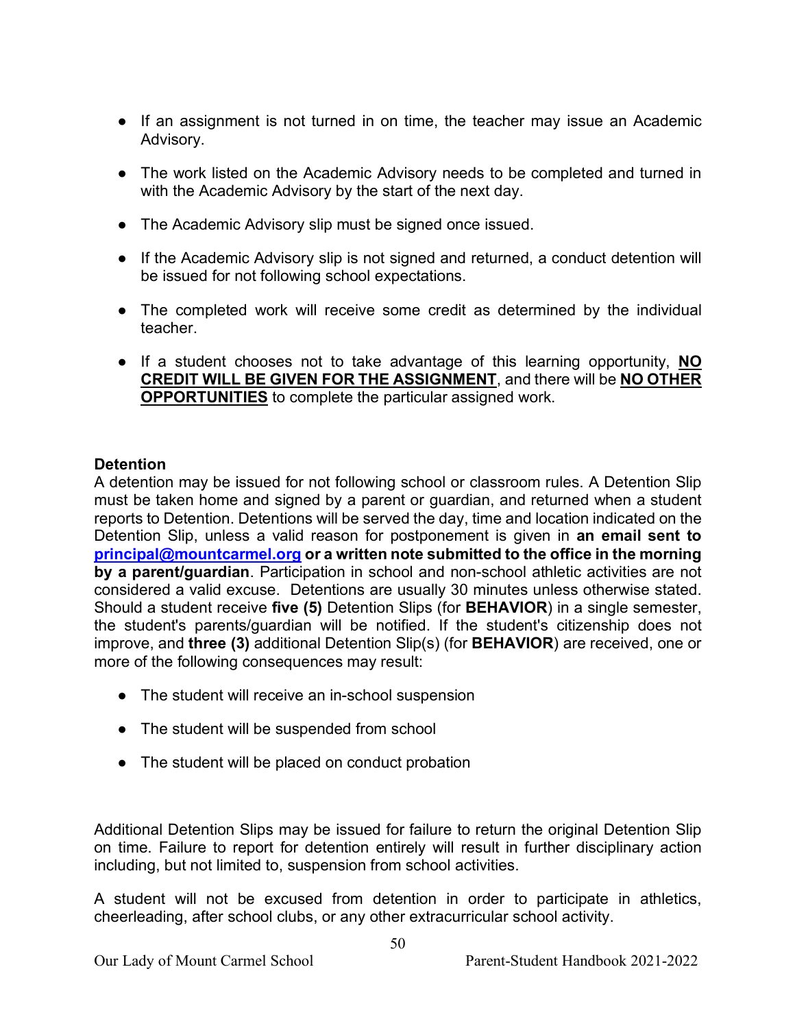- If an assignment is not turned in on time, the teacher may issue an Academic Advisory.
- The work listed on the Academic Advisory needs to be completed and turned in with the Academic Advisory by the start of the next day.
- The Academic Advisory slip must be signed once issued.
- If the Academic Advisory slip is not signed and returned, a conduct detention will be issued for not following school expectations.
- The completed work will receive some credit as determined by the individual teacher.
- If a student chooses not to take advantage of this learning opportunity, **NO CREDIT WILL BE GIVEN FOR THE ASSIGNMENT**, and there will be **NO OTHER OPPORTUNITIES** to complete the particular assigned work.

**Detention**

A detention may be issued for not following school or classroom rules. A Detention Slip must be taken home and signed by a parent or guardian, and returned when a student reports to Detention. Detentions will be served the day, time and location indicated on the Detention Slip, unless a valid reason for postponement is given in **an email sent to [principal@mountcarmel.org](mailto:principal@mountcarmel.org) or a written note submitted to the office in the morning by a parent/guardian**. Participation in school and non-school athletic activities are not considered a valid excuse. Detentions are usually 30 minutes unless otherwise stated. Should a student receive **five (5)** Detention Slips (for **BEHAVIOR**) in a single semester, the student's parents/guardian will be notified. If the student's citizenship does not improve, and **three (3)** additional Detention Slip(s) (for **BEHAVIOR**) are received, one or more of the following consequences may result:

- The student will receive an in-school suspension
- The student will be suspended from school
- The student will be placed on conduct probation

Additional Detention Slips may be issued for failure to return the original Detention Slip on time. Failure to report for detention entirely will result in further disciplinary action including, but not limited to, suspension from school activities.

A student will not be excused from detention in order to participate in athletics, cheerleading, after school clubs, or any other extracurricular school activity.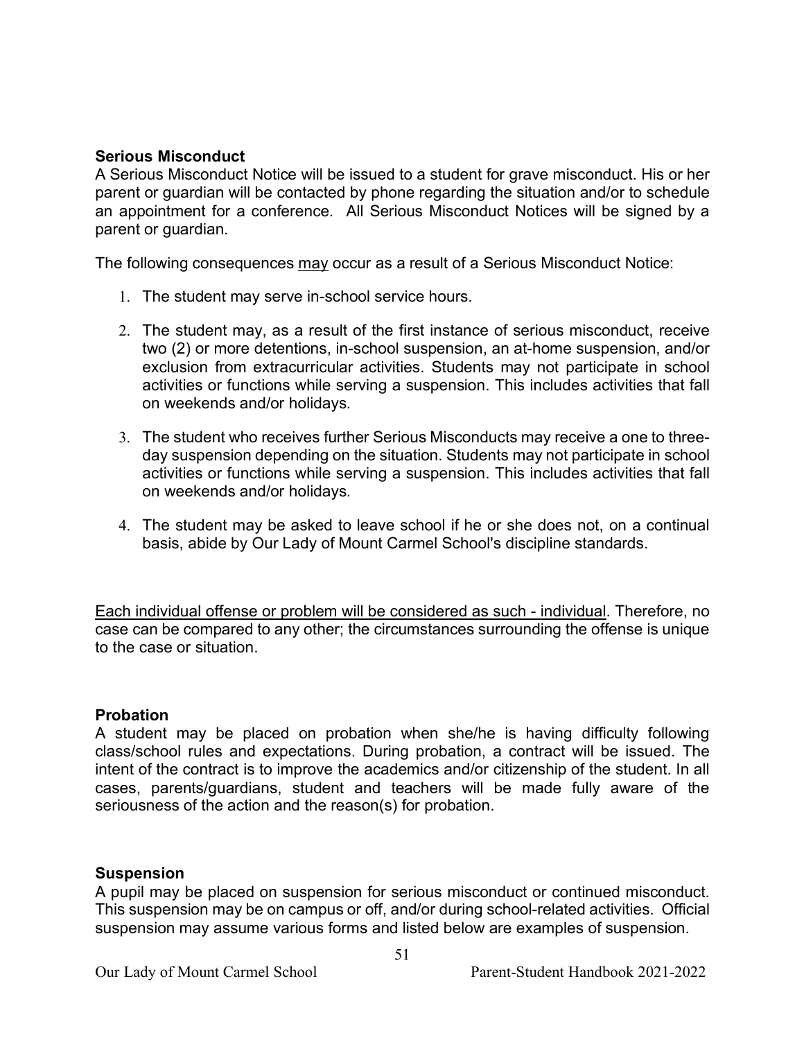**Serious Misconduct**

A Serious Misconduct Notice will be issued to a student for grave misconduct. His or her parent or guardian will be contacted by phone regarding the situation and/or to schedule an appointment for a conference. All Serious Misconduct Notices will be signed by a parent or guardian.

The following consequences <u>may</u> occur as a result of a Serious Misconduct Notice:

1. The student may serve in-school service hours.

2. The student may, as a result of the first instance of serious misconduct, receive two (2) or more detentions, in-school suspension, an at-home suspension, and/or exclusion from extracurricular activities. Students may not participate in school activities or functions while serving a suspension. This includes activities that fall on weekends and/or holidays.

3. The student who receives further Serious Misconducts may receive a one to three-day suspension depending on the situation. Students may not participate in school activities or functions while serving a suspension. This includes activities that fall on weekends and/or holidays.

4. The student may be asked to leave school if he or she does not, on a continual basis, abide by Our Lady of Mount Carmel School's discipline standards.

<u>Each individual offense or problem will be considered as such - individual</u>. Therefore, no case can be compared to any other; the circumstances surrounding the offense is unique to the case or situation.

**Probation**

A student may be placed on probation when she/he is having difficulty following class/school rules and expectations. During probation, a contract will be issued. The intent of the contract is to improve the academics and/or citizenship of the student. In all cases, parents/guardians, student and teachers will be made fully aware of the seriousness of the action and the reason(s) for probation.

**Suspension**

A pupil may be placed on suspension for serious misconduct or continued misconduct. This suspension may be on campus or off, and/or during school-related activities. Official suspension may assume various forms and listed below are examples of suspension.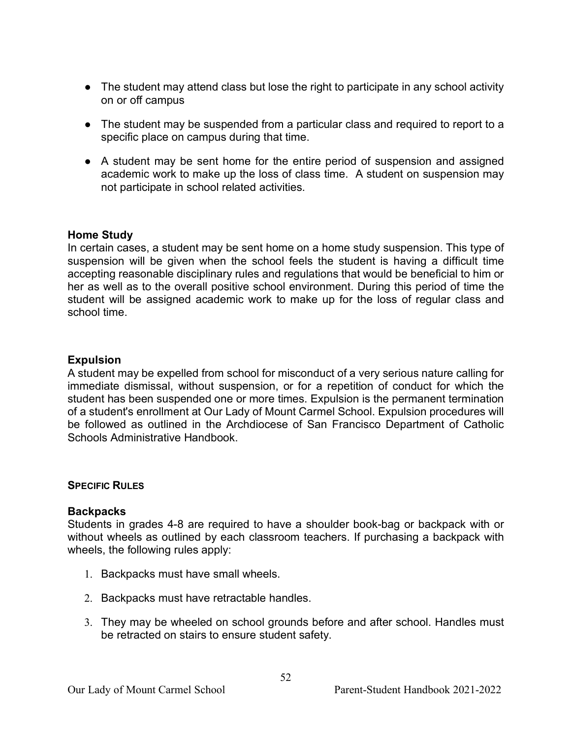- The student may attend class but lose the right to participate in any school activity on or off campus

- The student may be suspended from a particular class and required to report to a specific place on campus during that time.

- A student may be sent home for the entire period of suspension and assigned academic work to make up the loss of class time. A student on suspension may not participate in school related activities.

### Home Study

In certain cases, a student may be sent home on a home study suspension. This type of suspension will be given when the school feels the student is having a difficult time accepting reasonable disciplinary rules and regulations that would be beneficial to him or her as well as to the overall positive school environment. During this period of time the student will be assigned academic work to make up for the loss of regular class and school time.

### Expulsion

A student may be expelled from school for misconduct of a very serious nature calling for immediate dismissal, without suspension, or for a repetition of conduct for which the student has been suspended one or more times. Expulsion is the permanent termination of a student's enrollment at Our Lady of Mount Carmel School. Expulsion procedures will be followed as outlined in the Archdiocese of San Francisco Department of Catholic Schools Administrative Handbook.

## SPECIFIC RULES

### Backpacks

Students in grades 4-8 are required to have a shoulder book-bag or backpack with or without wheels as outlined by each classroom teachers. If purchasing a backpack with wheels, the following rules apply:

1. Backpacks must have small wheels.

2. Backpacks must have retractable handles.

3. They may be wheeled on school grounds before and after school. Handles must be retracted on stairs to ensure student safety.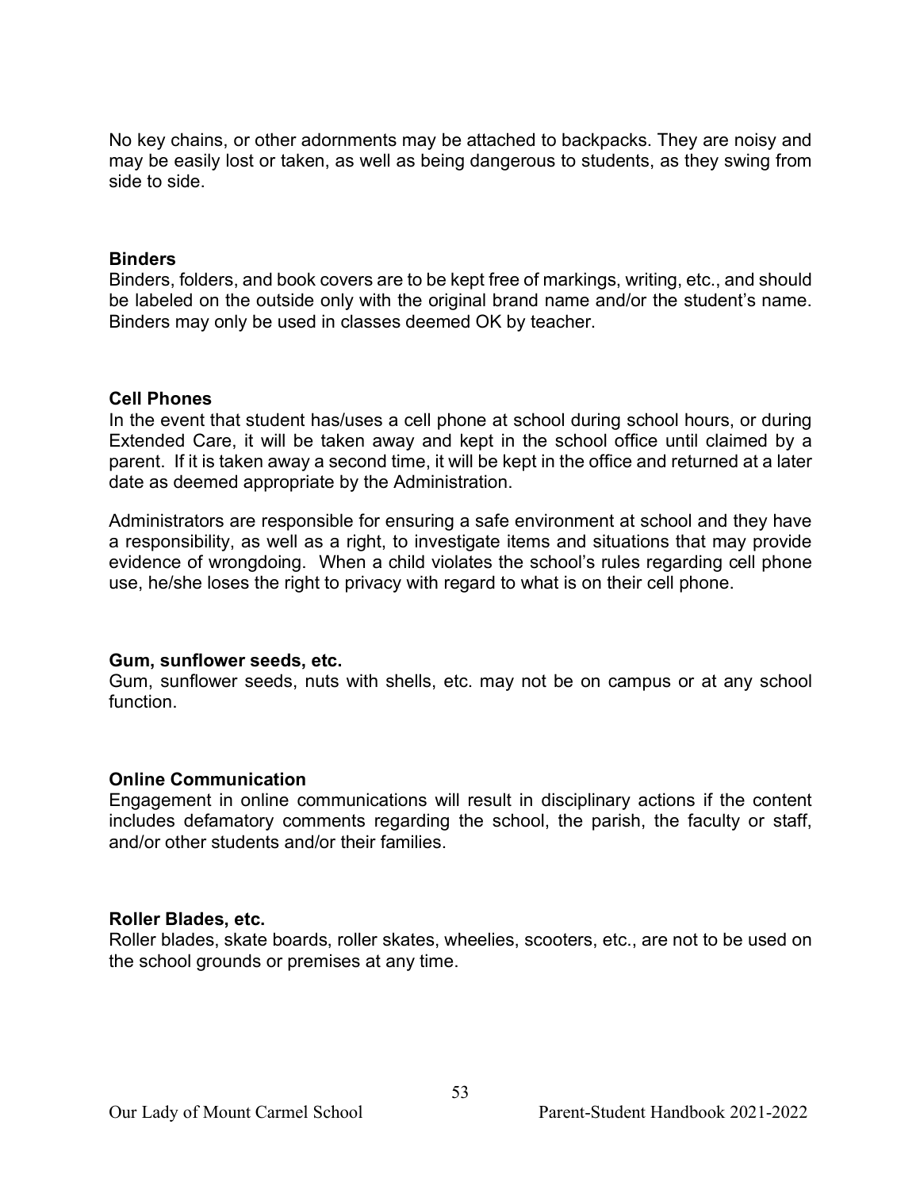No key chains, or other adornments may be attached to backpacks. They are noisy and may be easily lost or taken, as well as being dangerous to students, as they swing from side to side.

**Binders**

Binders, folders, and book covers are to be kept free of markings, writing, etc., and should be labeled on the outside only with the original brand name and/or the student's name. Binders may only be used in classes deemed OK by teacher.

**Cell Phones**

In the event that student has/uses a cell phone at school during school hours, or during Extended Care, it will be taken away and kept in the school office until claimed by a parent. If it is taken away a second time, it will be kept in the office and returned at a later date as deemed appropriate by the Administration.

Administrators are responsible for ensuring a safe environment at school and they have a responsibility, as well as a right, to investigate items and situations that may provide evidence of wrongdoing. When a child violates the school's rules regarding cell phone use, he/she loses the right to privacy with regard to what is on their cell phone.

**Gum, sunflower seeds, etc.**

Gum, sunflower seeds, nuts with shells, etc. may not be on campus or at any school function.

**Online Communication**

Engagement in online communications will result in disciplinary actions if the content includes defamatory comments regarding the school, the parish, the faculty or staff, and/or other students and/or their families.

**Roller Blades, etc.**

Roller blades, skate boards, roller skates, wheelies, scooters, etc., are not to be used on the school grounds or premises at any time.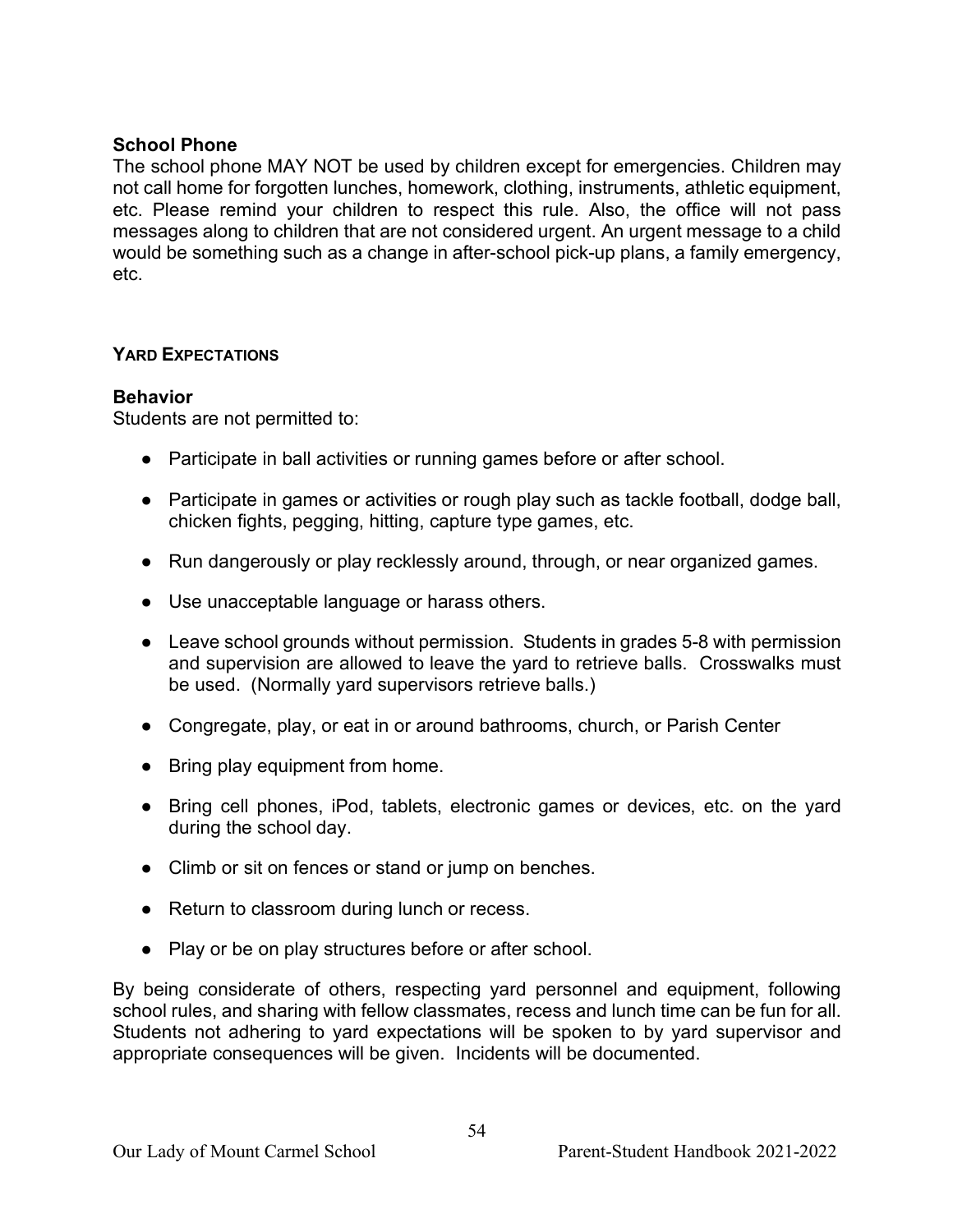### School Phone

The school phone MAY NOT be used by children except for emergencies. Children may not call home for forgotten lunches, homework, clothing, instruments, athletic equipment, etc. Please remind your children to respect this rule. Also, the office will not pass messages along to children that are not considered urgent. An urgent message to a child would be something such as a change in after-school pick-up plans, a family emergency, etc.

## YARD EXPECTATIONS

### Behavior

Students are not permitted to:

- Participate in ball activities or running games before or after school.
- Participate in games or activities or rough play such as tackle football, dodge ball, chicken fights, pegging, hitting, capture type games, etc.
- Run dangerously or play recklessly around, through, or near organized games.
- Use unacceptable language or harass others.
- Leave school grounds without permission. Students in grades 5-8 with permission and supervision are allowed to leave the yard to retrieve balls. Crosswalks must be used. (Normally yard supervisors retrieve balls.)
- Congregate, play, or eat in or around bathrooms, church, or Parish Center
- Bring play equipment from home.
- Bring cell phones, iPod, tablets, electronic games or devices, etc. on the yard during the school day.
- Climb or sit on fences or stand or jump on benches.
- Return to classroom during lunch or recess.
- Play or be on play structures before or after school.

By being considerate of others, respecting yard personnel and equipment, following school rules, and sharing with fellow classmates, recess and lunch time can be fun for all. Students not adhering to yard expectations will be spoken to by yard supervisor and appropriate consequences will be given. Incidents will be documented.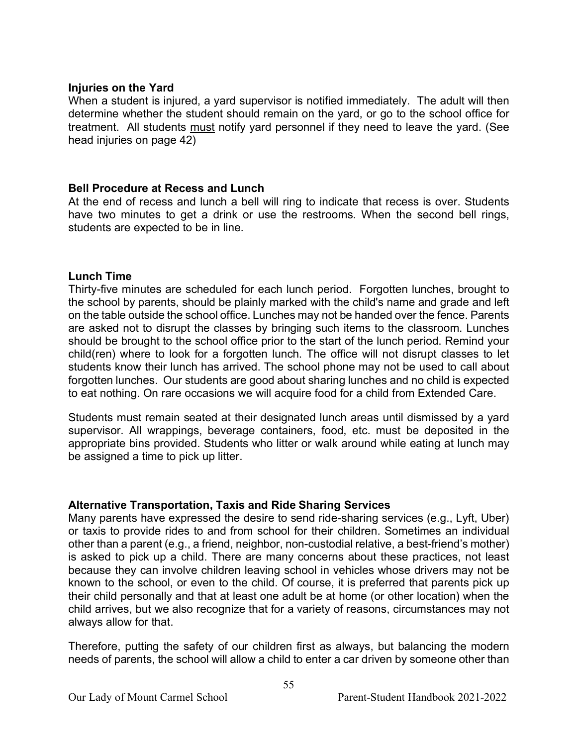### Injuries on the Yard

When a student is injured, a yard supervisor is notified immediately. The adult will then determine whether the student should remain on the yard, or go to the school office for treatment. All students <u>must</u> notify yard personnel if they need to leave the yard. (See head injuries on page 42)

### Bell Procedure at Recess and Lunch

At the end of recess and lunch a bell will ring to indicate that recess is over. Students have two minutes to get a drink or use the restrooms. When the second bell rings, students are expected to be in line.

### Lunch Time

Thirty-five minutes are scheduled for each lunch period. Forgotten lunches, brought to the school by parents, should be plainly marked with the child's name and grade and left on the table outside the school office. Lunches may not be handed over the fence. Parents are asked not to disrupt the classes by bringing such items to the classroom. Lunches should be brought to the school office prior to the start of the lunch period. Remind your child(ren) where to look for a forgotten lunch. The office will not disrupt classes to let students know their lunch has arrived. The school phone may not be used to call about forgotten lunches. Our students are good about sharing lunches and no child is expected to eat nothing. On rare occasions we will acquire food for a child from Extended Care.

Students must remain seated at their designated lunch areas until dismissed by a yard supervisor. All wrappings, beverage containers, food, etc. must be deposited in the appropriate bins provided. Students who litter or walk around while eating at lunch may be assigned a time to pick up litter.

### Alternative Transportation, Taxis and Ride Sharing Services

Many parents have expressed the desire to send ride-sharing services (e.g., Lyft, Uber) or taxis to provide rides to and from school for their children. Sometimes an individual other than a parent (e.g., a friend, neighbor, non-custodial relative, a best-friend's mother) is asked to pick up a child. There are many concerns about these practices, not least because they can involve children leaving school in vehicles whose drivers may not be known to the school, or even to the child. Of course, it is preferred that parents pick up their child personally and that at least one adult be at home (or other location) when the child arrives, but we also recognize that for a variety of reasons, circumstances may not always allow for that.

Therefore, putting the safety of our children first as always, but balancing the modern needs of parents, the school will allow a child to enter a car driven by someone other than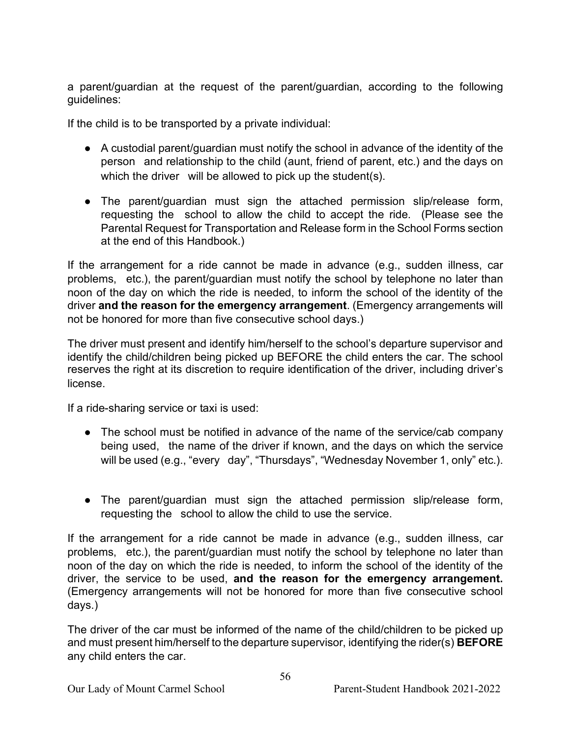a parent/guardian at the request of the parent/guardian, according to the following guidelines:

If the child is to be transported by a private individual:

- A custodial parent/guardian must notify the school in advance of the identity of the person and relationship to the child (aunt, friend of parent, etc.) and the days on which the driver will be allowed to pick up the student(s).
- The parent/guardian must sign the attached permission slip/release form, requesting the school to allow the child to accept the ride. (Please see the Parental Request for Transportation and Release form in the School Forms section at the end of this Handbook.)

If the arrangement for a ride cannot be made in advance (e.g., sudden illness, car problems, etc.), the parent/guardian must notify the school by telephone no later than noon of the day on which the ride is needed, to inform the school of the identity of the driver **and the reason for the emergency arrangement**. (Emergency arrangements will not be honored for more than five consecutive school days.)

The driver must present and identify him/herself to the school's departure supervisor and identify the child/children being picked up BEFORE the child enters the car. The school reserves the right at its discretion to require identification of the driver, including driver's license.

If a ride-sharing service or taxi is used:

- The school must be notified in advance of the name of the service/cab company being used, the name of the driver if known, and the days on which the service will be used (e.g., "every day", "Thursdays", "Wednesday November 1, only" etc.).
- The parent/guardian must sign the attached permission slip/release form, requesting the school to allow the child to use the service.

If the arrangement for a ride cannot be made in advance (e.g., sudden illness, car problems, etc.), the parent/guardian must notify the school by telephone no later than noon of the day on which the ride is needed, to inform the school of the identity of the driver, the service to be used, **and the reason for the emergency arrangement.** (Emergency arrangements will not be honored for more than five consecutive school days.)

The driver of the car must be informed of the name of the child/children to be picked up and must present him/herself to the departure supervisor, identifying the rider(s) **BEFORE** any child enters the car.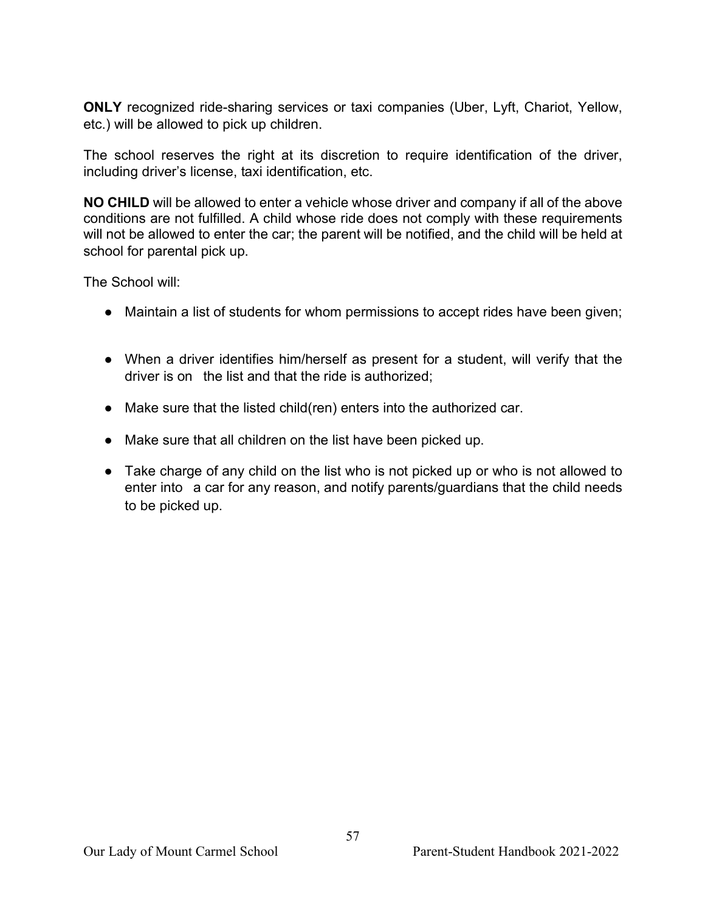**ONLY** recognized ride-sharing services or taxi companies (Uber, Lyft, Chariot, Yellow, etc.) will be allowed to pick up children.

The school reserves the right at its discretion to require identification of the driver, including driver's license, taxi identification, etc.

**NO CHILD** will be allowed to enter a vehicle whose driver and company if all of the above conditions are not fulfilled. A child whose ride does not comply with these requirements will not be allowed to enter the car; the parent will be notified, and the child will be held at school for parental pick up.

The School will:

- Maintain a list of students for whom permissions to accept rides have been given;
- When a driver identifies him/herself as present for a student, will verify that the driver is on the list and that the ride is authorized;
- Make sure that the listed child(ren) enters into the authorized car.
- Make sure that all children on the list have been picked up.
- Take charge of any child on the list who is not picked up or who is not allowed to enter into a car for any reason, and notify parents/guardians that the child needs to be picked up.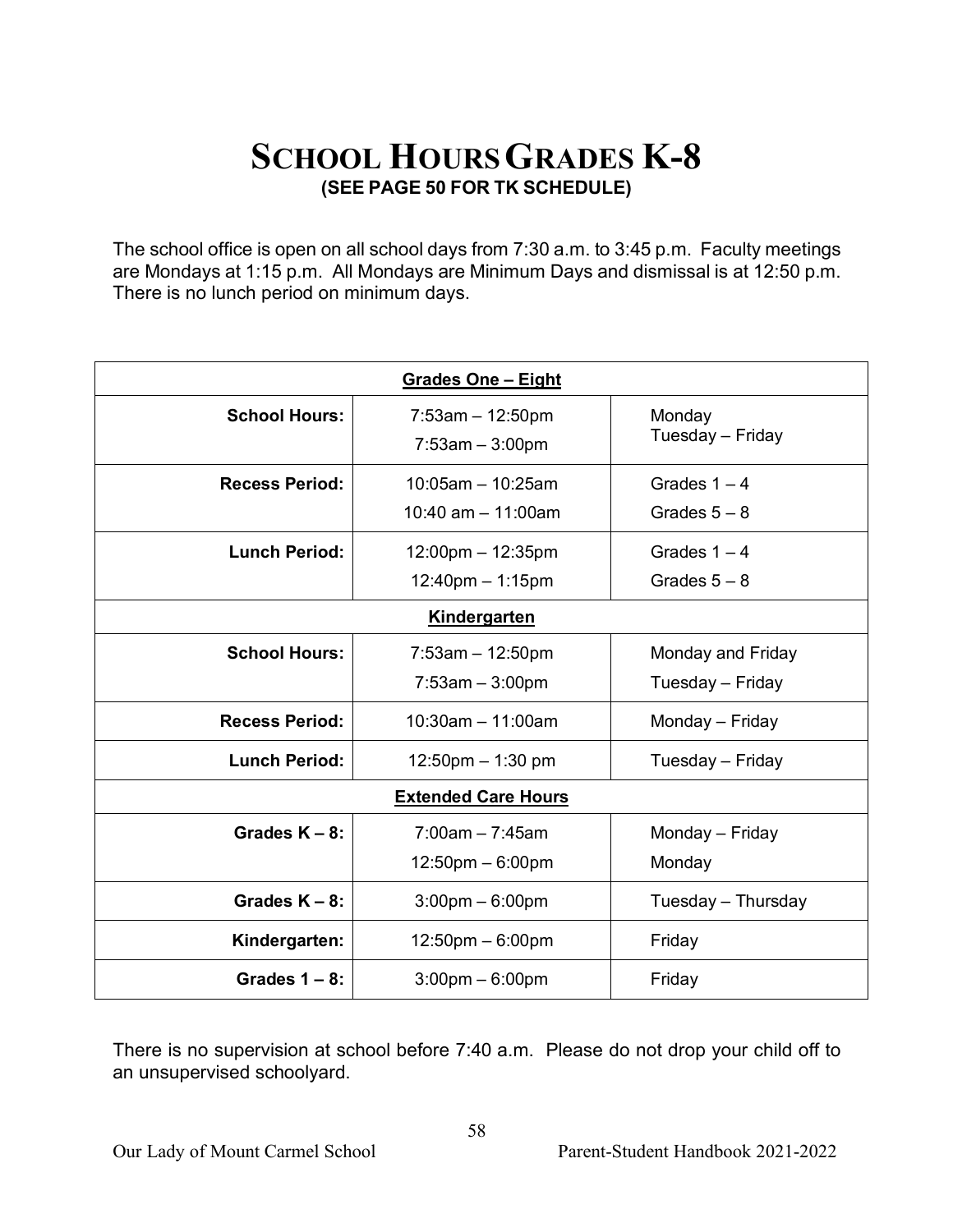# SCHOOL HOURS GRADES K-8

**(SEE PAGE 50 FOR TK SCHEDULE)**

The school office is open on all school days from 7:30 a.m. to 3:45 p.m. Faculty meetings are Mondays at 1:15 p.m. All Mondays are Minimum Days and dismissal is at 12:50 p.m. There is no lunch period on minimum days.

| **Grades One – Eight** | | |
|---|---|---|
| **School Hours:** | 7:53am – 12:50pm<br>7:53am – 3:00pm | Monday<br>Tuesday – Friday |
| **Recess Period:** | 10:05am – 10:25am<br>10:40 am – 11:00am | Grades 1 – 4<br>Grades 5 – 8 |
| **Lunch Period:** | 12:00pm – 12:35pm<br>12:40pm – 1:15pm | Grades 1 – 4<br>Grades 5 – 8 |
| **Kindergarten** | | |
| **School Hours:** | 7:53am – 12:50pm<br>7:53am – 3:00pm | Monday and Friday<br>Tuesday – Friday |
| **Recess Period:** | 10:30am – 11:00am | Monday – Friday |
| **Lunch Period:** | 12:50pm – 1:30 pm | Tuesday – Friday |
| **Extended Care Hours** | | |
| **Grades K – 8:** | 7:00am – 7:45am<br>12:50pm – 6:00pm | Monday – Friday<br>Monday |
| **Grades K – 8:** | 3:00pm – 6:00pm | Tuesday – Thursday |
| **Kindergarten:** | 12:50pm – 6:00pm | Friday |
| **Grades 1 – 8:** | 3:00pm – 6:00pm | Friday |

There is no supervision at school before 7:40 a.m. Please do not drop your child off to an unsupervised schoolyard.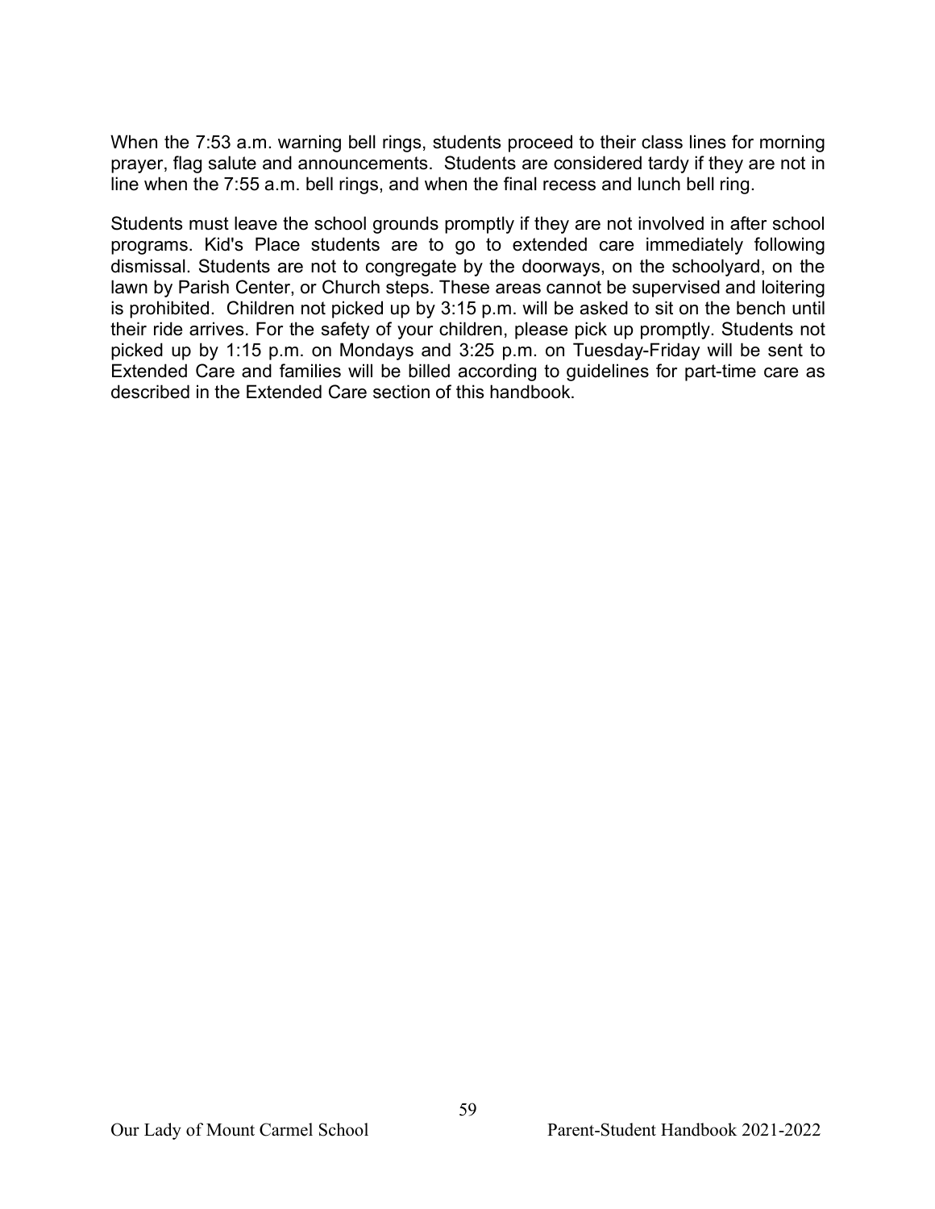When the 7:53 a.m. warning bell rings, students proceed to their class lines for morning prayer, flag salute and announcements. Students are considered tardy if they are not in line when the 7:55 a.m. bell rings, and when the final recess and lunch bell ring.

Students must leave the school grounds promptly if they are not involved in after school programs. Kid's Place students are to go to extended care immediately following dismissal. Students are not to congregate by the doorways, on the schoolyard, on the lawn by Parish Center, or Church steps. These areas cannot be supervised and loitering is prohibited. Children not picked up by 3:15 p.m. will be asked to sit on the bench until their ride arrives. For the safety of your children, please pick up promptly. Students not picked up by 1:15 p.m. on Mondays and 3:25 p.m. on Tuesday-Friday will be sent to Extended Care and families will be billed according to guidelines for part-time care as described in the Extended Care section of this handbook.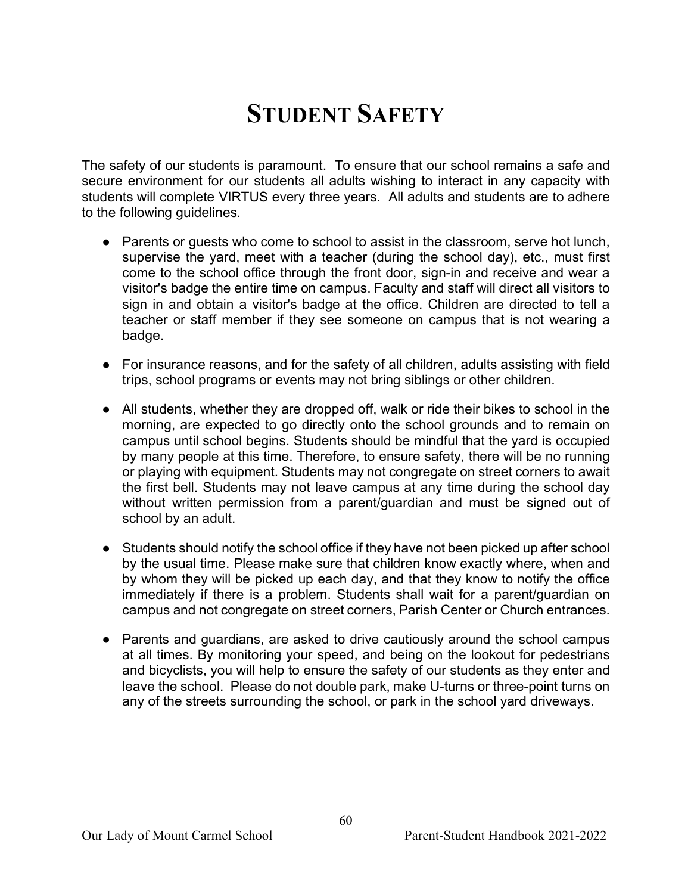# STUDENT SAFETY

The safety of our students is paramount. To ensure that our school remains a safe and secure environment for our students all adults wishing to interact in any capacity with students will complete VIRTUS every three years. All adults and students are to adhere to the following guidelines.

- Parents or guests who come to school to assist in the classroom, serve hot lunch, supervise the yard, meet with a teacher (during the school day), etc., must first come to the school office through the front door, sign-in and receive and wear a visitor's badge the entire time on campus. Faculty and staff will direct all visitors to sign in and obtain a visitor's badge at the office. Children are directed to tell a teacher or staff member if they see someone on campus that is not wearing a badge.
- For insurance reasons, and for the safety of all children, adults assisting with field trips, school programs or events may not bring siblings or other children.
- All students, whether they are dropped off, walk or ride their bikes to school in the morning, are expected to go directly onto the school grounds and to remain on campus until school begins. Students should be mindful that the yard is occupied by many people at this time. Therefore, to ensure safety, there will be no running or playing with equipment. Students may not congregate on street corners to await the first bell. Students may not leave campus at any time during the school day without written permission from a parent/guardian and must be signed out of school by an adult.
- Students should notify the school office if they have not been picked up after school by the usual time. Please make sure that children know exactly where, when and by whom they will be picked up each day, and that they know to notify the office immediately if there is a problem. Students shall wait for a parent/guardian on campus and not congregate on street corners, Parish Center or Church entrances.
- Parents and guardians, are asked to drive cautiously around the school campus at all times. By monitoring your speed, and being on the lookout for pedestrians and bicyclists, you will help to ensure the safety of our students as they enter and leave the school. Please do not double park, make U-turns or three-point turns on any of the streets surrounding the school, or park in the school yard driveways.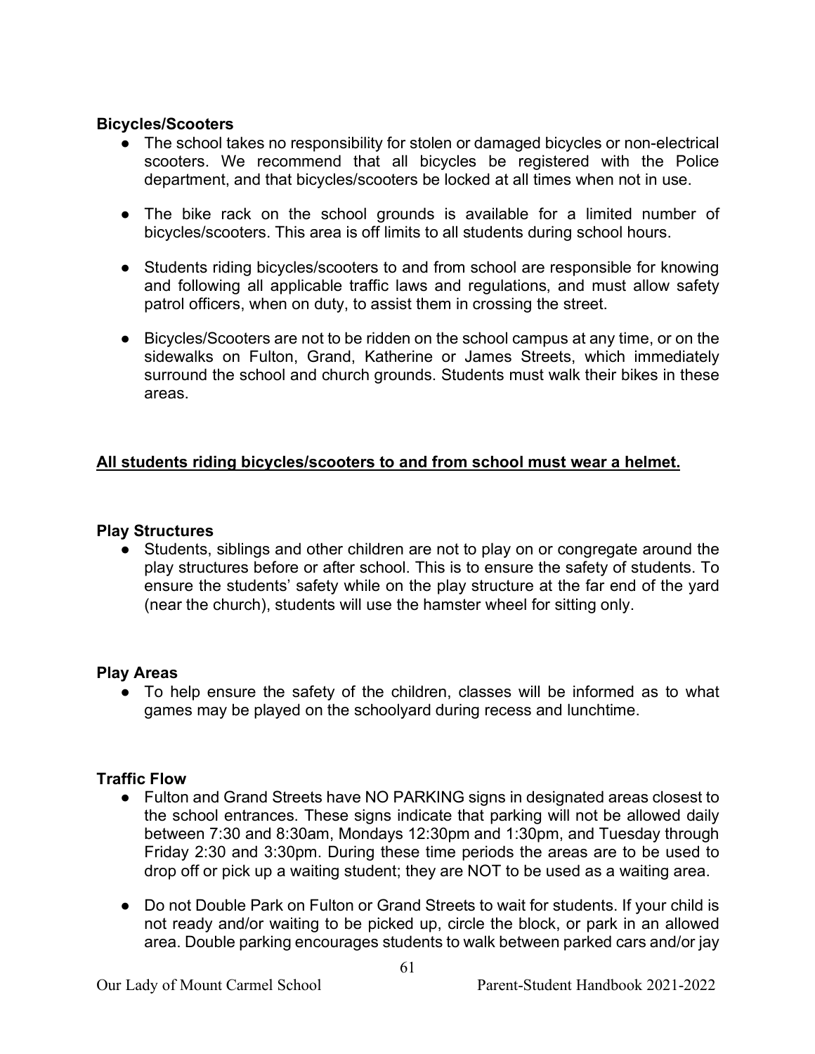### Bicycles/Scooters

- The school takes no responsibility for stolen or damaged bicycles or non-electrical scooters. We recommend that all bicycles be registered with the Police department, and that bicycles/scooters be locked at all times when not in use.
- The bike rack on the school grounds is available for a limited number of bicycles/scooters. This area is off limits to all students during school hours.
- Students riding bicycles/scooters to and from school are responsible for knowing and following all applicable traffic laws and regulations, and must allow safety patrol officers, when on duty, to assist them in crossing the street.
- Bicycles/Scooters are not to be ridden on the school campus at any time, or on the sidewalks on Fulton, Grand, Katherine or James Streets, which immediately surround the school and church grounds. Students must walk their bikes in these areas.

**<u>All students riding bicycles/scooters to and from school must wear a helmet.</u>**

### Play Structures

- Students, siblings and other children are not to play on or congregate around the play structures before or after school. This is to ensure the safety of students. To ensure the students' safety while on the play structure at the far end of the yard (near the church), students will use the hamster wheel for sitting only.

### Play Areas

- To help ensure the safety of the children, classes will be informed as to what games may be played on the schoolyard during recess and lunchtime.

### Traffic Flow

- Fulton and Grand Streets have NO PARKING signs in designated areas closest to the school entrances. These signs indicate that parking will not be allowed daily between 7:30 and 8:30am, Mondays 12:30pm and 1:30pm, and Tuesday through Friday 2:30 and 3:30pm. During these time periods the areas are to be used to drop off or pick up a waiting student; they are NOT to be used as a waiting area.
- Do not Double Park on Fulton or Grand Streets to wait for students. If your child is not ready and/or waiting to be picked up, circle the block, or park in an allowed area. Double parking encourages students to walk between parked cars and/or jay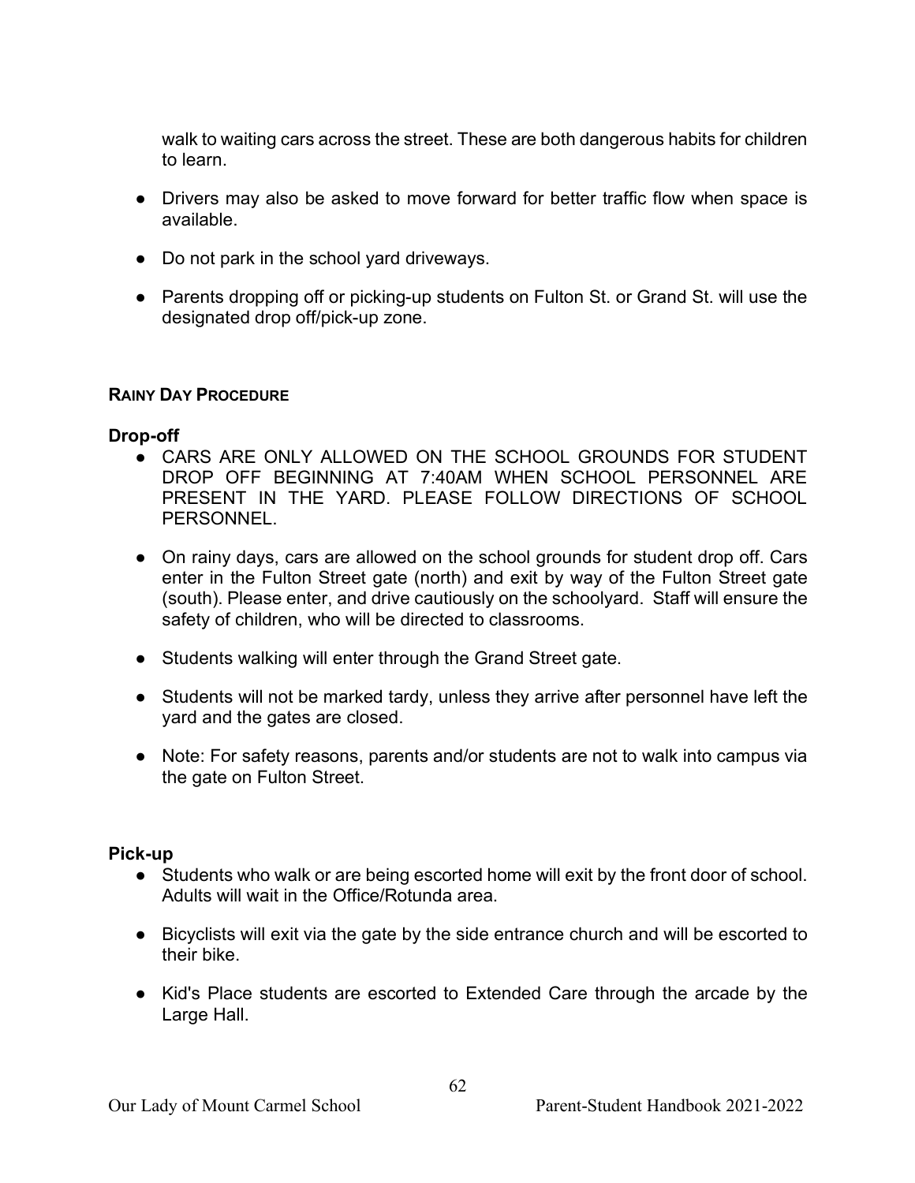walk to waiting cars across the street. These are both dangerous habits for children to learn.

- Drivers may also be asked to move forward for better traffic flow when space is available.
- Do not park in the school yard driveways.
- Parents dropping off or picking-up students on Fulton St. or Grand St. will use the designated drop off/pick-up zone.

#### RAINY DAY PROCEDURE

**Drop-off**

- CARS ARE ONLY ALLOWED ON THE SCHOOL GROUNDS FOR STUDENT DROP OFF BEGINNING AT 7:40AM WHEN SCHOOL PERSONNEL ARE PRESENT IN THE YARD. PLEASE FOLLOW DIRECTIONS OF SCHOOL PERSONNEL.
- On rainy days, cars are allowed on the school grounds for student drop off. Cars enter in the Fulton Street gate (north) and exit by way of the Fulton Street gate (south). Please enter, and drive cautiously on the schoolyard. Staff will ensure the safety of children, who will be directed to classrooms.
- Students walking will enter through the Grand Street gate.
- Students will not be marked tardy, unless they arrive after personnel have left the yard and the gates are closed.
- Note: For safety reasons, parents and/or students are not to walk into campus via the gate on Fulton Street.

**Pick-up**

- Students who walk or are being escorted home will exit by the front door of school. Adults will wait in the Office/Rotunda area.
- Bicyclists will exit via the gate by the side entrance church and will be escorted to their bike.
- Kid's Place students are escorted to Extended Care through the arcade by the Large Hall.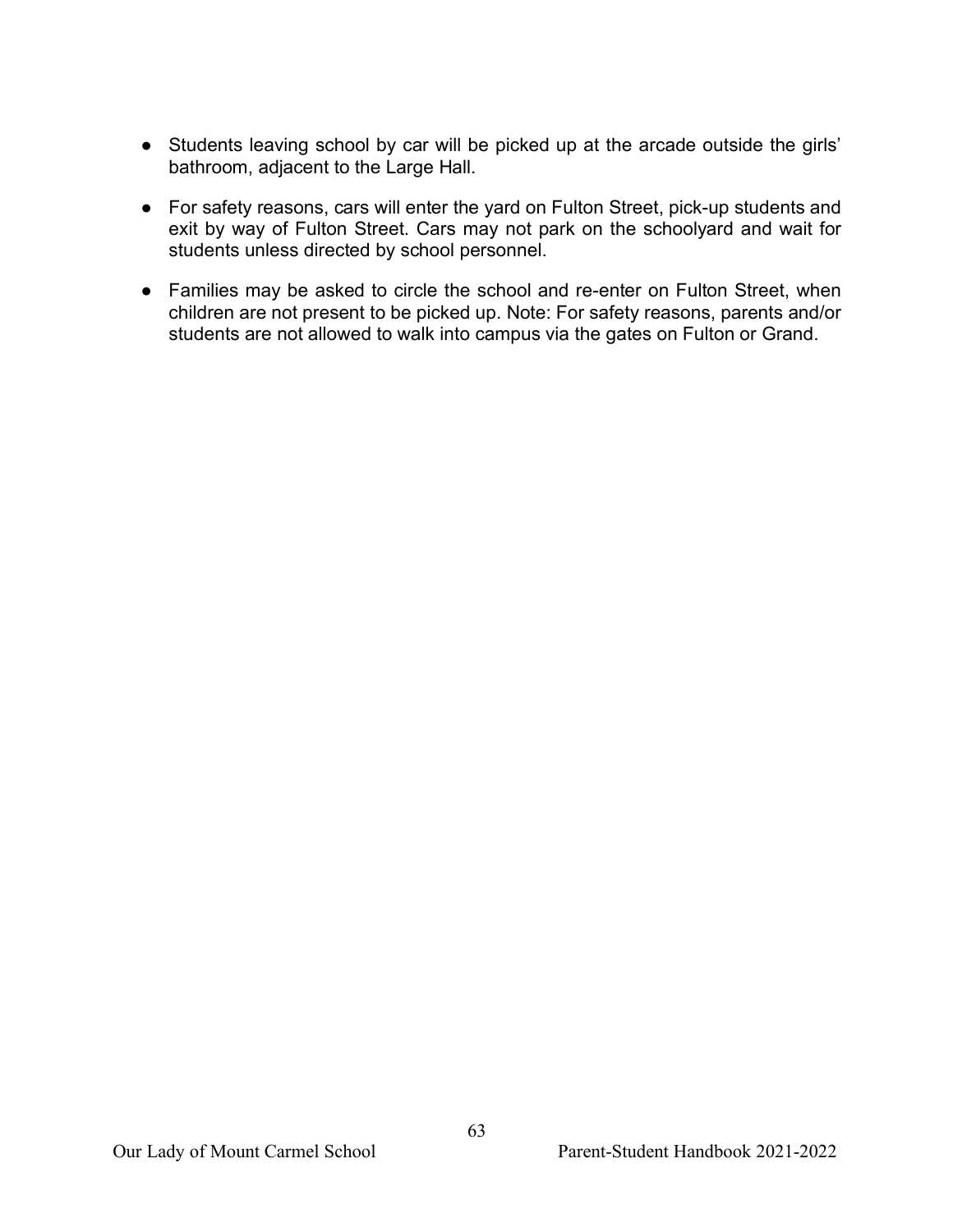- Students leaving school by car will be picked up at the arcade outside the girls' bathroom, adjacent to the Large Hall.
- For safety reasons, cars will enter the yard on Fulton Street, pick-up students and exit by way of Fulton Street. Cars may not park on the schoolyard and wait for students unless directed by school personnel.
- Families may be asked to circle the school and re-enter on Fulton Street, when children are not present to be picked up. Note: For safety reasons, parents and/or students are not allowed to walk into campus via the gates on Fulton or Grand.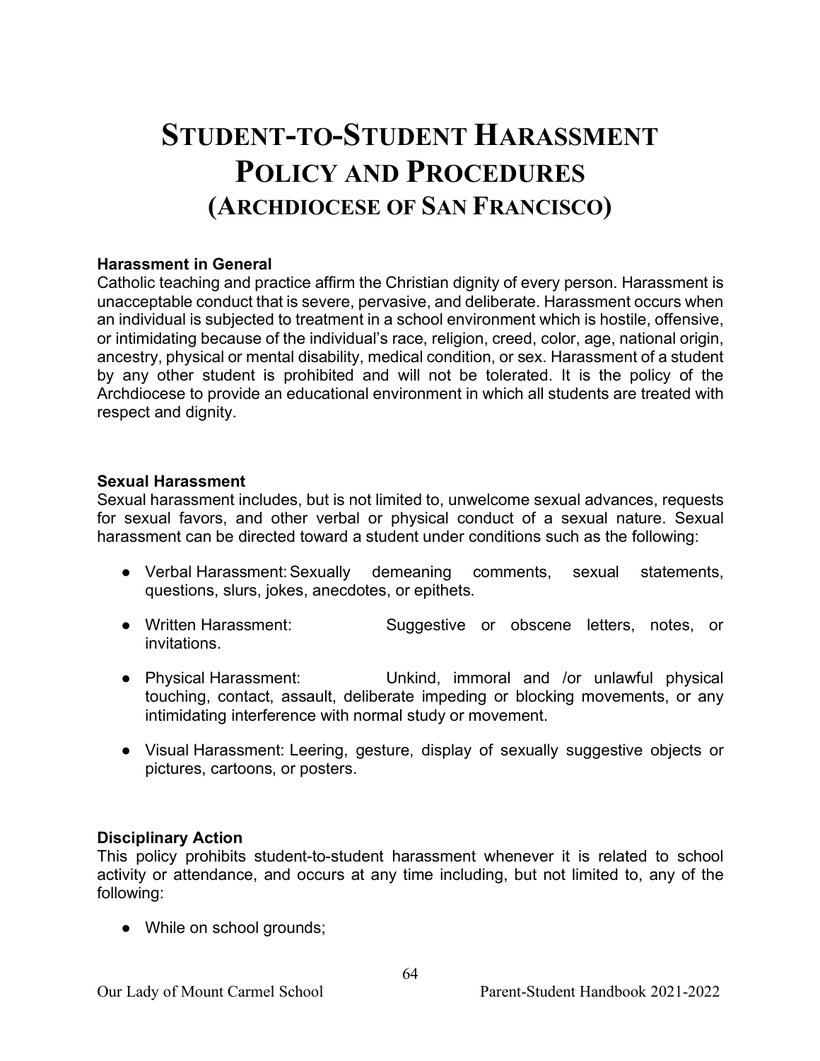# Student-to-Student Harassment Policy and Procedures (Archdiocese of San Francisco)

**Harassment in General**

Catholic teaching and practice affirm the Christian dignity of every person. Harassment is unacceptable conduct that is severe, pervasive, and deliberate. Harassment occurs when an individual is subjected to treatment in a school environment which is hostile, offensive, or intimidating because of the individual's race, religion, creed, color, age, national origin, ancestry, physical or mental disability, medical condition, or sex. Harassment of a student by any other student is prohibited and will not be tolerated. It is the policy of the Archdiocese to provide an educational environment in which all students are treated with respect and dignity.

**Sexual Harassment**

Sexual harassment includes, but is not limited to, unwelcome sexual advances, requests for sexual favors, and other verbal or physical conduct of a sexual nature. Sexual harassment can be directed toward a student under conditions such as the following:

- Verbal Harassment: Sexually demeaning comments, sexual statements, questions, slurs, jokes, anecdotes, or epithets.
- Written Harassment: Suggestive or obscene letters, notes, or invitations.
- Physical Harassment: Unkind, immoral and /or unlawful physical touching, contact, assault, deliberate impeding or blocking movements, or any intimidating interference with normal study or movement.
- Visual Harassment: Leering, gesture, display of sexually suggestive objects or pictures, cartoons, or posters.

**Disciplinary Action**

This policy prohibits student-to-student harassment whenever it is related to school activity or attendance, and occurs at any time including, but not limited to, any of the following:

- While on school grounds;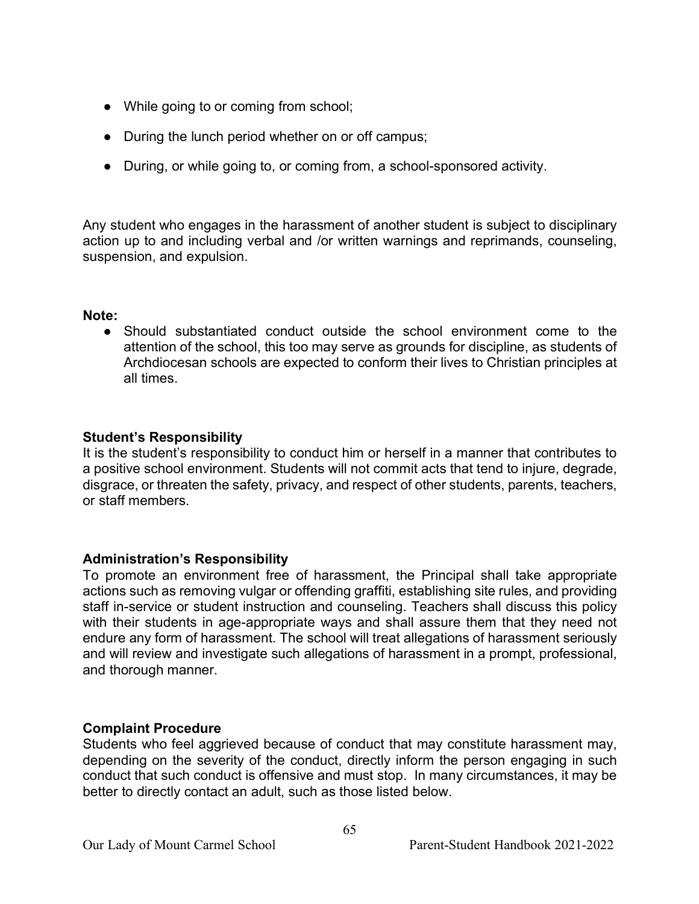- While going to or coming from school;
- During the lunch period whether on or off campus;
- During, or while going to, or coming from, a school-sponsored activity.

Any student who engages in the harassment of another student is subject to disciplinary action up to and including verbal and /or written warnings and reprimands, counseling, suspension, and expulsion.

**Note:**

- Should substantiated conduct outside the school environment come to the attention of the school, this too may serve as grounds for discipline, as students of Archdiocesan schools are expected to conform their lives to Christian principles at all times.

**Student's Responsibility**

It is the student's responsibility to conduct him or herself in a manner that contributes to a positive school environment. Students will not commit acts that tend to injure, degrade, disgrace, or threaten the safety, privacy, and respect of other students, parents, teachers, or staff members.

**Administration's Responsibility**

To promote an environment free of harassment, the Principal shall take appropriate actions such as removing vulgar or offending graffiti, establishing site rules, and providing staff in-service or student instruction and counseling. Teachers shall discuss this policy with their students in age-appropriate ways and shall assure them that they need not endure any form of harassment. The school will treat allegations of harassment seriously and will review and investigate such allegations of harassment in a prompt, professional, and thorough manner.

**Complaint Procedure**

Students who feel aggrieved because of conduct that may constitute harassment may, depending on the severity of the conduct, directly inform the person engaging in such conduct that such conduct is offensive and must stop. In many circumstances, it may be better to directly contact an adult, such as those listed below.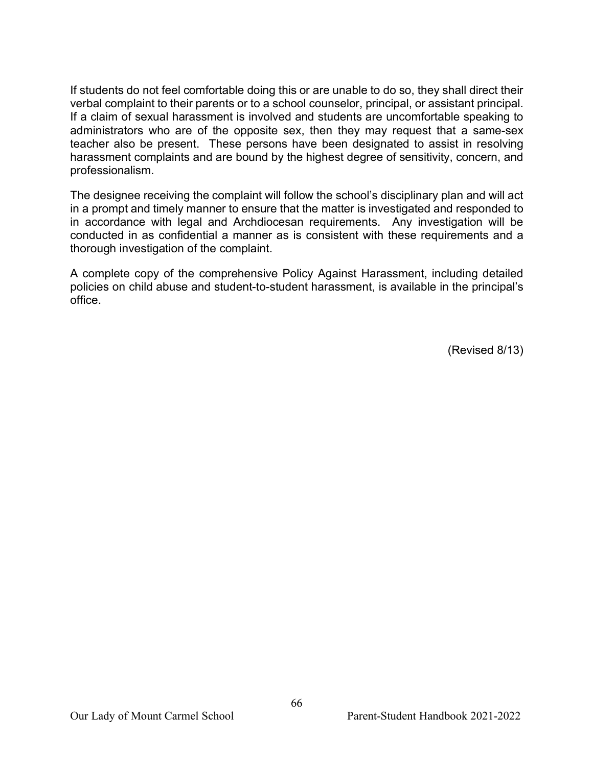If students do not feel comfortable doing this or are unable to do so, they shall direct their verbal complaint to their parents or to a school counselor, principal, or assistant principal. If a claim of sexual harassment is involved and students are uncomfortable speaking to administrators who are of the opposite sex, then they may request that a same-sex teacher also be present. These persons have been designated to assist in resolving harassment complaints and are bound by the highest degree of sensitivity, concern, and professionalism.

The designee receiving the complaint will follow the school's disciplinary plan and will act in a prompt and timely manner to ensure that the matter is investigated and responded to in accordance with legal and Archdiocesan requirements. Any investigation will be conducted in as confidential a manner as is consistent with these requirements and a thorough investigation of the complaint.

A complete copy of the comprehensive Policy Against Harassment, including detailed policies on child abuse and student-to-student harassment, is available in the principal's office.

(Revised 8/13)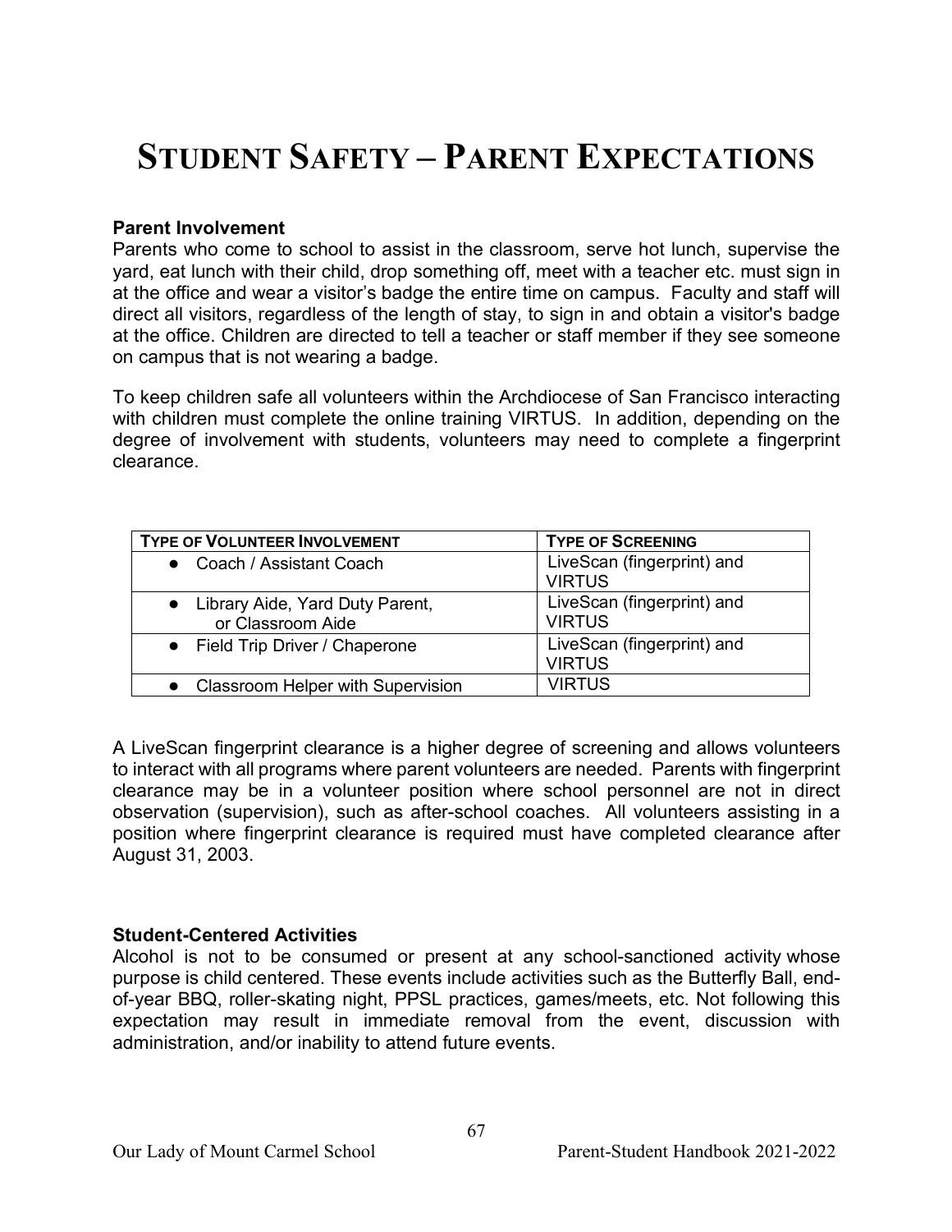# STUDENT SAFETY – PARENT EXPECTATIONS

**Parent Involvement**

Parents who come to school to assist in the classroom, serve hot lunch, supervise the yard, eat lunch with their child, drop something off, meet with a teacher etc. must sign in at the office and wear a visitor's badge the entire time on campus. Faculty and staff will direct all visitors, regardless of the length of stay, to sign in and obtain a visitor's badge at the office. Children are directed to tell a teacher or staff member if they see someone on campus that is not wearing a badge.

To keep children safe all volunteers within the Archdiocese of San Francisco interacting with children must complete the online training VIRTUS. In addition, depending on the degree of involvement with students, volunteers may need to complete a fingerprint clearance.

| TYPE OF VOLUNTEER INVOLVEMENT | TYPE OF SCREENING |
|---|---|
| • Coach / Assistant Coach | LiveScan (fingerprint) and VIRTUS |
| • Library Aide, Yard Duty Parent, or Classroom Aide | LiveScan (fingerprint) and VIRTUS |
| • Field Trip Driver / Chaperone | LiveScan (fingerprint) and VIRTUS |
| • Classroom Helper with Supervision | VIRTUS |

A LiveScan fingerprint clearance is a higher degree of screening and allows volunteers to interact with all programs where parent volunteers are needed. Parents with fingerprint clearance may be in a volunteer position where school personnel are not in direct observation (supervision), such as after-school coaches. All volunteers assisting in a position where fingerprint clearance is required must have completed clearance after August 31, 2003.

**Student-Centered Activities**

Alcohol is not to be consumed or present at any school-sanctioned activity whose purpose is child centered. These events include activities such as the Butterfly Ball, end-of-year BBQ, roller-skating night, PPSL practices, games/meets, etc. Not following this expectation may result in immediate removal from the event, discussion with administration, and/or inability to attend future events.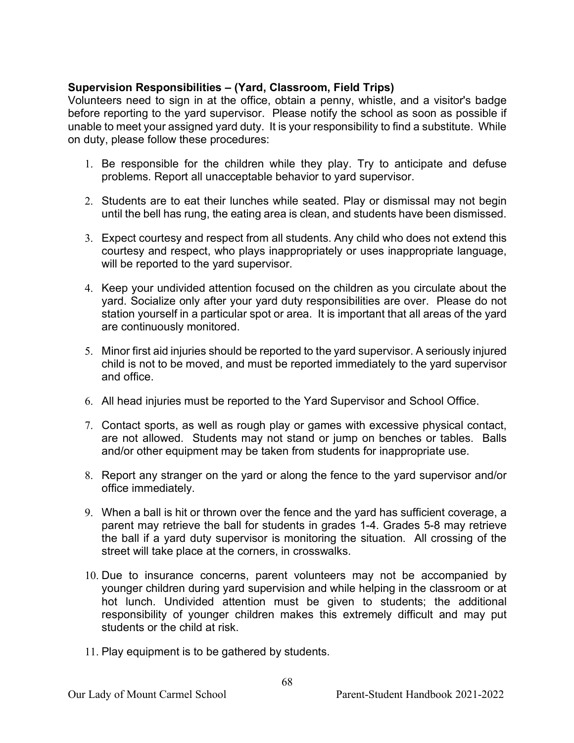**Supervision Responsibilities – (Yard, Classroom, Field Trips)**

Volunteers need to sign in at the office, obtain a penny, whistle, and a visitor's badge before reporting to the yard supervisor. Please notify the school as soon as possible if unable to meet your assigned yard duty. It is your responsibility to find a substitute. While on duty, please follow these procedures:

1. Be responsible for the children while they play. Try to anticipate and defuse problems. Report all unacceptable behavior to yard supervisor.

2. Students are to eat their lunches while seated. Play or dismissal may not begin until the bell has rung, the eating area is clean, and students have been dismissed.

3. Expect courtesy and respect from all students. Any child who does not extend this courtesy and respect, who plays inappropriately or uses inappropriate language, will be reported to the yard supervisor.

4. Keep your undivided attention focused on the children as you circulate about the yard. Socialize only after your yard duty responsibilities are over. Please do not station yourself in a particular spot or area. It is important that all areas of the yard are continuously monitored.

5. Minor first aid injuries should be reported to the yard supervisor. A seriously injured child is not to be moved, and must be reported immediately to the yard supervisor and office.

6. All head injuries must be reported to the Yard Supervisor and School Office.

7. Contact sports, as well as rough play or games with excessive physical contact, are not allowed. Students may not stand or jump on benches or tables. Balls and/or other equipment may be taken from students for inappropriate use.

8. Report any stranger on the yard or along the fence to the yard supervisor and/or office immediately.

9. When a ball is hit or thrown over the fence and the yard has sufficient coverage, a parent may retrieve the ball for students in grades 1-4. Grades 5-8 may retrieve the ball if a yard duty supervisor is monitoring the situation. All crossing of the street will take place at the corners, in crosswalks.

10. Due to insurance concerns, parent volunteers may not be accompanied by younger children during yard supervision and while helping in the classroom or at hot lunch. Undivided attention must be given to students; the additional responsibility of younger children makes this extremely difficult and may put students or the child at risk.

11. Play equipment is to be gathered by students.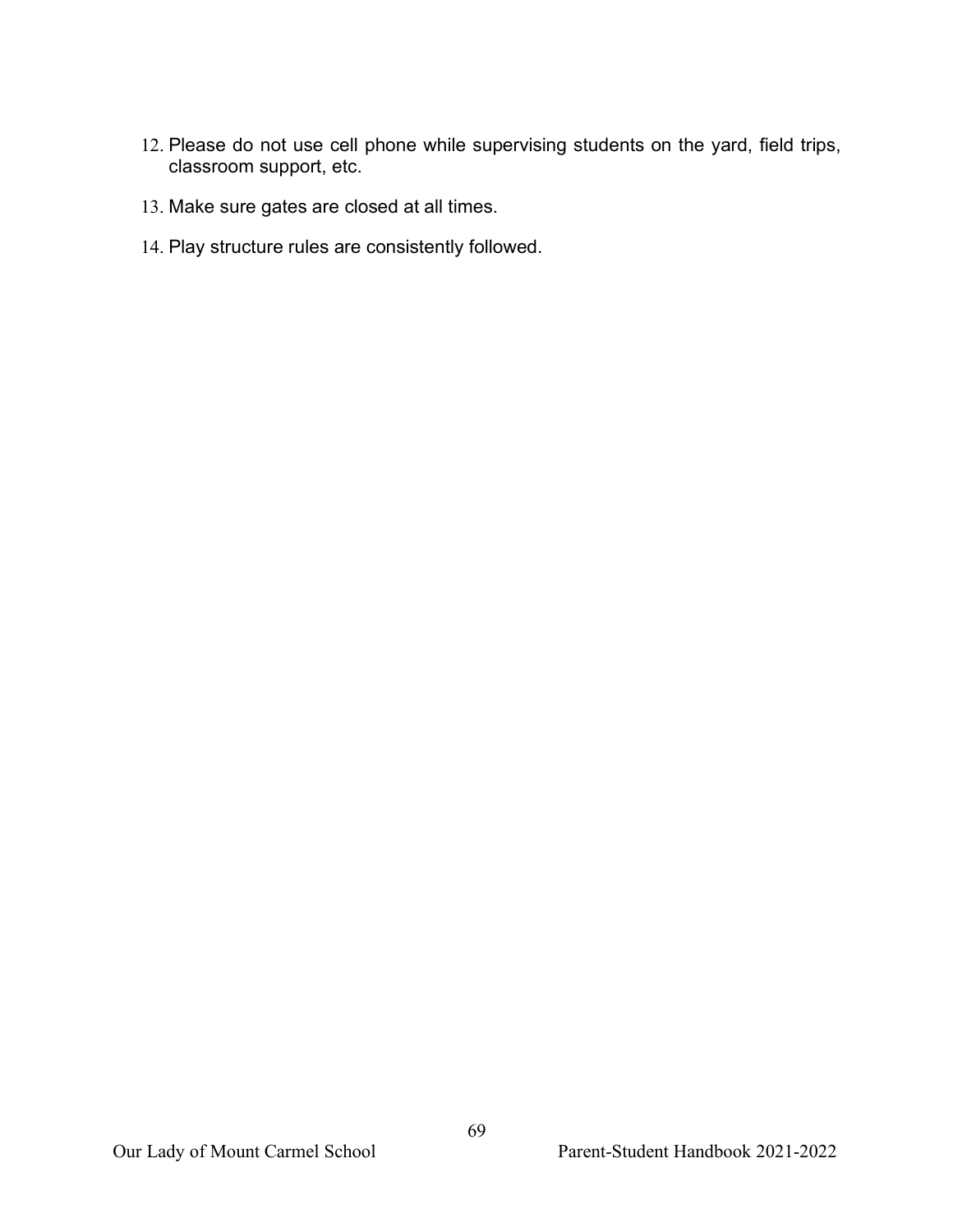12. Please do not use cell phone while supervising students on the yard, field trips, classroom support, etc.
13. Make sure gates are closed at all times.
14. Play structure rules are consistently followed.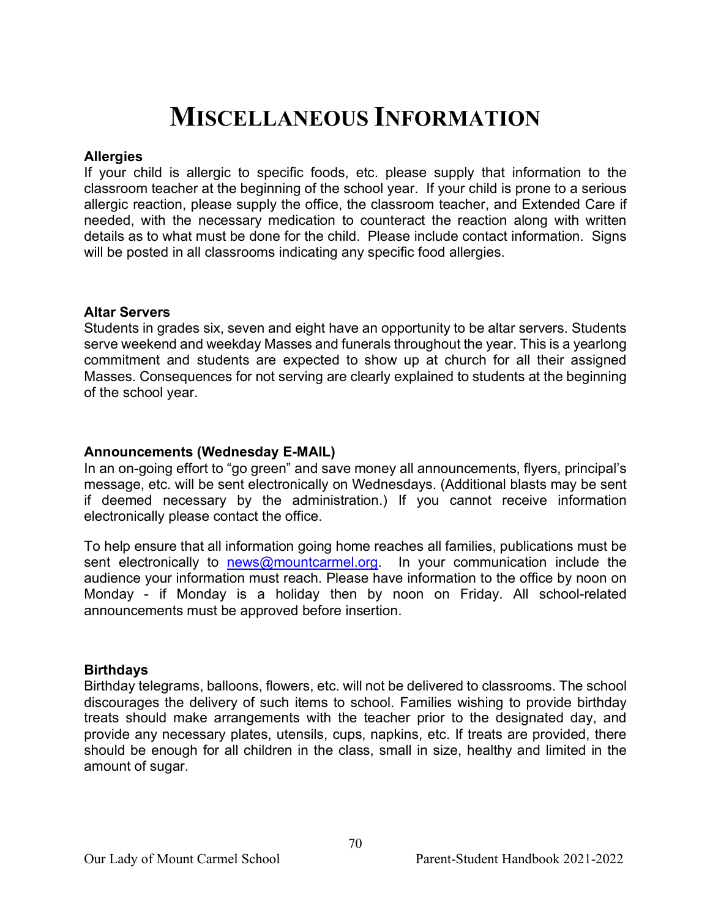# MISCELLANEOUS INFORMATION

**Allergies**
If your child is allergic to specific foods, etc. please supply that information to the classroom teacher at the beginning of the school year. If your child is prone to a serious allergic reaction, please supply the office, the classroom teacher, and Extended Care if needed, with the necessary medication to counteract the reaction along with written details as to what must be done for the child. Please include contact information. Signs will be posted in all classrooms indicating any specific food allergies.

**Altar Servers**
Students in grades six, seven and eight have an opportunity to be altar servers. Students serve weekend and weekday Masses and funerals throughout the year. This is a yearlong commitment and students are expected to show up at church for all their assigned Masses. Consequences for not serving are clearly explained to students at the beginning of the school year.

**Announcements (Wednesday E-MAIL)**
In an on-going effort to "go green" and save money all announcements, flyers, principal's message, etc. will be sent electronically on Wednesdays. (Additional blasts may be sent if deemed necessary by the administration.) If you cannot receive information electronically please contact the office.

To help ensure that all information going home reaches all families, publications must be sent electronically to news@mountcarmel.org. In your communication include the audience your information must reach. Please have information to the office by noon on Monday - if Monday is a holiday then by noon on Friday. All school-related announcements must be approved before insertion.

**Birthdays**
Birthday telegrams, balloons, flowers, etc. will not be delivered to classrooms. The school discourages the delivery of such items to school. Families wishing to provide birthday treats should make arrangements with the teacher prior to the designated day, and provide any necessary plates, utensils, cups, napkins, etc. If treats are provided, there should be enough for all children in the class, small in size, healthy and limited in the amount of sugar.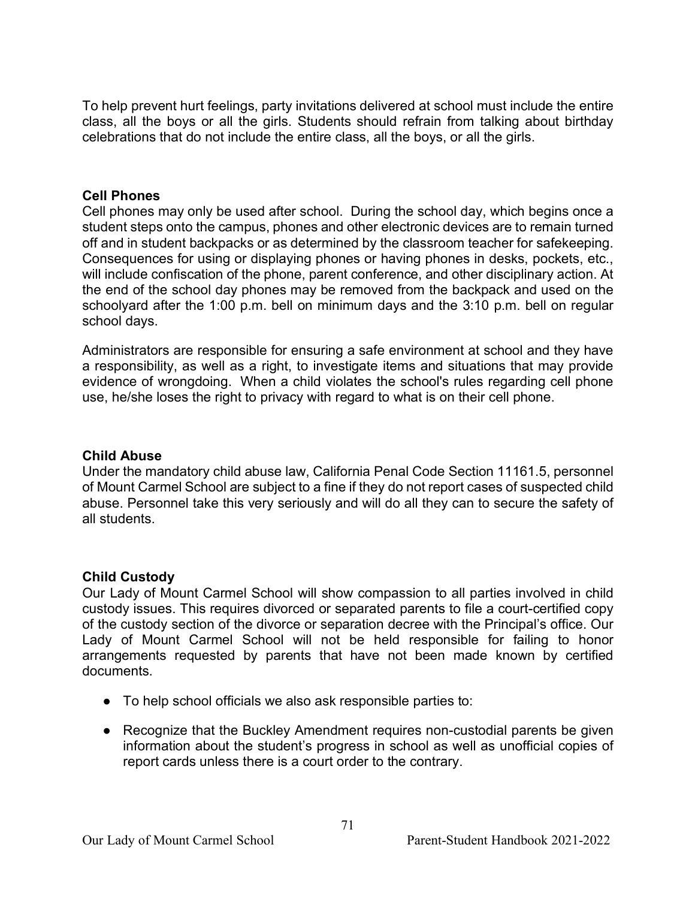To help prevent hurt feelings, party invitations delivered at school must include the entire class, all the boys or all the girls. Students should refrain from talking about birthday celebrations that do not include the entire class, all the boys, or all the girls.

### Cell Phones

Cell phones may only be used after school. During the school day, which begins once a student steps onto the campus, phones and other electronic devices are to remain turned off and in student backpacks or as determined by the classroom teacher for safekeeping. Consequences for using or displaying phones or having phones in desks, pockets, etc., will include confiscation of the phone, parent conference, and other disciplinary action. At the end of the school day phones may be removed from the backpack and used on the schoolyard after the 1:00 p.m. bell on minimum days and the 3:10 p.m. bell on regular school days.

Administrators are responsible for ensuring a safe environment at school and they have a responsibility, as well as a right, to investigate items and situations that may provide evidence of wrongdoing. When a child violates the school's rules regarding cell phone use, he/she loses the right to privacy with regard to what is on their cell phone.

### Child Abuse

Under the mandatory child abuse law, California Penal Code Section 11161.5, personnel of Mount Carmel School are subject to a fine if they do not report cases of suspected child abuse. Personnel take this very seriously and will do all they can to secure the safety of all students.

### Child Custody

Our Lady of Mount Carmel School will show compassion to all parties involved in child custody issues. This requires divorced or separated parents to file a court-certified copy of the custody section of the divorce or separation decree with the Principal's office. Our Lady of Mount Carmel School will not be held responsible for failing to honor arrangements requested by parents that have not been made known by certified documents.

- To help school officials we also ask responsible parties to:
- Recognize that the Buckley Amendment requires non-custodial parents be given information about the student's progress in school as well as unofficial copies of report cards unless there is a court order to the contrary.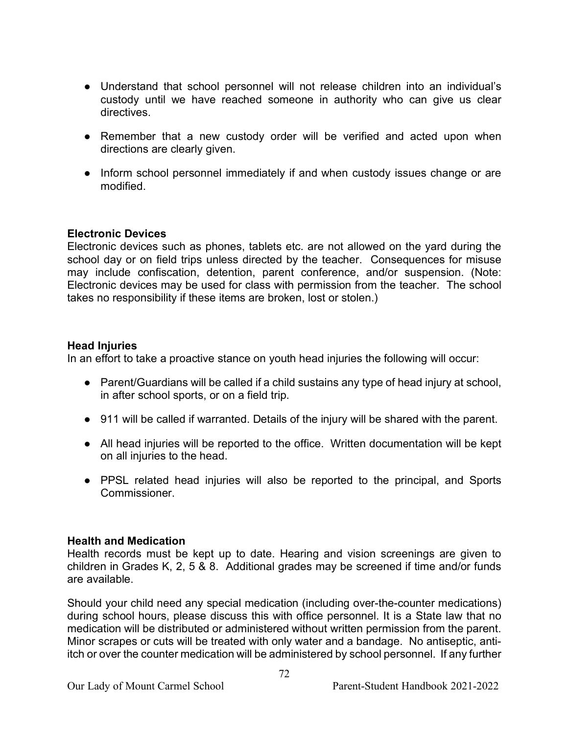- Understand that school personnel will not release children into an individual's custody until we have reached someone in authority who can give us clear directives.

- Remember that a new custody order will be verified and acted upon when directions are clearly given.

- Inform school personnel immediately if and when custody issues change or are modified.

**Electronic Devices**
Electronic devices such as phones, tablets etc. are not allowed on the yard during the school day or on field trips unless directed by the teacher. Consequences for misuse may include confiscation, detention, parent conference, and/or suspension. (Note: Electronic devices may be used for class with permission from the teacher. The school takes no responsibility if these items are broken, lost or stolen.)

**Head Injuries**
In an effort to take a proactive stance on youth head injuries the following will occur:

- Parent/Guardians will be called if a child sustains any type of head injury at school, in after school sports, or on a field trip.

- 911 will be called if warranted. Details of the injury will be shared with the parent.

- All head injuries will be reported to the office. Written documentation will be kept on all injuries to the head.

- PPSL related head injuries will also be reported to the principal, and Sports Commissioner.

**Health and Medication**
Health records must be kept up to date. Hearing and vision screenings are given to children in Grades K, 2, 5 & 8. Additional grades may be screened if time and/or funds are available.

Should your child need any special medication (including over-the-counter medications) during school hours, please discuss this with office personnel. It is a State law that no medication will be distributed or administered without written permission from the parent. Minor scrapes or cuts will be treated with only water and a bandage. No antiseptic, anti-itch or over the counter medication will be administered by school personnel. If any further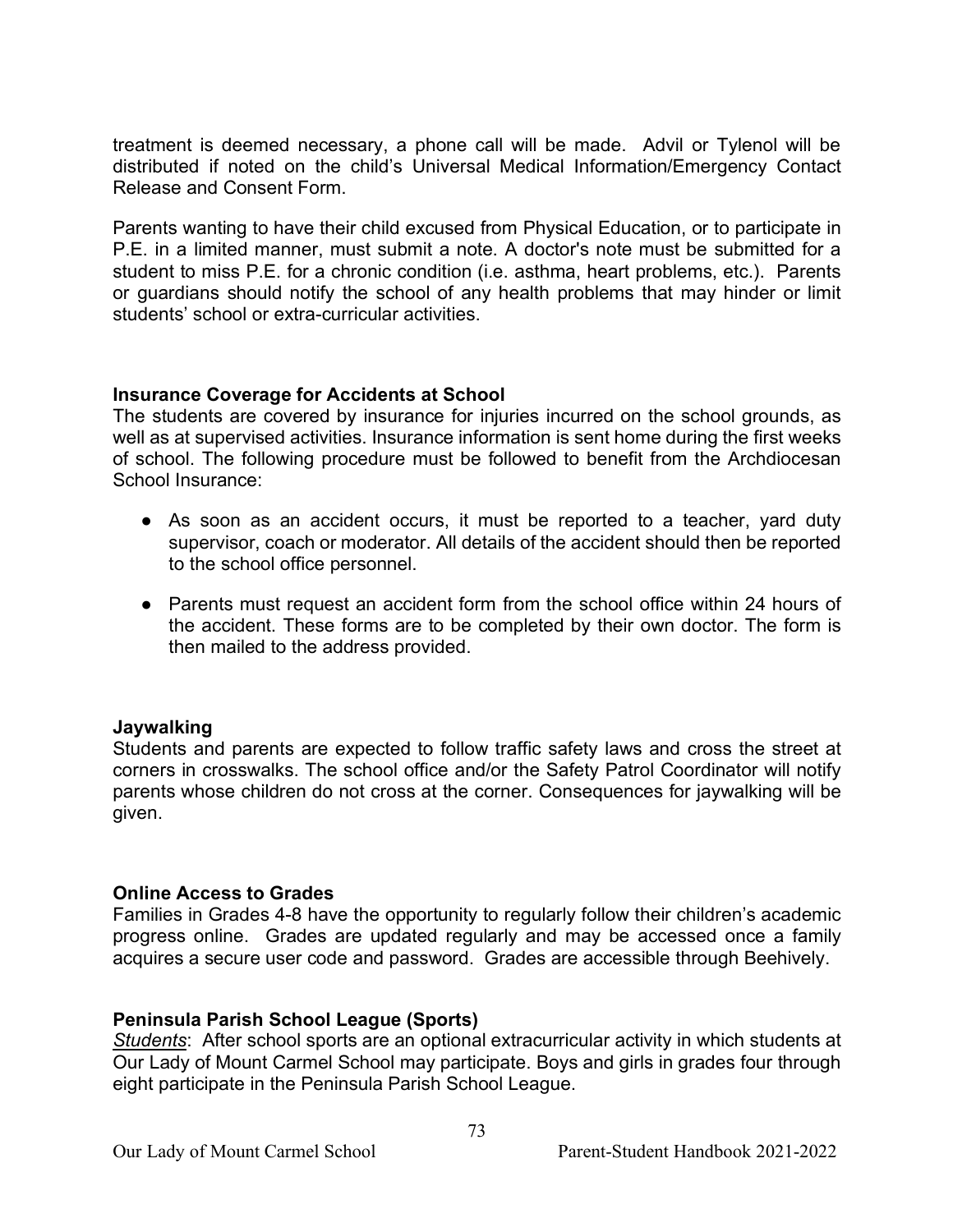treatment is deemed necessary, a phone call will be made. Advil or Tylenol will be distributed if noted on the child's Universal Medical Information/Emergency Contact Release and Consent Form.

Parents wanting to have their child excused from Physical Education, or to participate in P.E. in a limited manner, must submit a note. A doctor's note must be submitted for a student to miss P.E. for a chronic condition (i.e. asthma, heart problems, etc.). Parents or guardians should notify the school of any health problems that may hinder or limit students' school or extra-curricular activities.

### Insurance Coverage for Accidents at School

The students are covered by insurance for injuries incurred on the school grounds, as well as at supervised activities. Insurance information is sent home during the first weeks of school. The following procedure must be followed to benefit from the Archdiocesan School Insurance:

- As soon as an accident occurs, it must be reported to a teacher, yard duty supervisor, coach or moderator. All details of the accident should then be reported to the school office personnel.
- Parents must request an accident form from the school office within 24 hours of the accident. These forms are to be completed by their own doctor. The form is then mailed to the address provided.

### Jaywalking

Students and parents are expected to follow traffic safety laws and cross the street at corners in crosswalks. The school office and/or the Safety Patrol Coordinator will notify parents whose children do not cross at the corner. Consequences for jaywalking will be given.

### Online Access to Grades

Families in Grades 4-8 have the opportunity to regularly follow their children's academic progress online. Grades are updated regularly and may be accessed once a family acquires a secure user code and password. Grades are accessible through Beehively.

### Peninsula Parish School League (Sports)

*Students*: After school sports are an optional extracurricular activity in which students at Our Lady of Mount Carmel School may participate. Boys and girls in grades four through eight participate in the Peninsula Parish School League.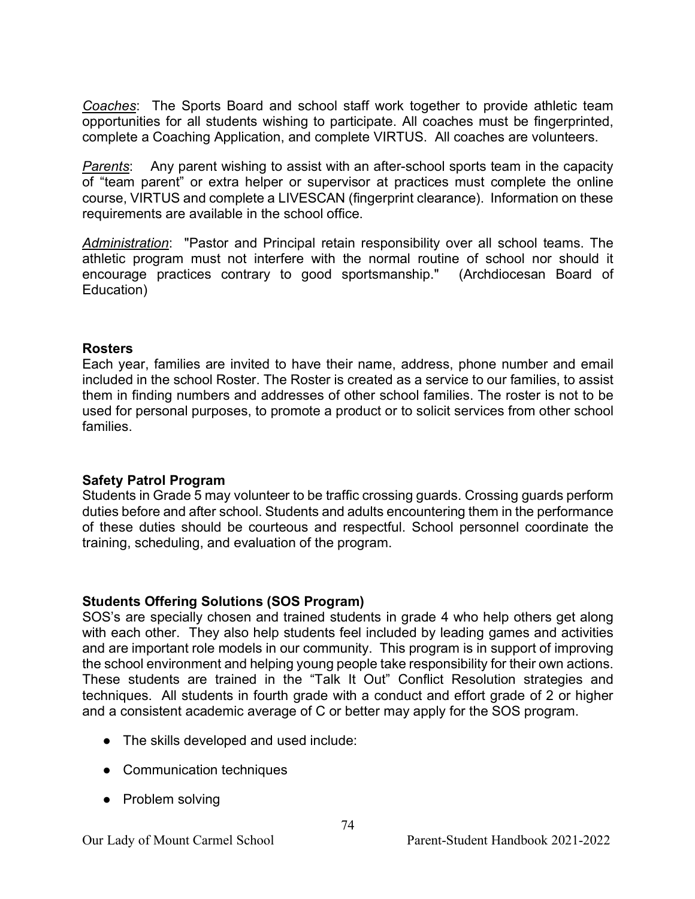*Coaches*: The Sports Board and school staff work together to provide athletic team opportunities for all students wishing to participate. All coaches must be fingerprinted, complete a Coaching Application, and complete VIRTUS. All coaches are volunteers.

*Parents*: Any parent wishing to assist with an after-school sports team in the capacity of "team parent" or extra helper or supervisor at practices must complete the online course, VIRTUS and complete a LIVESCAN (fingerprint clearance). Information on these requirements are available in the school office.

*Administration*: "Pastor and Principal retain responsibility over all school teams. The athletic program must not interfere with the normal routine of school nor should it encourage practices contrary to good sportsmanship." (Archdiocesan Board of Education)

**Rosters**

Each year, families are invited to have their name, address, phone number and email included in the school Roster. The Roster is created as a service to our families, to assist them in finding numbers and addresses of other school families. The roster is not to be used for personal purposes, to promote a product or to solicit services from other school families.

**Safety Patrol Program**

Students in Grade 5 may volunteer to be traffic crossing guards. Crossing guards perform duties before and after school. Students and adults encountering them in the performance of these duties should be courteous and respectful. School personnel coordinate the training, scheduling, and evaluation of the program.

**Students Offering Solutions (SOS Program)**

SOS's are specially chosen and trained students in grade 4 who help others get along with each other. They also help students feel included by leading games and activities and are important role models in our community. This program is in support of improving the school environment and helping young people take responsibility for their own actions. These students are trained in the "Talk It Out" Conflict Resolution strategies and techniques. All students in fourth grade with a conduct and effort grade of 2 or higher and a consistent academic average of C or better may apply for the SOS program.

- The skills developed and used include:
- Communication techniques
- Problem solving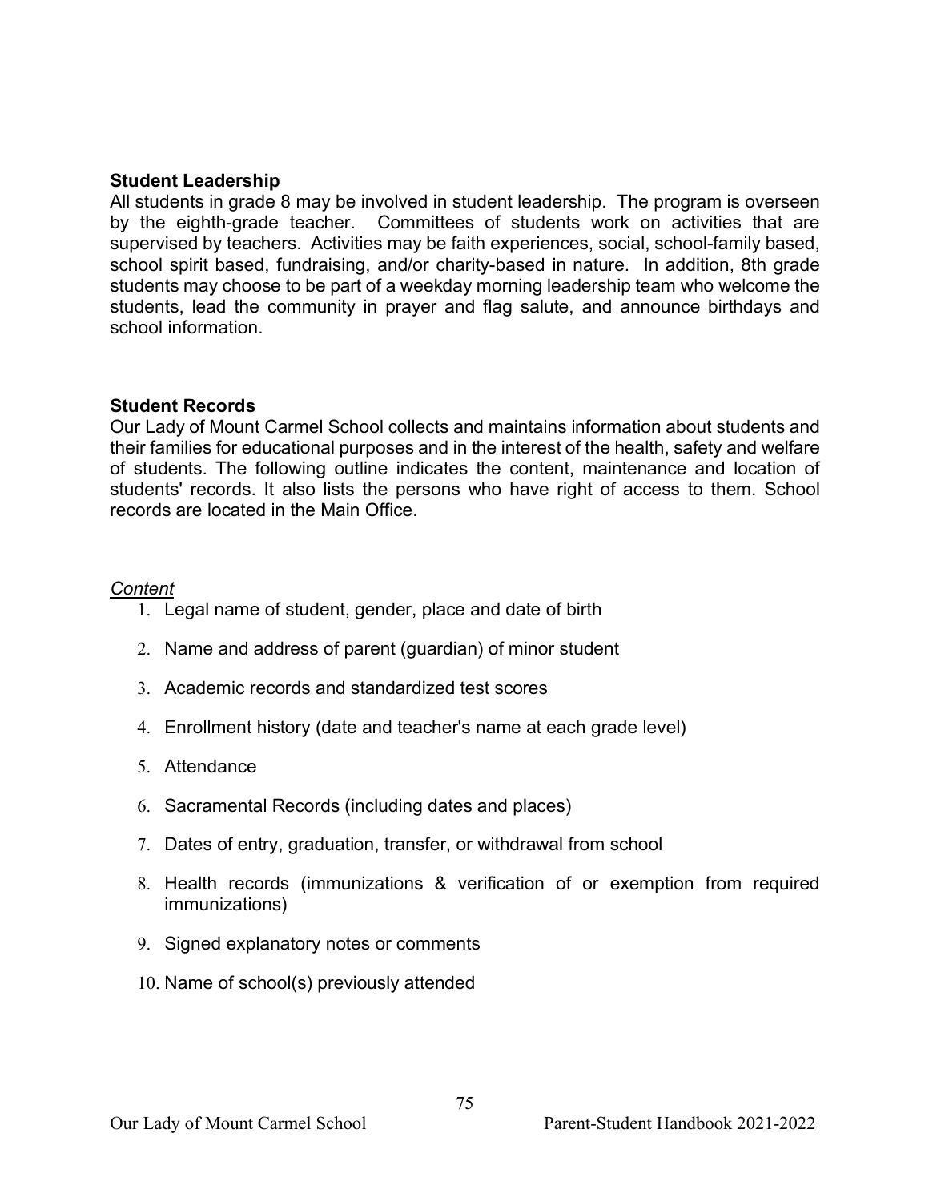### Student Leadership

All students in grade 8 may be involved in student leadership. The program is overseen by the eighth-grade teacher. Committees of students work on activities that are supervised by teachers. Activities may be faith experiences, social, school-family based, school spirit based, fundraising, and/or charity-based in nature. In addition, 8th grade students may choose to be part of a weekday morning leadership team who welcome the students, lead the community in prayer and flag salute, and announce birthdays and school information.

### Student Records

Our Lady of Mount Carmel School collects and maintains information about students and their families for educational purposes and in the interest of the health, safety and welfare of students. The following outline indicates the content, maintenance and location of students' records. It also lists the persons who have right of access to them. School records are located in the Main Office.

*Content*

1. Legal name of student, gender, place and date of birth
2. Name and address of parent (guardian) of minor student
3. Academic records and standardized test scores
4. Enrollment history (date and teacher's name at each grade level)
5. Attendance
6. Sacramental Records (including dates and places)
7. Dates of entry, graduation, transfer, or withdrawal from school
8. Health records (immunizations & verification of or exemption from required immunizations)
9. Signed explanatory notes or comments
10. Name of school(s) previously attended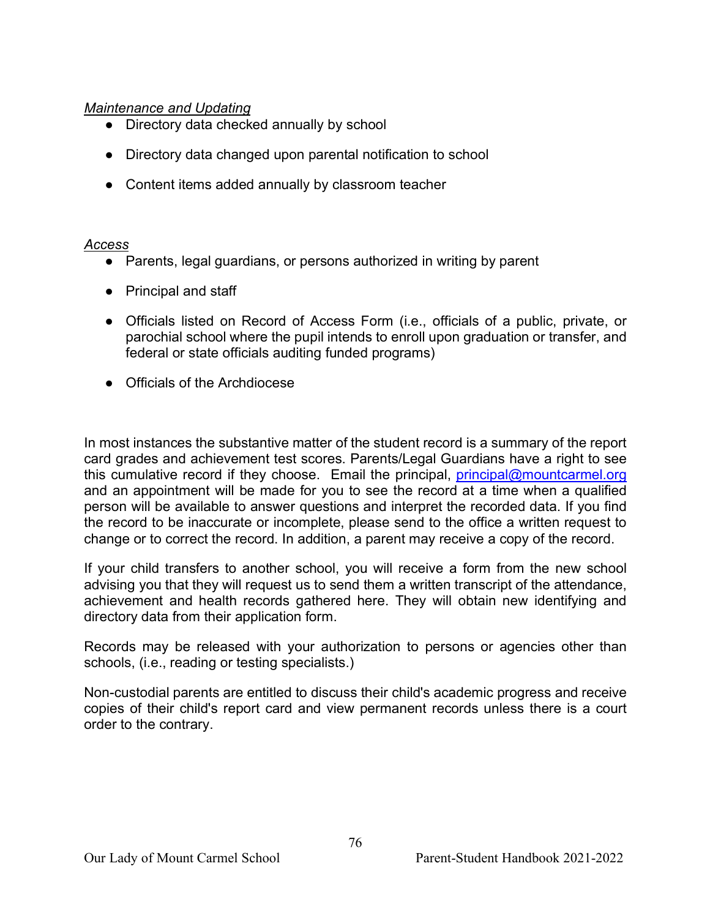*Maintenance and Updating*

- Directory data checked annually by school
- Directory data changed upon parental notification to school
- Content items added annually by classroom teacher

*Access*

- Parents, legal guardians, or persons authorized in writing by parent
- Principal and staff
- Officials listed on Record of Access Form (i.e., officials of a public, private, or parochial school where the pupil intends to enroll upon graduation or transfer, and federal or state officials auditing funded programs)
- Officials of the Archdiocese

In most instances the substantive matter of the student record is a summary of the report card grades and achievement test scores. Parents/Legal Guardians have a right to see this cumulative record if they choose. Email the principal, principal@mountcarmel.org and an appointment will be made for you to see the record at a time when a qualified person will be available to answer questions and interpret the recorded data. If you find the record to be inaccurate or incomplete, please send to the office a written request to change or to correct the record. In addition, a parent may receive a copy of the record.

If your child transfers to another school, you will receive a form from the new school advising you that they will request us to send them a written transcript of the attendance, achievement and health records gathered here. They will obtain new identifying and directory data from their application form.

Records may be released with your authorization to persons or agencies other than schools, (i.e., reading or testing specialists.)

Non-custodial parents are entitled to discuss their child's academic progress and receive copies of their child's report card and view permanent records unless there is a court order to the contrary.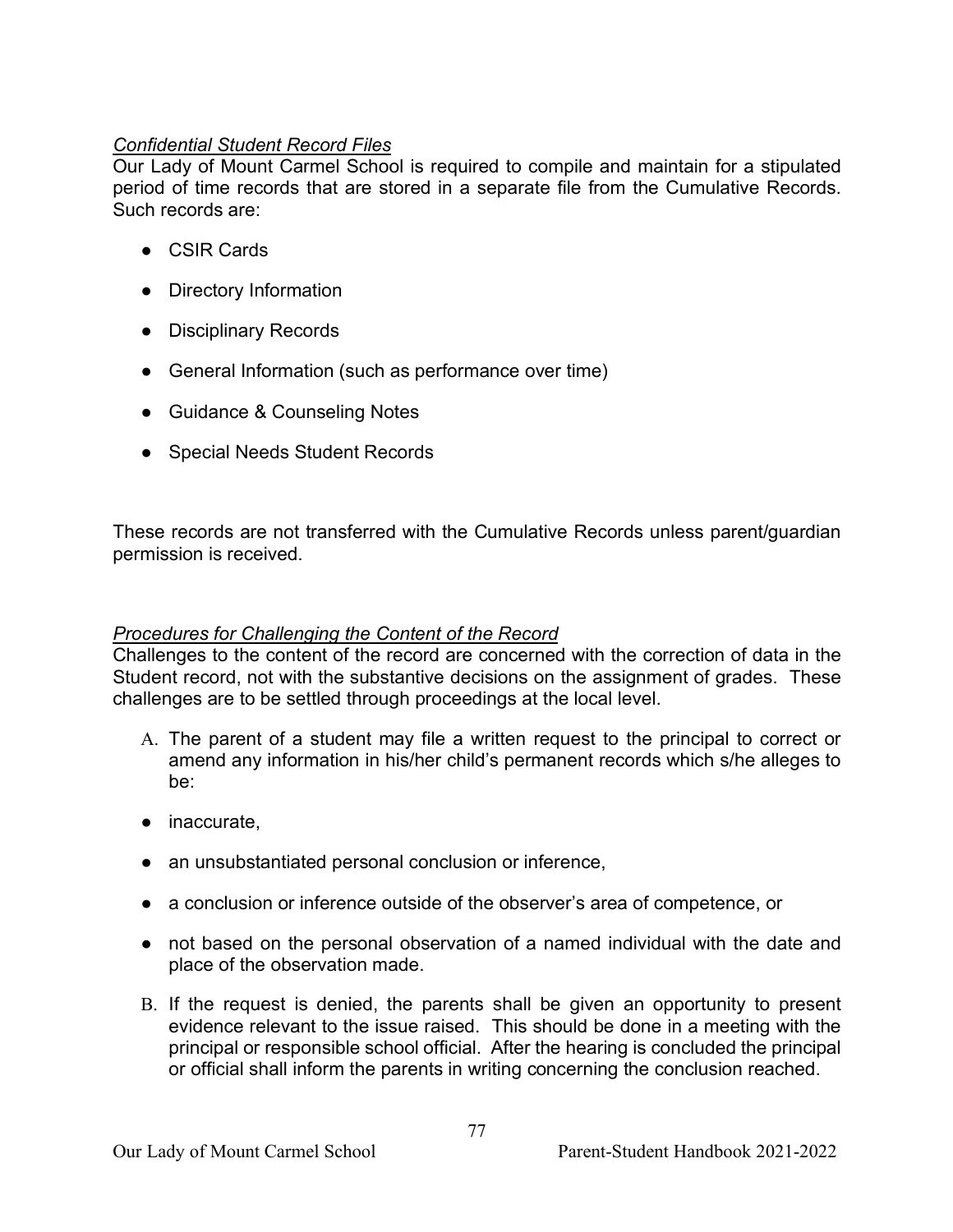*Confidential Student Record Files*

Our Lady of Mount Carmel School is required to compile and maintain for a stipulated period of time records that are stored in a separate file from the Cumulative Records. Such records are:

- CSIR Cards
- Directory Information
- Disciplinary Records
- General Information (such as performance over time)
- Guidance & Counseling Notes
- Special Needs Student Records

These records are not transferred with the Cumulative Records unless parent/guardian permission is received.

*Procedures for Challenging the Content of the Record*

Challenges to the content of the record are concerned with the correction of data in the Student record, not with the substantive decisions on the assignment of grades. These challenges are to be settled through proceedings at the local level.

A. The parent of a student may file a written request to the principal to correct or amend any information in his/her child's permanent records which s/he alleges to be:

- inaccurate,
- an unsubstantiated personal conclusion or inference,
- a conclusion or inference outside of the observer's area of competence, or
- not based on the personal observation of a named individual with the date and place of the observation made.

B. If the request is denied, the parents shall be given an opportunity to present evidence relevant to the issue raised. This should be done in a meeting with the principal or responsible school official. After the hearing is concluded the principal or official shall inform the parents in writing concerning the conclusion reached.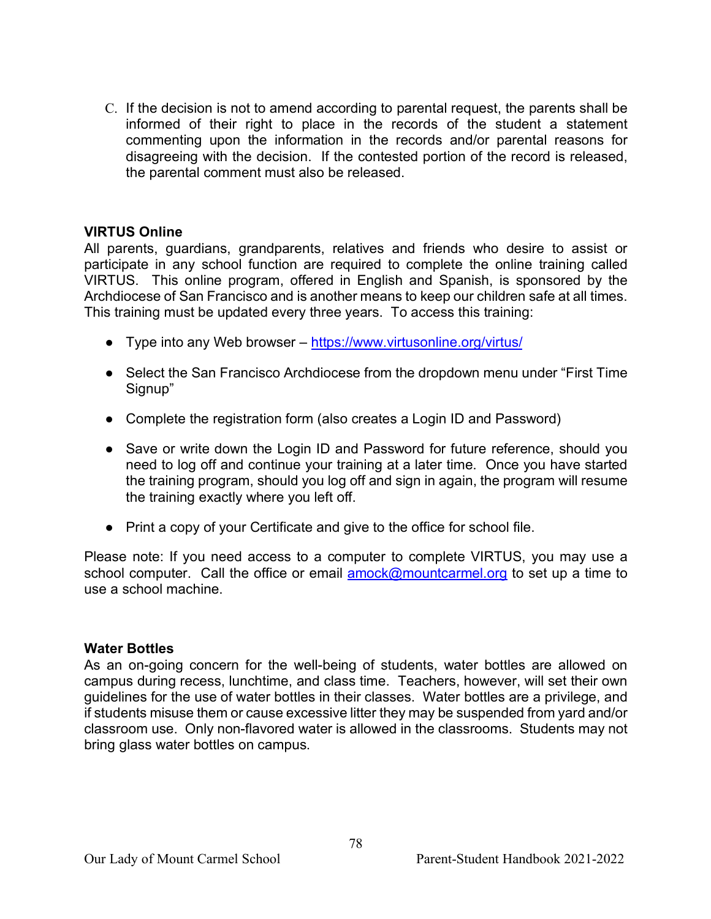C. If the decision is not to amend according to parental request, the parents shall be informed of their right to place in the records of the student a statement commenting upon the information in the records and/or parental reasons for disagreeing with the decision. If the contested portion of the record is released, the parental comment must also be released.

**VIRTUS Online**

All parents, guardians, grandparents, relatives and friends who desire to assist or participate in any school function are required to complete the online training called VIRTUS. This online program, offered in English and Spanish, is sponsored by the Archdiocese of San Francisco and is another means to keep our children safe at all times. This training must be updated every three years. To access this training:

- Type into any Web browser – https://www.virtusonline.org/virtus/
- Select the San Francisco Archdiocese from the dropdown menu under "First Time Signup"
- Complete the registration form (also creates a Login ID and Password)
- Save or write down the Login ID and Password for future reference, should you need to log off and continue your training at a later time. Once you have started the training program, should you log off and sign in again, the program will resume the training exactly where you left off.
- Print a copy of your Certificate and give to the office for school file.

Please note: If you need access to a computer to complete VIRTUS, you may use a school computer. Call the office or email amock@mountcarmel.org to set up a time to use a school machine.

**Water Bottles**

As an on-going concern for the well-being of students, water bottles are allowed on campus during recess, lunchtime, and class time. Teachers, however, will set their own guidelines for the use of water bottles in their classes. Water bottles are a privilege, and if students misuse them or cause excessive litter they may be suspended from yard and/or classroom use. Only non-flavored water is allowed in the classrooms. Students may not bring glass water bottles on campus.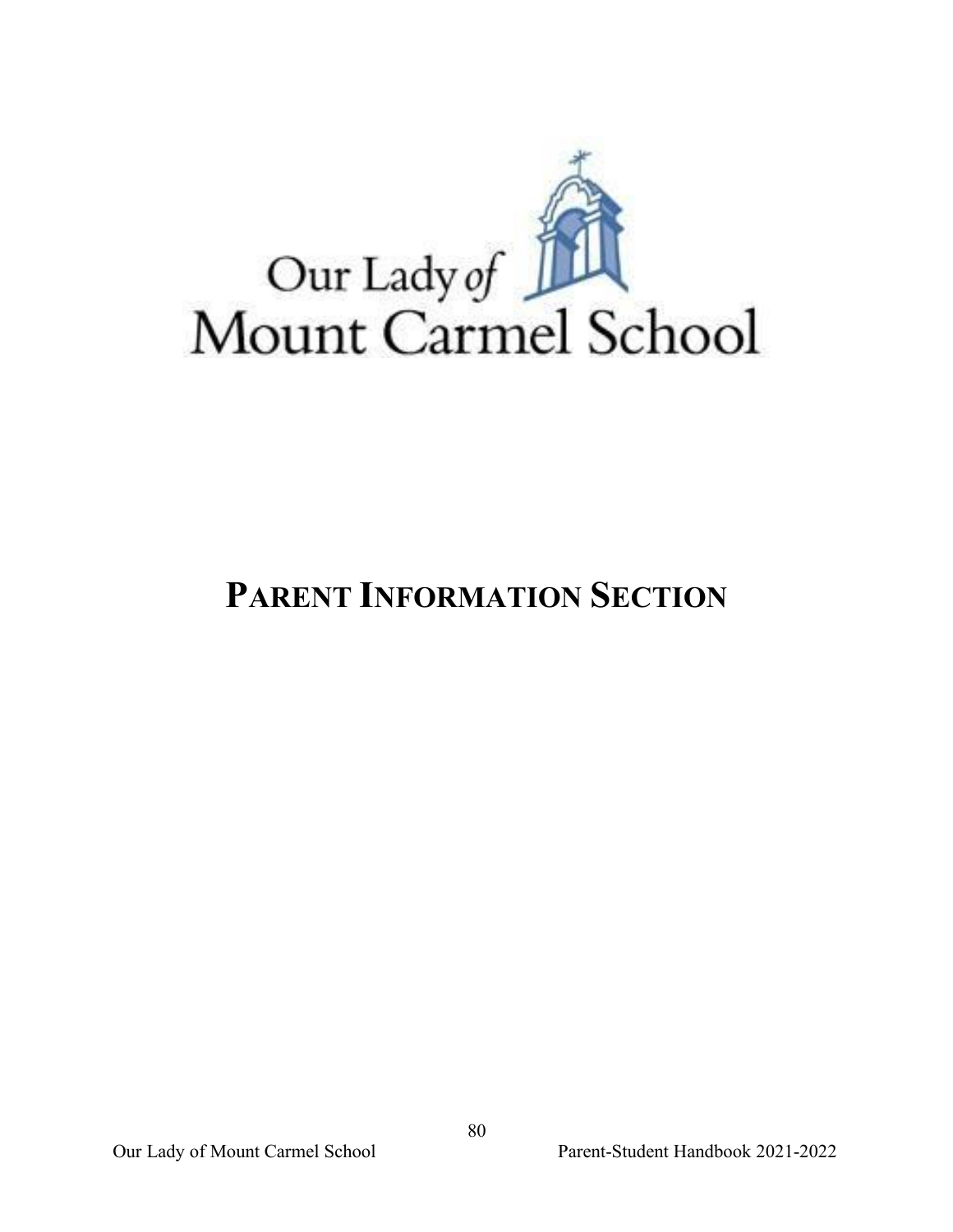Our Lady *of*
Mount Carmel School

# PARENT INFORMATION SECTION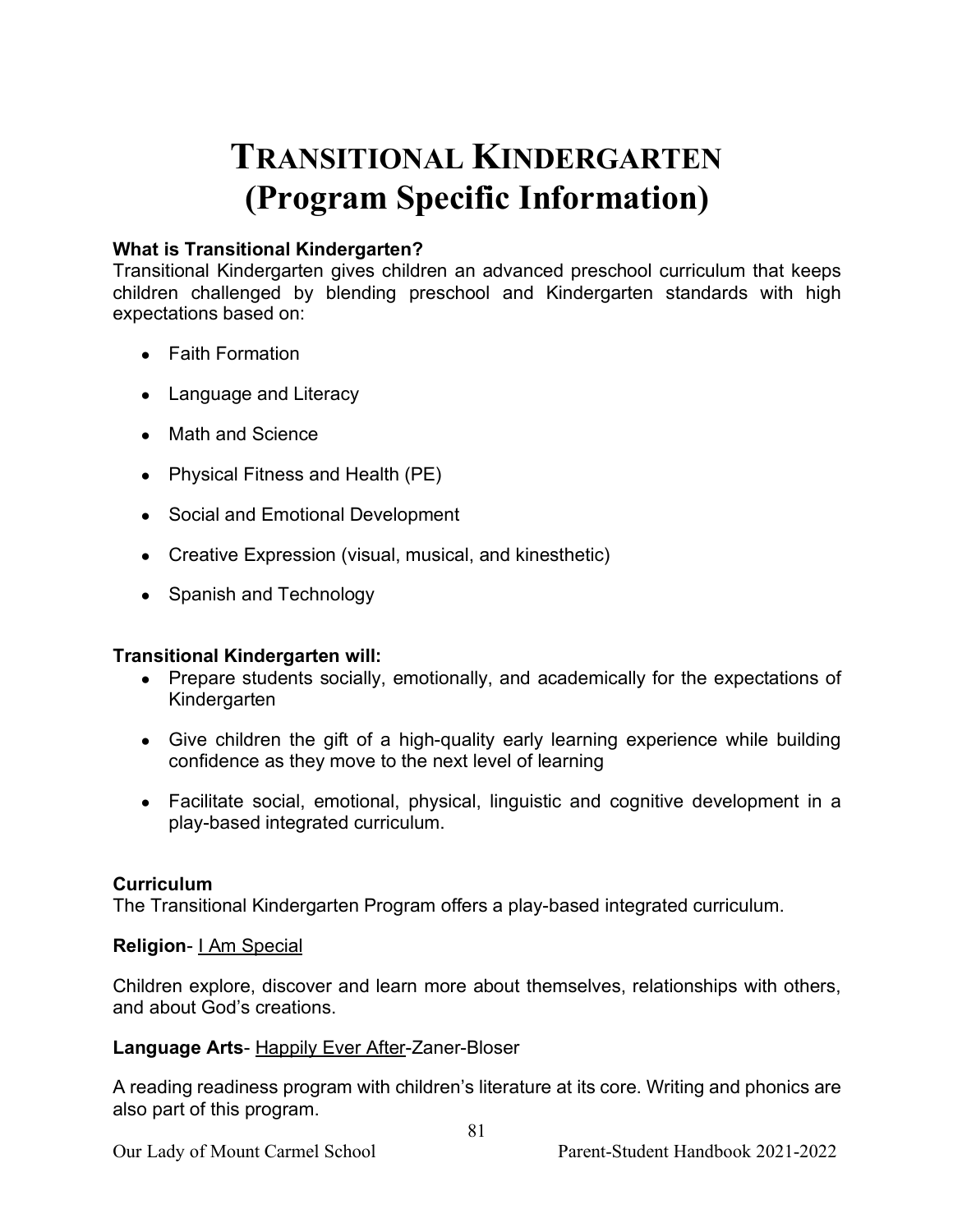# TRANSITIONAL KINDERGARTEN (Program Specific Information)

**What is Transitional Kindergarten?**
Transitional Kindergarten gives children an advanced preschool curriculum that keeps children challenged by blending preschool and Kindergarten standards with high expectations based on:

- Faith Formation
- Language and Literacy
- Math and Science
- Physical Fitness and Health (PE)
- Social and Emotional Development
- Creative Expression (visual, musical, and kinesthetic)
- Spanish and Technology

**Transitional Kindergarten will:**

- Prepare students socially, emotionally, and academically for the expectations of Kindergarten
- Give children the gift of a high-quality early learning experience while building confidence as they move to the next level of learning
- Facilitate social, emotional, physical, linguistic and cognitive development in a play-based integrated curriculum.

**Curriculum**
The Transitional Kindergarten Program offers a play-based integrated curriculum.

**Religion**- I Am Special

Children explore, discover and learn more about themselves, relationships with others, and about God's creations.

**Language Arts**- Happily Ever After-Zaner-Bloser

A reading readiness program with children's literature at its core. Writing and phonics are also part of this program.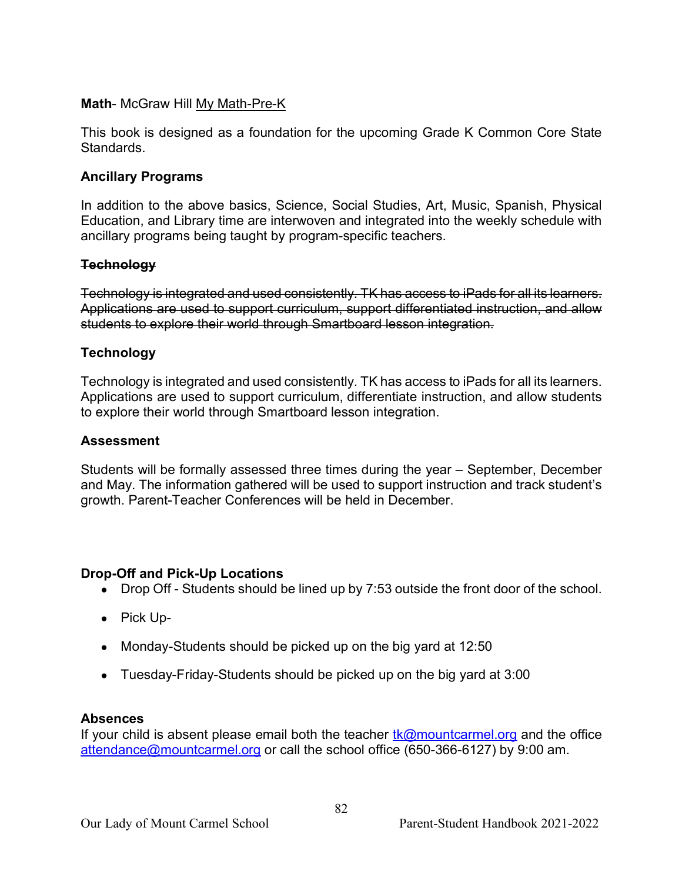**Math**- McGraw Hill My Math-Pre-K

This book is designed as a foundation for the upcoming Grade K Common Core State Standards.

**Ancillary Programs**

In addition to the above basics, Science, Social Studies, Art, Music, Spanish, Physical Education, and Library time are interwoven and integrated into the weekly schedule with ancillary programs being taught by program-specific teachers.

~~**Technology**~~

~~Technology is integrated and used consistently. TK has access to iPads for all its learners. Applications are used to support curriculum, support differentiated instruction, and allow students to explore their world through Smartboard lesson integration.~~

**Technology**

Technology is integrated and used consistently. TK has access to iPads for all its learners. Applications are used to support curriculum, differentiate instruction, and allow students to explore their world through Smartboard lesson integration.

**Assessment**

Students will be formally assessed three times during the year – September, December and May. The information gathered will be used to support instruction and track student's growth. Parent-Teacher Conferences will be held in December.

**Drop-Off and Pick-Up Locations**

- Drop Off - Students should be lined up by 7:53 outside the front door of the school.
- Pick Up-
- Monday-Students should be picked up on the big yard at 12:50
- Tuesday-Friday-Students should be picked up on the big yard at 3:00

**Absences**

If your child is absent please email both the teacher tk@mountcarmel.org and the office attendance@mountcarmel.org or call the school office (650-366-6127) by 9:00 am.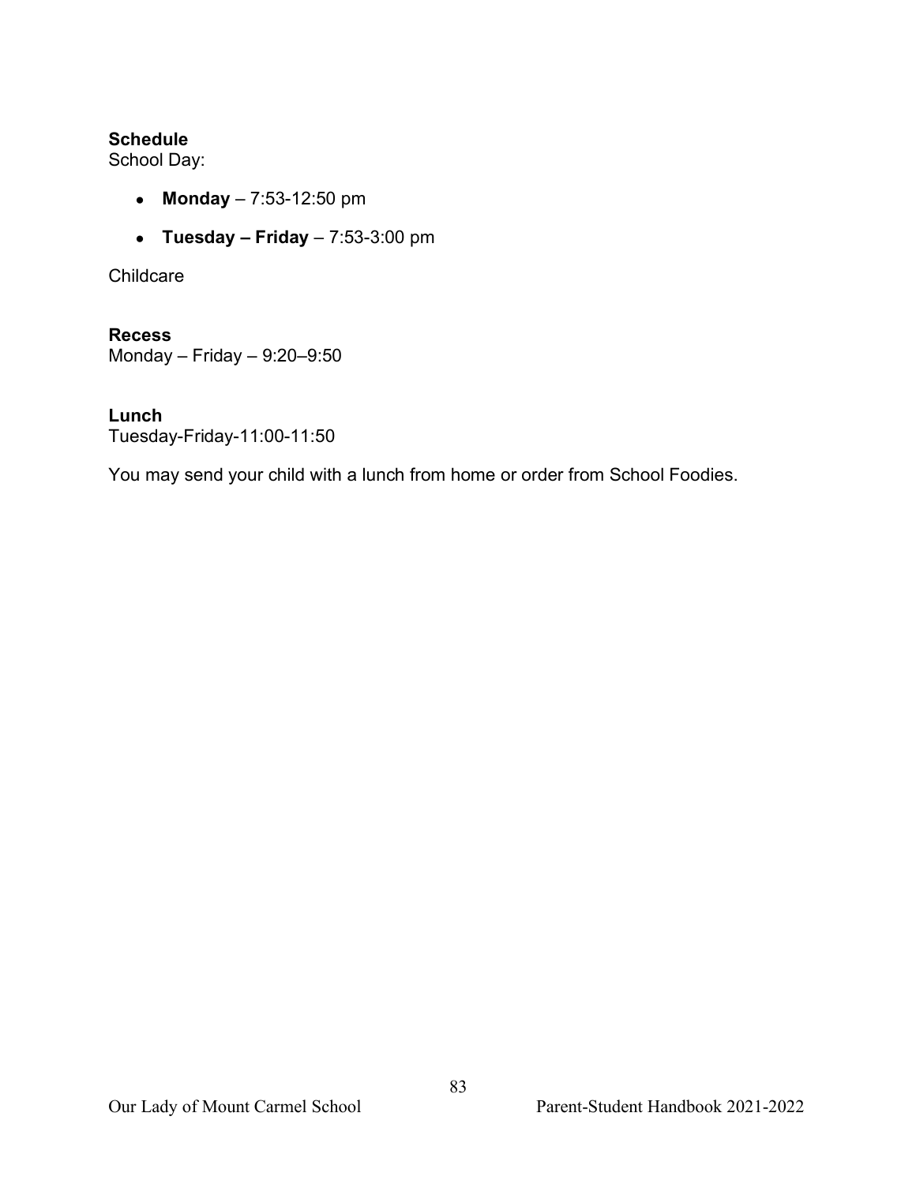**Schedule**
School Day:

- **Monday** – 7:53-12:50 pm
- **Tuesday – Friday** – 7:53-3:00 pm

Childcare

**Recess**
Monday – Friday – 9:20–9:50

**Lunch**
Tuesday-Friday-11:00-11:50

You may send your child with a lunch from home or order from School Foodies.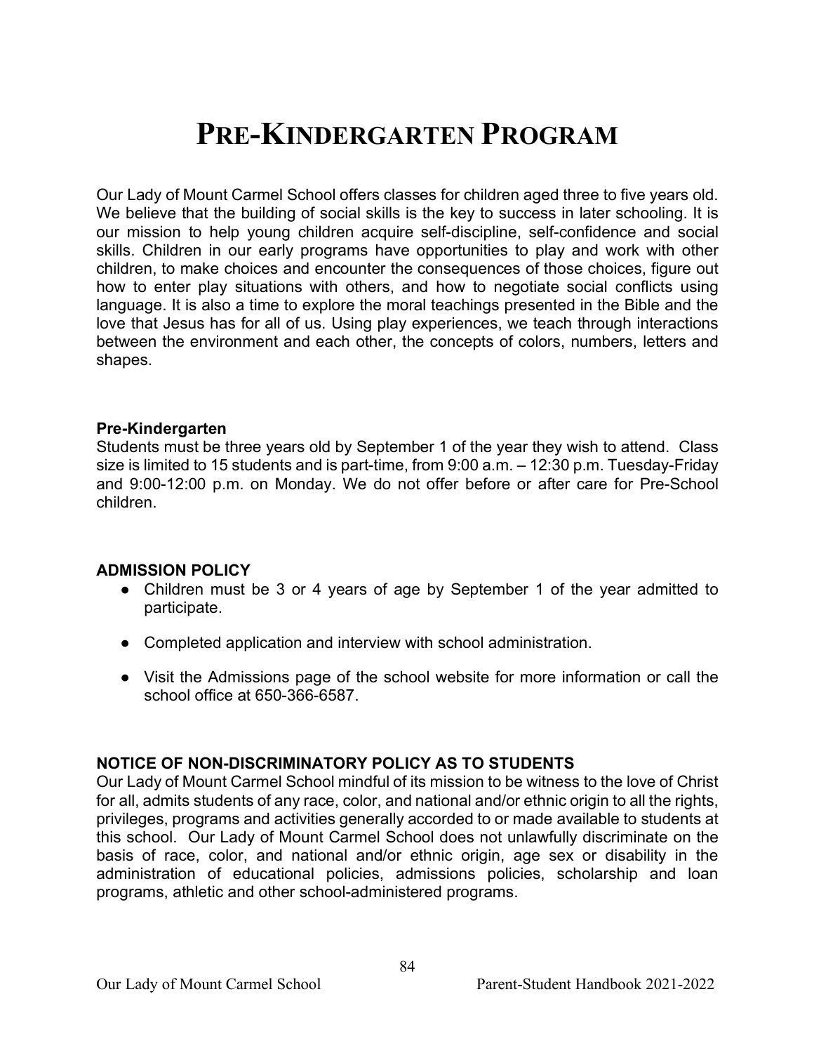# PRE-KINDERGARTEN PROGRAM

Our Lady of Mount Carmel School offers classes for children aged three to five years old. We believe that the building of social skills is the key to success in later schooling. It is our mission to help young children acquire self-discipline, self-confidence and social skills. Children in our early programs have opportunities to play and work with other children, to make choices and encounter the consequences of those choices, figure out how to enter play situations with others, and how to negotiate social conflicts using language. It is also a time to explore the moral teachings presented in the Bible and the love that Jesus has for all of us. Using play experiences, we teach through interactions between the environment and each other, the concepts of colors, numbers, letters and shapes.

**Pre-Kindergarten**

Students must be three years old by September 1 of the year they wish to attend. Class size is limited to 15 students and is part-time, from 9:00 a.m. – 12:30 p.m. Tuesday-Friday and 9:00-12:00 p.m. on Monday. We do not offer before or after care for Pre-School children.

**ADMISSION POLICY**

- Children must be 3 or 4 years of age by September 1 of the year admitted to participate.
- Completed application and interview with school administration.
- Visit the Admissions page of the school website for more information or call the school office at 650-366-6587.

**NOTICE OF NON-DISCRIMINATORY POLICY AS TO STUDENTS**

Our Lady of Mount Carmel School mindful of its mission to be witness to the love of Christ for all, admits students of any race, color, and national and/or ethnic origin to all the rights, privileges, programs and activities generally accorded to or made available to students at this school. Our Lady of Mount Carmel School does not unlawfully discriminate on the basis of race, color, and national and/or ethnic origin, age sex or disability in the administration of educational policies, admissions policies, scholarship and loan programs, athletic and other school-administered programs.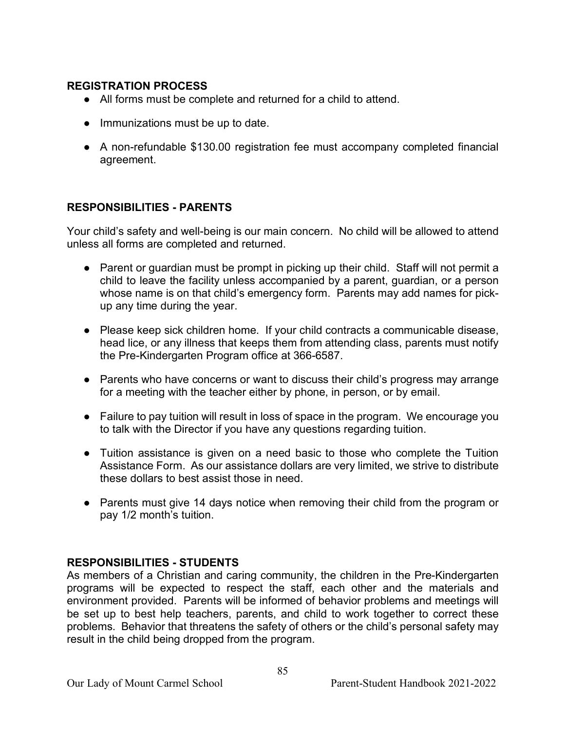## REGISTRATION PROCESS

- All forms must be complete and returned for a child to attend.
- Immunizations must be up to date.
- A non-refundable $130.00 registration fee must accompany completed financial agreement.

## RESPONSIBILITIES - PARENTS

Your child's safety and well-being is our main concern. No child will be allowed to attend unless all forms are completed and returned.

- Parent or guardian must be prompt in picking up their child. Staff will not permit a child to leave the facility unless accompanied by a parent, guardian, or a person whose name is on that child's emergency form. Parents may add names for pick-up any time during the year.
- Please keep sick children home. If your child contracts a communicable disease, head lice, or any illness that keeps them from attending class, parents must notify the Pre-Kindergarten Program office at 366-6587.
- Parents who have concerns or want to discuss their child's progress may arrange for a meeting with the teacher either by phone, in person, or by email.
- Failure to pay tuition will result in loss of space in the program. We encourage you to talk with the Director if you have any questions regarding tuition.
- Tuition assistance is given on a need basic to those who complete the Tuition Assistance Form. As our assistance dollars are very limited, we strive to distribute these dollars to best assist those in need.
- Parents must give 14 days notice when removing their child from the program or pay 1/2 month's tuition.

## RESPONSIBILITIES - STUDENTS

As members of a Christian and caring community, the children in the Pre-Kindergarten programs will be expected to respect the staff, each other and the materials and environment provided. Parents will be informed of behavior problems and meetings will be set up to best help teachers, parents, and child to work together to correct these problems. Behavior that threatens the safety of others or the child's personal safety may result in the child being dropped from the program.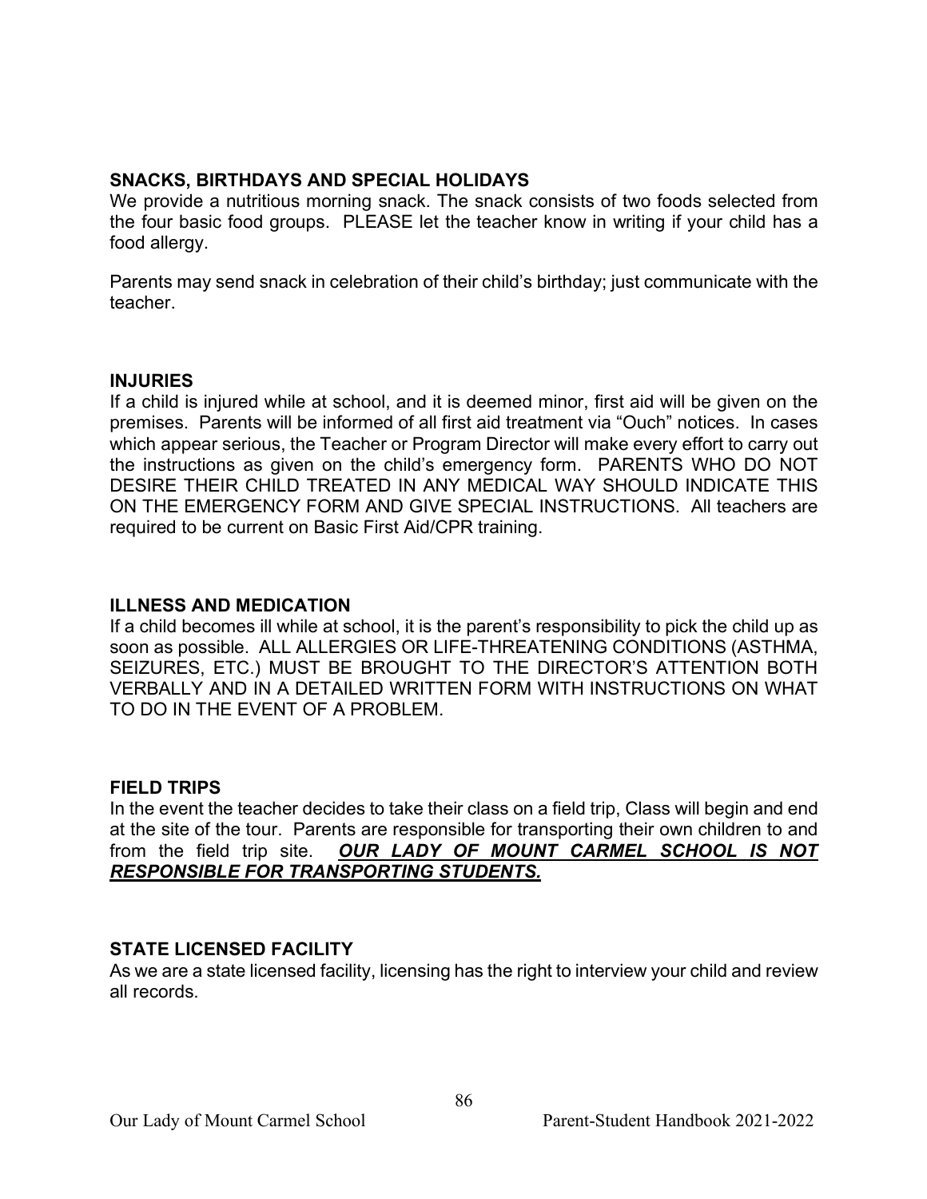### SNACKS, BIRTHDAYS AND SPECIAL HOLIDAYS

We provide a nutritious morning snack. The snack consists of two foods selected from the four basic food groups. PLEASE let the teacher know in writing if your child has a food allergy.

Parents may send snack in celebration of their child's birthday; just communicate with the teacher.

### INJURIES

If a child is injured while at school, and it is deemed minor, first aid will be given on the premises. Parents will be informed of all first aid treatment via "Ouch" notices. In cases which appear serious, the Teacher or Program Director will make every effort to carry out the instructions as given on the child's emergency form. PARENTS WHO DO NOT DESIRE THEIR CHILD TREATED IN ANY MEDICAL WAY SHOULD INDICATE THIS ON THE EMERGENCY FORM AND GIVE SPECIAL INSTRUCTIONS. All teachers are required to be current on Basic First Aid/CPR training.

### ILLNESS AND MEDICATION

If a child becomes ill while at school, it is the parent's responsibility to pick the child up as soon as possible. ALL ALLERGIES OR LIFE-THREATENING CONDITIONS (ASTHMA, SEIZURES, ETC.) MUST BE BROUGHT TO THE DIRECTOR'S ATTENTION BOTH VERBALLY AND IN A DETAILED WRITTEN FORM WITH INSTRUCTIONS ON WHAT TO DO IN THE EVENT OF A PROBLEM.

### FIELD TRIPS

In the event the teacher decides to take their class on a field trip, Class will begin and end at the site of the tour. Parents are responsible for transporting their own children to and from the field trip site. ***<u>OUR LADY OF MOUNT CARMEL SCHOOL IS NOT RESPONSIBLE FOR TRANSPORTING STUDENTS.</u>***

### STATE LICENSED FACILITY

As we are a state licensed facility, licensing has the right to interview your child and review all records.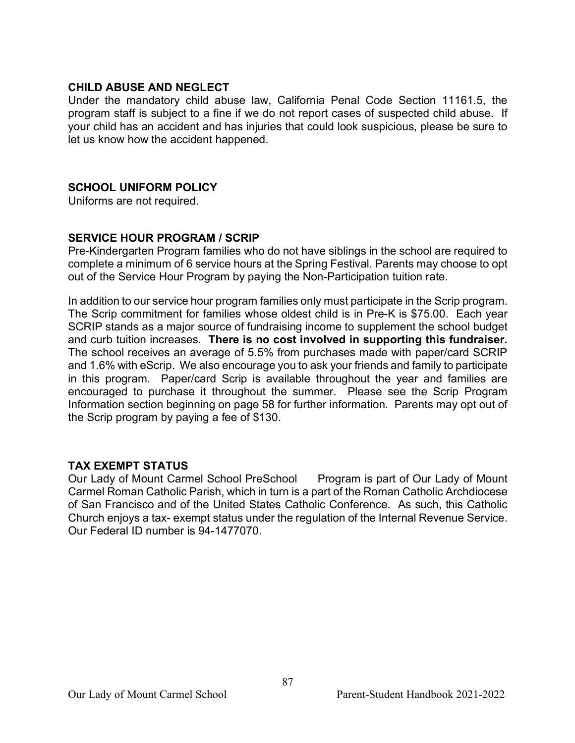## CHILD ABUSE AND NEGLECT

Under the mandatory child abuse law, California Penal Code Section 11161.5, the program staff is subject to a fine if we do not report cases of suspected child abuse. If your child has an accident and has injuries that could look suspicious, please be sure to let us know how the accident happened.

## SCHOOL UNIFORM POLICY

Uniforms are not required.

## SERVICE HOUR PROGRAM / SCRIP

Pre-Kindergarten Program families who do not have siblings in the school are required to complete a minimum of 6 service hours at the Spring Festival. Parents may choose to opt out of the Service Hour Program by paying the Non-Participation tuition rate.

In addition to our service hour program families only must participate in the Scrip program. The Scrip commitment for families whose oldest child is in Pre-K is $75.00. Each year SCRIP stands as a major source of fundraising income to supplement the school budget and curb tuition increases. **There is no cost involved in supporting this fundraiser.** The school receives an average of 5.5% from purchases made with paper/card SCRIP and 1.6% with eScrip. We also encourage you to ask your friends and family to participate in this program. Paper/card Scrip is available throughout the year and families are encouraged to purchase it throughout the summer. Please see the Scrip Program Information section beginning on page 58 for further information. Parents may opt out of the Scrip program by paying a fee of $130.

## TAX EXEMPT STATUS

Our Lady of Mount Carmel School PreSchool Program is part of Our Lady of Mount Carmel Roman Catholic Parish, which in turn is a part of the Roman Catholic Archdiocese of San Francisco and of the United States Catholic Conference. As such, this Catholic Church enjoys a tax- exempt status under the regulation of the Internal Revenue Service. Our Federal ID number is 94-1477070.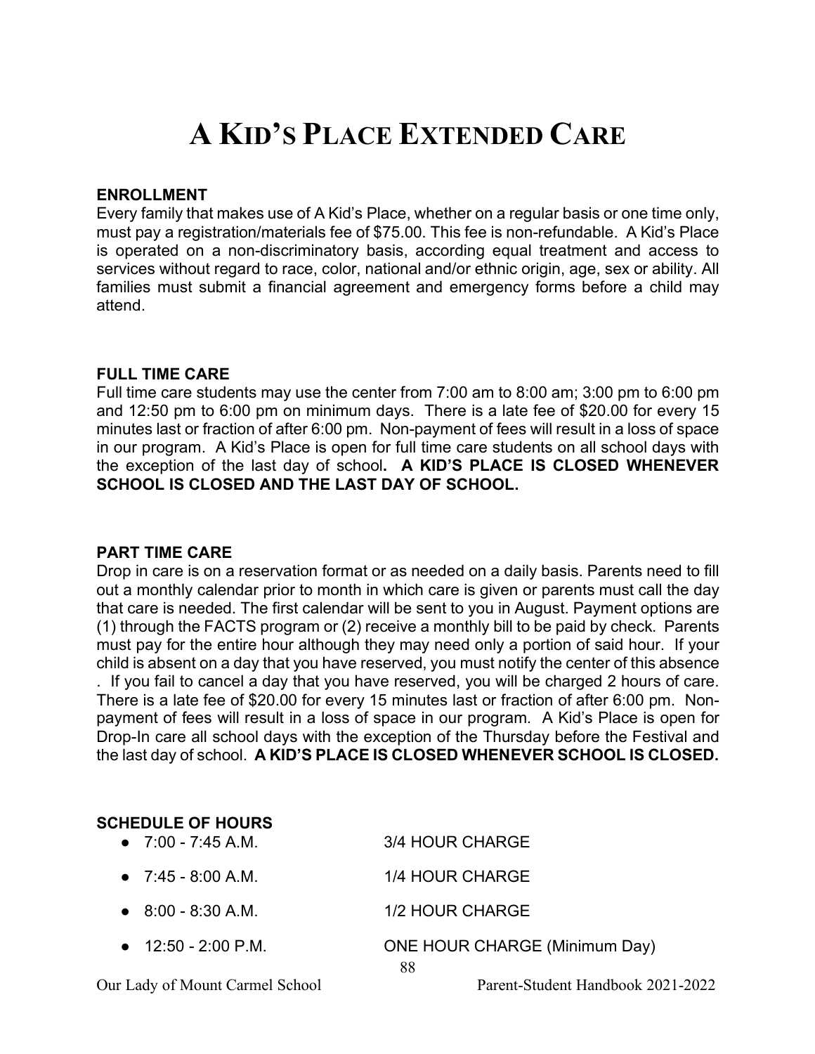# A KID'S PLACE EXTENDED CARE

**ENROLLMENT**

Every family that makes use of A Kid's Place, whether on a regular basis or one time only, must pay a registration/materials fee of $75.00. This fee is non-refundable. A Kid's Place is operated on a non-discriminatory basis, according equal treatment and access to services without regard to race, color, national and/or ethnic origin, age, sex or ability. All families must submit a financial agreement and emergency forms before a child may attend.

**FULL TIME CARE**

Full time care students may use the center from 7:00 am to 8:00 am; 3:00 pm to 6:00 pm and 12:50 pm to 6:00 pm on minimum days. There is a late fee of $20.00 for every 15 minutes last or fraction of after 6:00 pm. Non-payment of fees will result in a loss of space in our program. A Kid's Place is open for full time care students on all school days with the exception of the last day of school. **A KID'S PLACE IS CLOSED WHENEVER SCHOOL IS CLOSED AND THE LAST DAY OF SCHOOL.**

**PART TIME CARE**

Drop in care is on a reservation format or as needed on a daily basis. Parents need to fill out a monthly calendar prior to month in which care is given or parents must call the day that care is needed. The first calendar will be sent to you in August. Payment options are (1) through the FACTS program or (2) receive a monthly bill to be paid by check. Parents must pay for the entire hour although they may need only a portion of said hour. If your child is absent on a day that you have reserved, you must notify the center of this absence . If you fail to cancel a day that you have reserved, you will be charged 2 hours of care. There is a late fee of $20.00 for every 15 minutes last or fraction of after 6:00 pm. Non-payment of fees will result in a loss of space in our program. A Kid's Place is open for Drop-In care all school days with the exception of the Thursday before the Festival and the last day of school. **A KID'S PLACE IS CLOSED WHENEVER SCHOOL IS CLOSED.**

**SCHEDULE OF HOURS**

- 7:00 - 7:45 A.M. — 3/4 HOUR CHARGE
- 7:45 - 8:00 A.M. — 1/4 HOUR CHARGE
- 8:00 - 8:30 A.M. — 1/2 HOUR CHARGE
- 12:50 - 2:00 P.M. — ONE HOUR CHARGE (Minimum Day)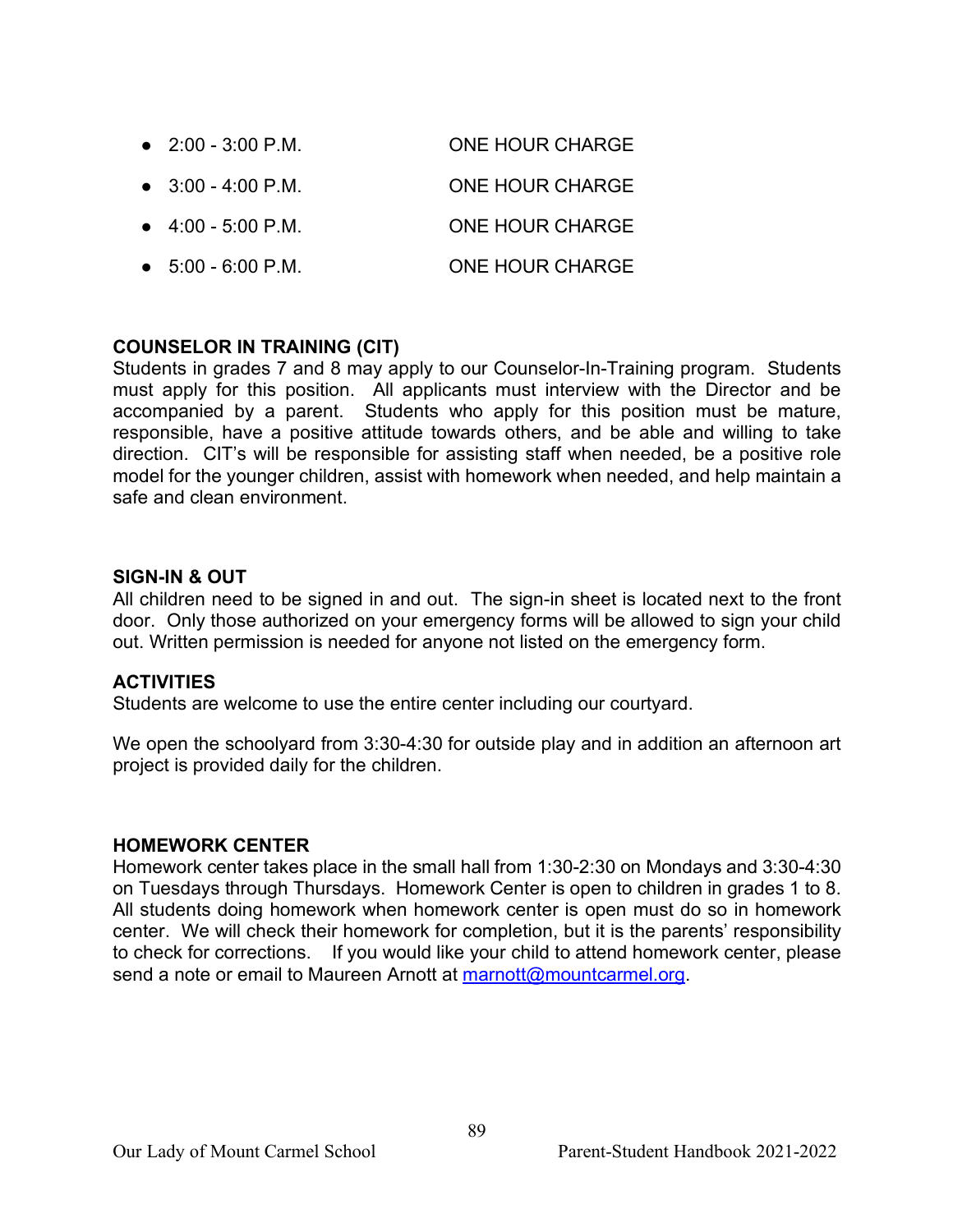- 2:00 - 3:00 P.M. ONE HOUR CHARGE
- 3:00 - 4:00 P.M. ONE HOUR CHARGE
- 4:00 - 5:00 P.M. ONE HOUR CHARGE
- 5:00 - 6:00 P.M. ONE HOUR CHARGE

**COUNSELOR IN TRAINING (CIT)**
Students in grades 7 and 8 may apply to our Counselor-In-Training program. Students must apply for this position. All applicants must interview with the Director and be accompanied by a parent. Students who apply for this position must be mature, responsible, have a positive attitude towards others, and be able and willing to take direction. CIT's will be responsible for assisting staff when needed, be a positive role model for the younger children, assist with homework when needed, and help maintain a safe and clean environment.

**SIGN-IN & OUT**
All children need to be signed in and out. The sign-in sheet is located next to the front door. Only those authorized on your emergency forms will be allowed to sign your child out. Written permission is needed for anyone not listed on the emergency form.

**ACTIVITIES**
Students are welcome to use the entire center including our courtyard.

We open the schoolyard from 3:30-4:30 for outside play and in addition an afternoon art project is provided daily for the children.

**HOMEWORK CENTER**
Homework center takes place in the small hall from 1:30-2:30 on Mondays and 3:30-4:30 on Tuesdays through Thursdays. Homework Center is open to children in grades 1 to 8. All students doing homework when homework center is open must do so in homework center. We will check their homework for completion, but it is the parents' responsibility to check for corrections. If you would like your child to attend homework center, please send a note or email to Maureen Arnott at marnott@mountcarmel.org.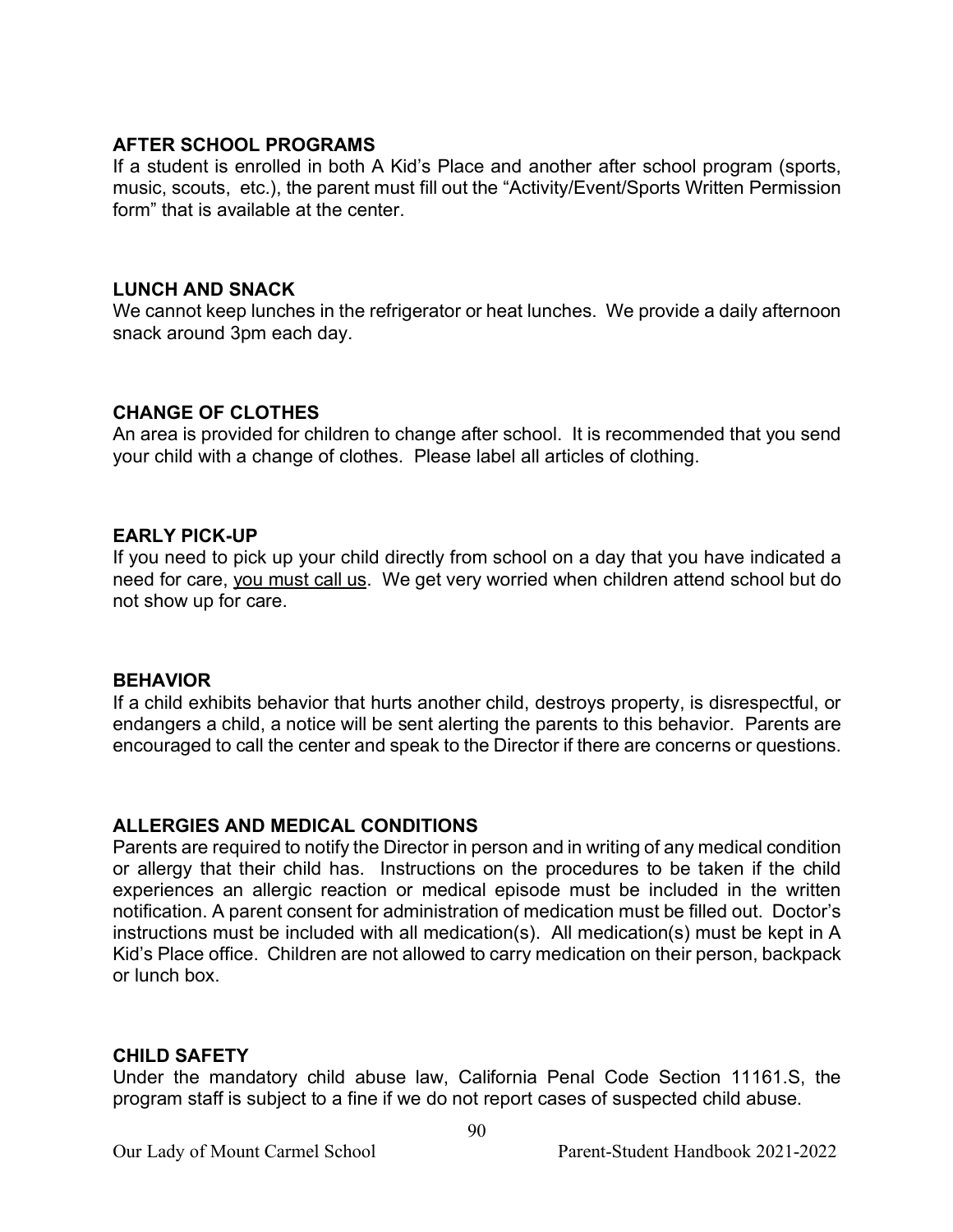## AFTER SCHOOL PROGRAMS

If a student is enrolled in both A Kid's Place and another after school program (sports, music, scouts, etc.), the parent must fill out the "Activity/Event/Sports Written Permission form" that is available at the center.

## LUNCH AND SNACK

We cannot keep lunches in the refrigerator or heat lunches. We provide a daily afternoon snack around 3pm each day.

## CHANGE OF CLOTHES

An area is provided for children to change after school. It is recommended that you send your child with a change of clothes. Please label all articles of clothing.

## EARLY PICK-UP

If you need to pick up your child directly from school on a day that you have indicated a need for care, <u>you must call us</u>. We get very worried when children attend school but do not show up for care.

## BEHAVIOR

If a child exhibits behavior that hurts another child, destroys property, is disrespectful, or endangers a child, a notice will be sent alerting the parents to this behavior. Parents are encouraged to call the center and speak to the Director if there are concerns or questions.

## ALLERGIES AND MEDICAL CONDITIONS

Parents are required to notify the Director in person and in writing of any medical condition or allergy that their child has. Instructions on the procedures to be taken if the child experiences an allergic reaction or medical episode must be included in the written notification. A parent consent for administration of medication must be filled out. Doctor's instructions must be included with all medication(s). All medication(s) must be kept in A Kid's Place office. Children are not allowed to carry medication on their person, backpack or lunch box.

## CHILD SAFETY

Under the mandatory child abuse law, California Penal Code Section 11161.S, the program staff is subject to a fine if we do not report cases of suspected child abuse.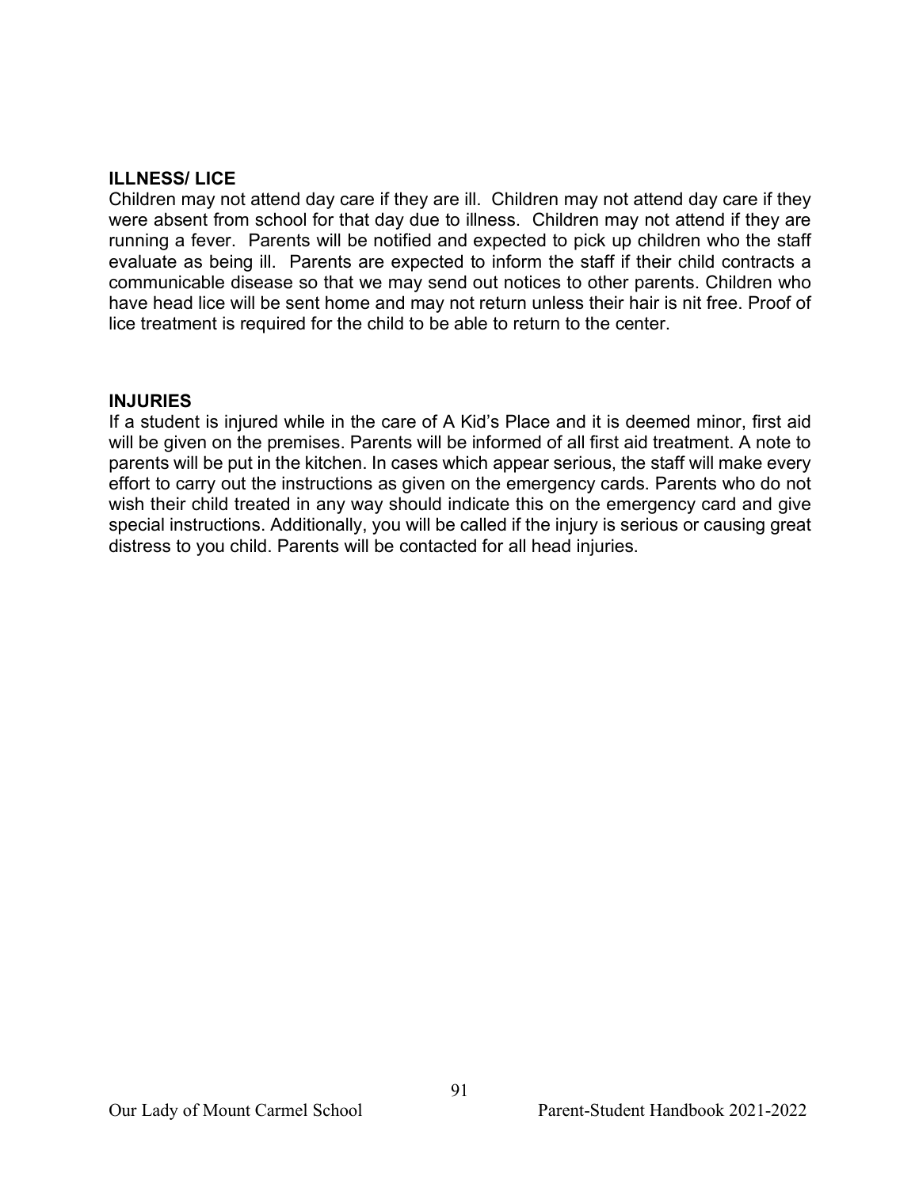**ILLNESS/ LICE**

Children may not attend day care if they are ill. Children may not attend day care if they were absent from school for that day due to illness. Children may not attend if they are running a fever. Parents will be notified and expected to pick up children who the staff evaluate as being ill. Parents are expected to inform the staff if their child contracts a communicable disease so that we may send out notices to other parents. Children who have head lice will be sent home and may not return unless their hair is nit free. Proof of lice treatment is required for the child to be able to return to the center.

**INJURIES**

If a student is injured while in the care of A Kid's Place and it is deemed minor, first aid will be given on the premises. Parents will be informed of all first aid treatment. A note to parents will be put in the kitchen. In cases which appear serious, the staff will make every effort to carry out the instructions as given on the emergency cards. Parents who do not wish their child treated in any way should indicate this on the emergency card and give special instructions. Additionally, you will be called if the injury is serious or causing great distress to you child. Parents will be contacted for all head injuries.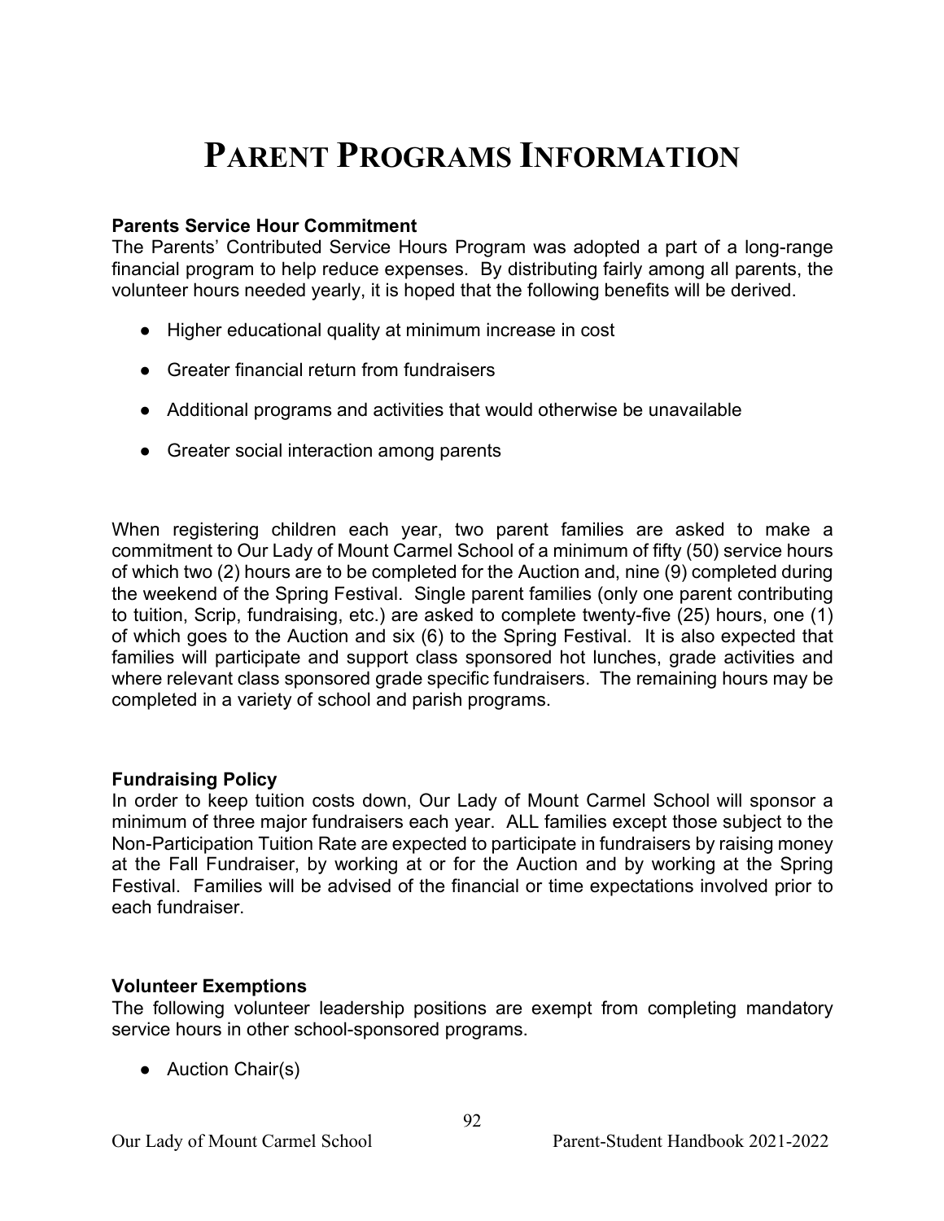# PARENT PROGRAMS INFORMATION

**Parents Service Hour Commitment**

The Parents' Contributed Service Hours Program was adopted a part of a long-range financial program to help reduce expenses. By distributing fairly among all parents, the volunteer hours needed yearly, it is hoped that the following benefits will be derived.

- Higher educational quality at minimum increase in cost
- Greater financial return from fundraisers
- Additional programs and activities that would otherwise be unavailable
- Greater social interaction among parents

When registering children each year, two parent families are asked to make a commitment to Our Lady of Mount Carmel School of a minimum of fifty (50) service hours of which two (2) hours are to be completed for the Auction and, nine (9) completed during the weekend of the Spring Festival. Single parent families (only one parent contributing to tuition, Scrip, fundraising, etc.) are asked to complete twenty-five (25) hours, one (1) of which goes to the Auction and six (6) to the Spring Festival. It is also expected that families will participate and support class sponsored hot lunches, grade activities and where relevant class sponsored grade specific fundraisers. The remaining hours may be completed in a variety of school and parish programs.

**Fundraising Policy**

In order to keep tuition costs down, Our Lady of Mount Carmel School will sponsor a minimum of three major fundraisers each year. ALL families except those subject to the Non-Participation Tuition Rate are expected to participate in fundraisers by raising money at the Fall Fundraiser, by working at or for the Auction and by working at the Spring Festival. Families will be advised of the financial or time expectations involved prior to each fundraiser.

**Volunteer Exemptions**

The following volunteer leadership positions are exempt from completing mandatory service hours in other school-sponsored programs.

- Auction Chair(s)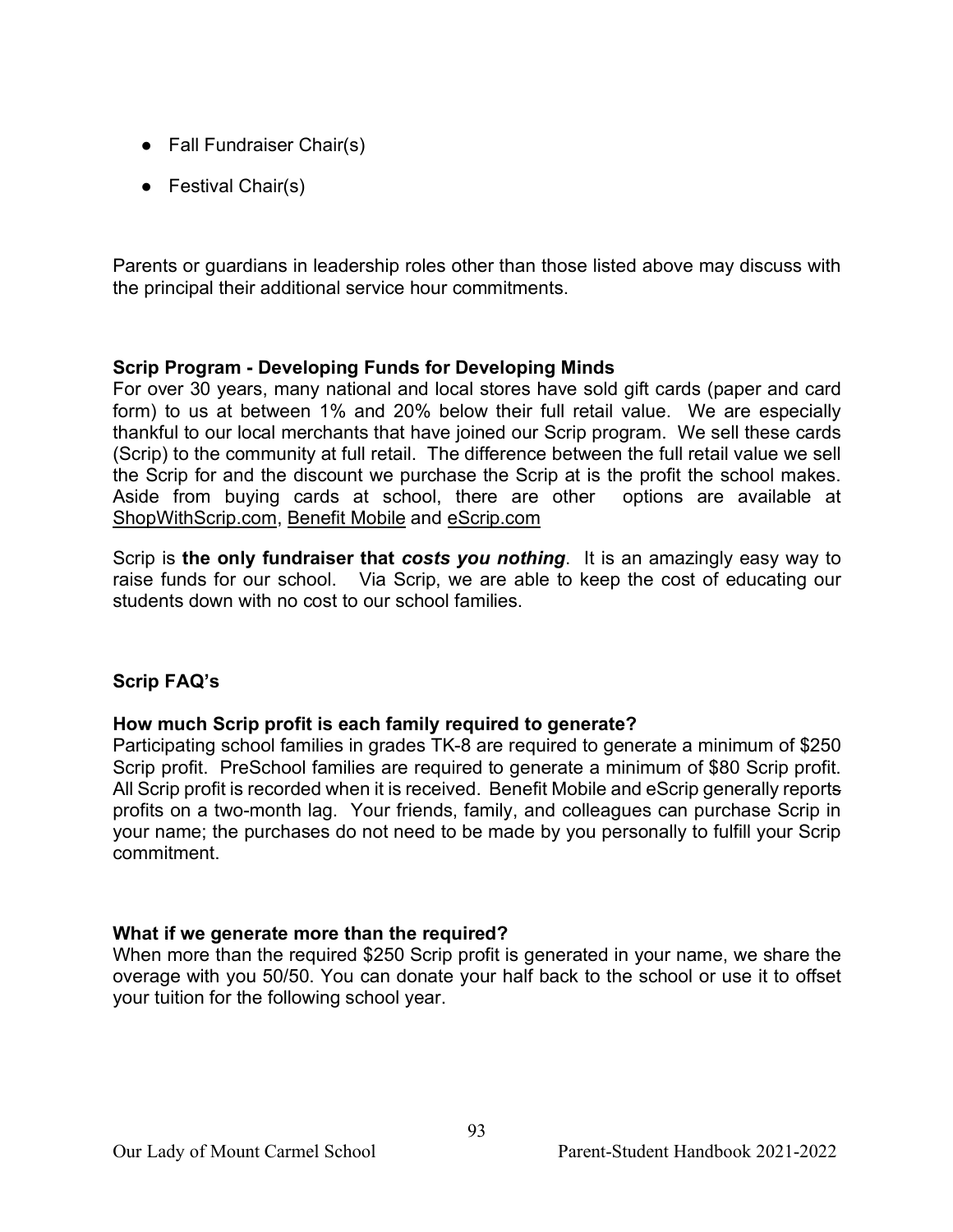- Fall Fundraiser Chair(s)
- Festival Chair(s)

Parents or guardians in leadership roles other than those listed above may discuss with the principal their additional service hour commitments.

**Scrip Program - Developing Funds for Developing Minds**

For over 30 years, many national and local stores have sold gift cards (paper and card form) to us at between 1% and 20% below their full retail value. We are especially thankful to our local merchants that have joined our Scrip program. We sell these cards (Scrip) to the community at full retail. The difference between the full retail value we sell the Scrip for and the discount we purchase the Scrip at is the profit the school makes. Aside from buying cards at school, there are other options are available at ShopWithScrip.com, Benefit Mobile and eScrip.com

Scrip is **the only fundraiser that *costs you nothing***. It is an amazingly easy way to raise funds for our school. Via Scrip, we are able to keep the cost of educating our students down with no cost to our school families.

**Scrip FAQ's**

**How much Scrip profit is each family required to generate?**

Participating school families in grades TK-8 are required to generate a minimum of $250 Scrip profit. PreSchool families are required to generate a minimum of $80 Scrip profit. All Scrip profit is recorded when it is received. Benefit Mobile and eScrip generally reports profits on a two-month lag. Your friends, family, and colleagues can purchase Scrip in your name; the purchases do not need to be made by you personally to fulfill your Scrip commitment.

**What if we generate more than the required?**

When more than the required $250 Scrip profit is generated in your name, we share the overage with you 50/50. You can donate your half back to the school or use it to offset your tuition for the following school year.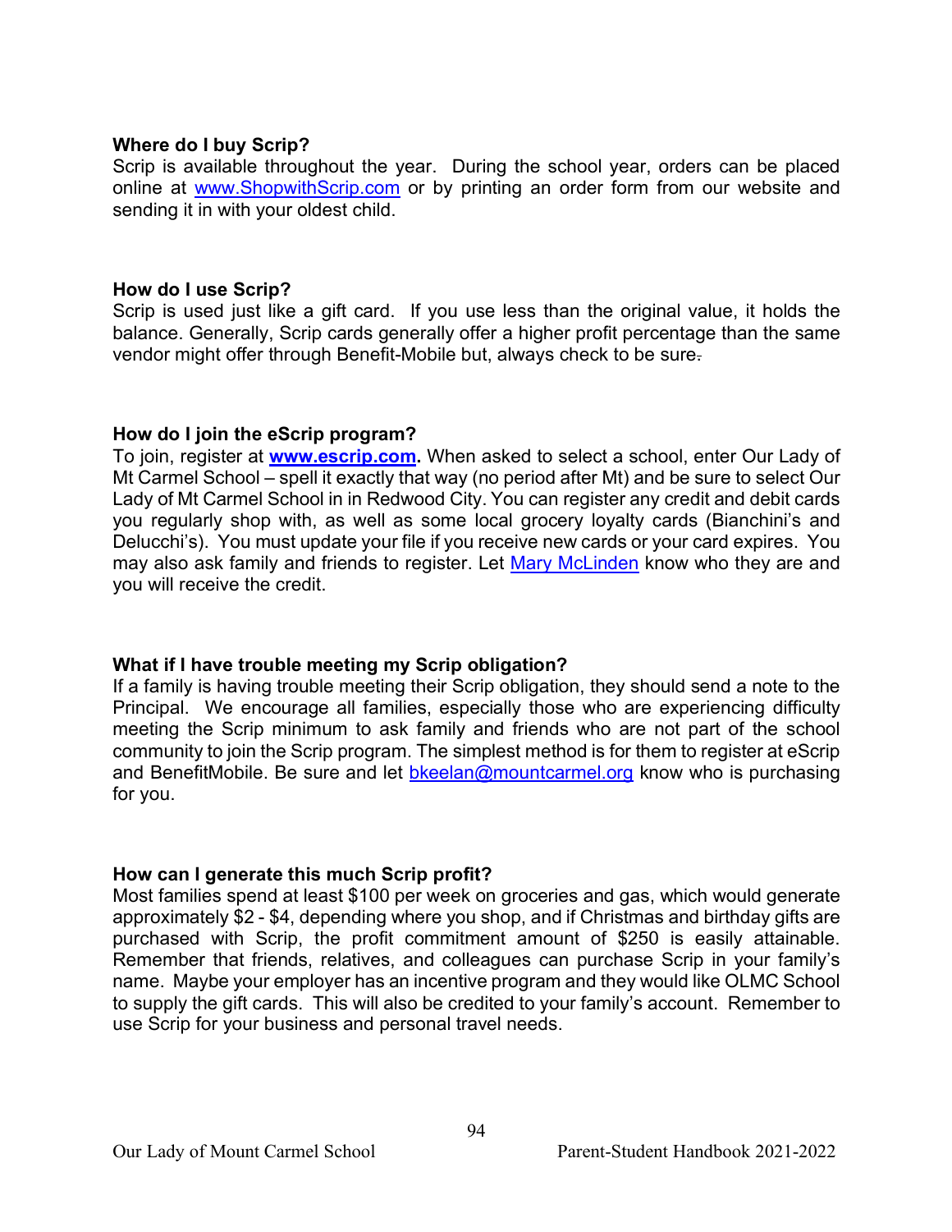**Where do I buy Scrip?**
Scrip is available throughout the year. During the school year, orders can be placed online at www.ShopwithScrip.com or by printing an order form from our website and sending it in with your oldest child.

**How do I use Scrip?**
Scrip is used just like a gift card. If you use less than the original value, it holds the balance. Generally, Scrip cards generally offer a higher profit percentage than the same vendor might offer through Benefit-Mobile but, always check to be sure.

**How do I join the eScrip program?**
To join, register at **www.escrip.com.** When asked to select a school, enter Our Lady of Mt Carmel School – spell it exactly that way (no period after Mt) and be sure to select Our Lady of Mt Carmel School in in Redwood City. You can register any credit and debit cards you regularly shop with, as well as some local grocery loyalty cards (Bianchini's and Delucchi's). You must update your file if you receive new cards or your card expires. You may also ask family and friends to register. Let Mary McLinden know who they are and you will receive the credit.

**What if I have trouble meeting my Scrip obligation?**
If a family is having trouble meeting their Scrip obligation, they should send a note to the Principal. We encourage all families, especially those who are experiencing difficulty meeting the Scrip minimum to ask family and friends who are not part of the school community to join the Scrip program. The simplest method is for them to register at eScrip and BenefitMobile. Be sure and let bkeelan@mountcarmel.org know who is purchasing for you.

**How can I generate this much Scrip profit?**
Most families spend at least $100 per week on groceries and gas, which would generate approximately $2 - $4, depending where you shop, and if Christmas and birthday gifts are purchased with Scrip, the profit commitment amount of $250 is easily attainable. Remember that friends, relatives, and colleagues can purchase Scrip in your family's name. Maybe your employer has an incentive program and they would like OLMC School to supply the gift cards. This will also be credited to your family's account. Remember to use Scrip for your business and personal travel needs.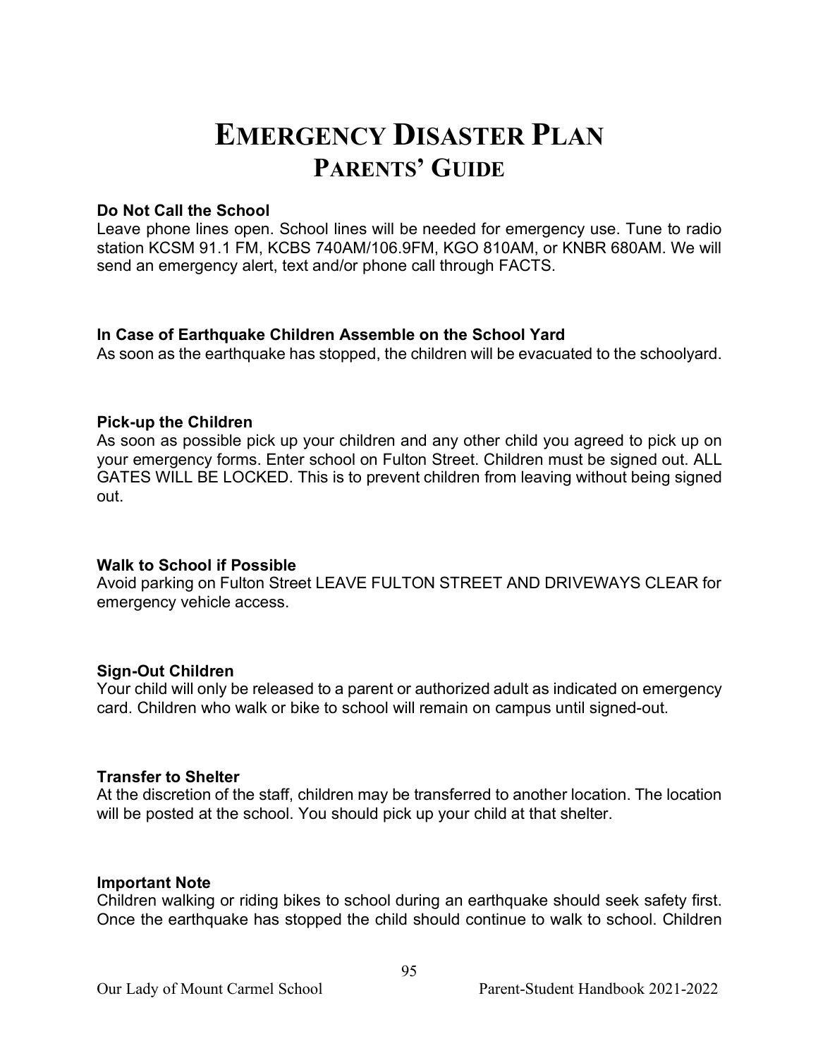# Emergency Disaster Plan
## Parents' Guide

**Do Not Call the School**
Leave phone lines open. School lines will be needed for emergency use. Tune to radio station KCSM 91.1 FM, KCBS 740AM/106.9FM, KGO 810AM, or KNBR 680AM. We will send an emergency alert, text and/or phone call through FACTS.

**In Case of Earthquake Children Assemble on the School Yard**
As soon as the earthquake has stopped, the children will be evacuated to the schoolyard.

**Pick-up the Children**
As soon as possible pick up your children and any other child you agreed to pick up on your emergency forms. Enter school on Fulton Street. Children must be signed out. ALL GATES WILL BE LOCKED. This is to prevent children from leaving without being signed out.

**Walk to School if Possible**
Avoid parking on Fulton Street LEAVE FULTON STREET AND DRIVEWAYS CLEAR for emergency vehicle access.

**Sign-Out Children**
Your child will only be released to a parent or authorized adult as indicated on emergency card. Children who walk or bike to school will remain on campus until signed-out.

**Transfer to Shelter**
At the discretion of the staff, children may be transferred to another location. The location will be posted at the school. You should pick up your child at that shelter.

**Important Note**
Children walking or riding bikes to school during an earthquake should seek safety first. Once the earthquake has stopped the child should continue to walk to school. Children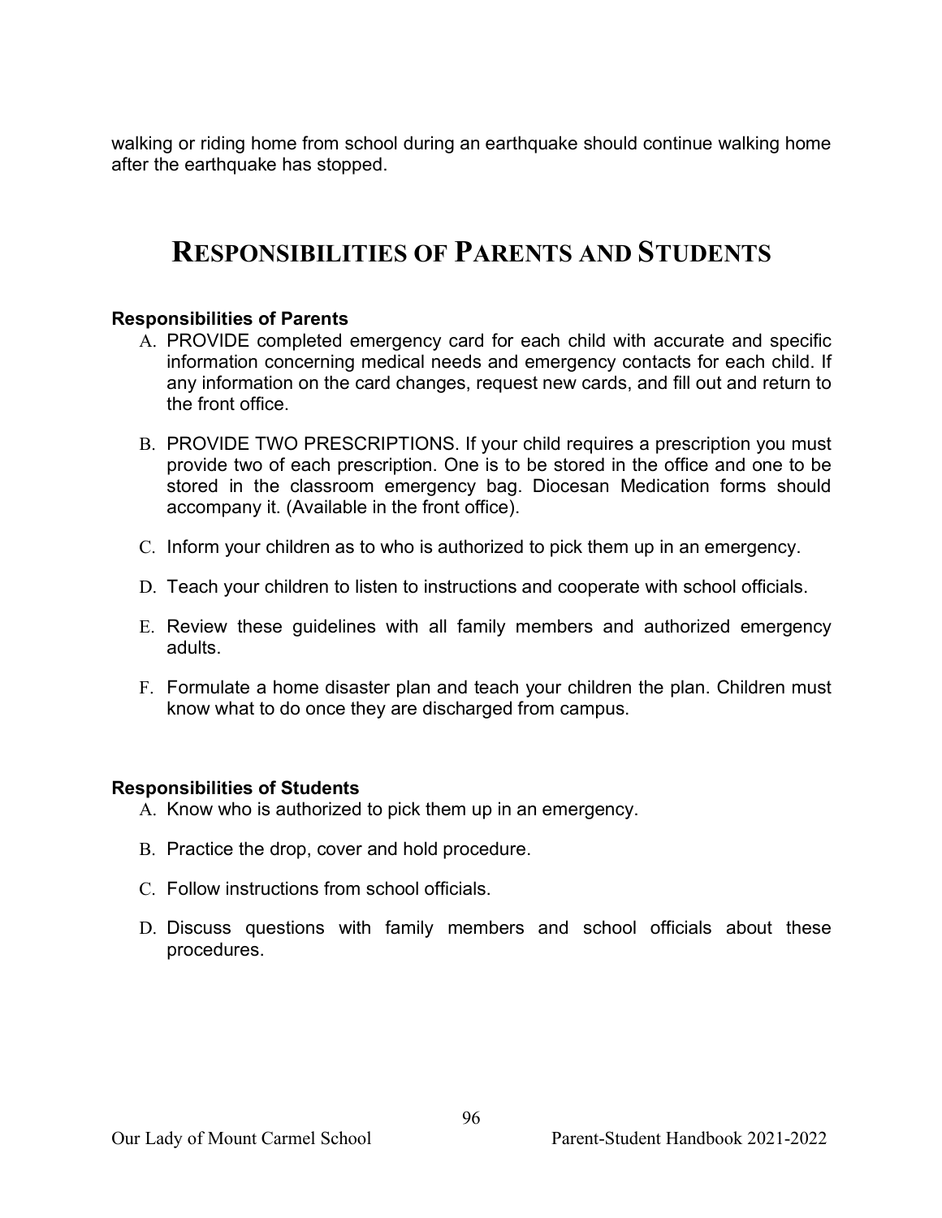walking or riding home from school during an earthquake should continue walking home after the earthquake has stopped.

# RESPONSIBILITIES OF PARENTS AND STUDENTS

**Responsibilities of Parents**

A. PROVIDE completed emergency card for each child with accurate and specific information concerning medical needs and emergency contacts for each child. If any information on the card changes, request new cards, and fill out and return to the front office.

B. PROVIDE TWO PRESCRIPTIONS. If your child requires a prescription you must provide two of each prescription. One is to be stored in the office and one to be stored in the classroom emergency bag. Diocesan Medication forms should accompany it. (Available in the front office).

C. Inform your children as to who is authorized to pick them up in an emergency.

D. Teach your children to listen to instructions and cooperate with school officials.

E. Review these guidelines with all family members and authorized emergency adults.

F. Formulate a home disaster plan and teach your children the plan. Children must know what to do once they are discharged from campus.

**Responsibilities of Students**

A. Know who is authorized to pick them up in an emergency.

B. Practice the drop, cover and hold procedure.

C. Follow instructions from school officials.

D. Discuss questions with family members and school officials about these procedures.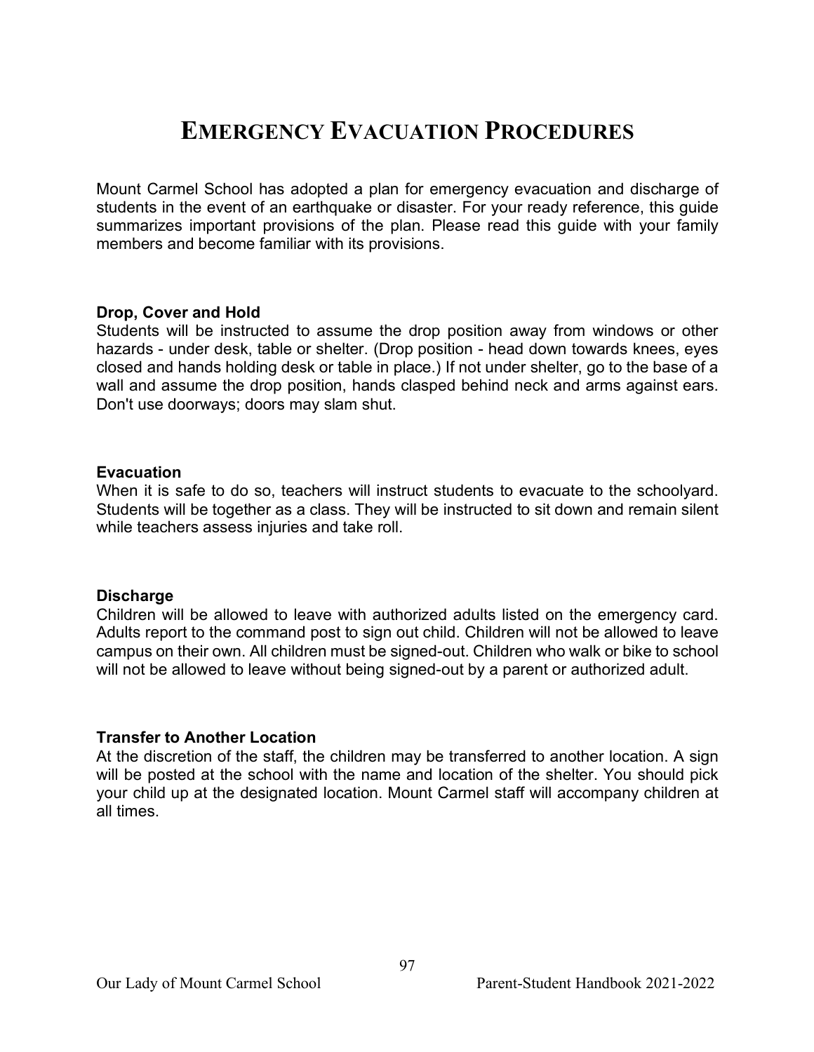# Emergency Evacuation Procedures

Mount Carmel School has adopted a plan for emergency evacuation and discharge of students in the event of an earthquake or disaster. For your ready reference, this guide summarizes important provisions of the plan. Please read this guide with your family members and become familiar with its provisions.

**Drop, Cover and Hold**

Students will be instructed to assume the drop position away from windows or other hazards - under desk, table or shelter. (Drop position - head down towards knees, eyes closed and hands holding desk or table in place.) If not under shelter, go to the base of a wall and assume the drop position, hands clasped behind neck and arms against ears. Don't use doorways; doors may slam shut.

**Evacuation**

When it is safe to do so, teachers will instruct students to evacuate to the schoolyard. Students will be together as a class. They will be instructed to sit down and remain silent while teachers assess injuries and take roll.

**Discharge**

Children will be allowed to leave with authorized adults listed on the emergency card. Adults report to the command post to sign out child. Children will not be allowed to leave campus on their own. All children must be signed-out. Children who walk or bike to school will not be allowed to leave without being signed-out by a parent or authorized adult.

**Transfer to Another Location**

At the discretion of the staff, the children may be transferred to another location. A sign will be posted at the school with the name and location of the shelter. You should pick your child up at the designated location. Mount Carmel staff will accompany children at all times.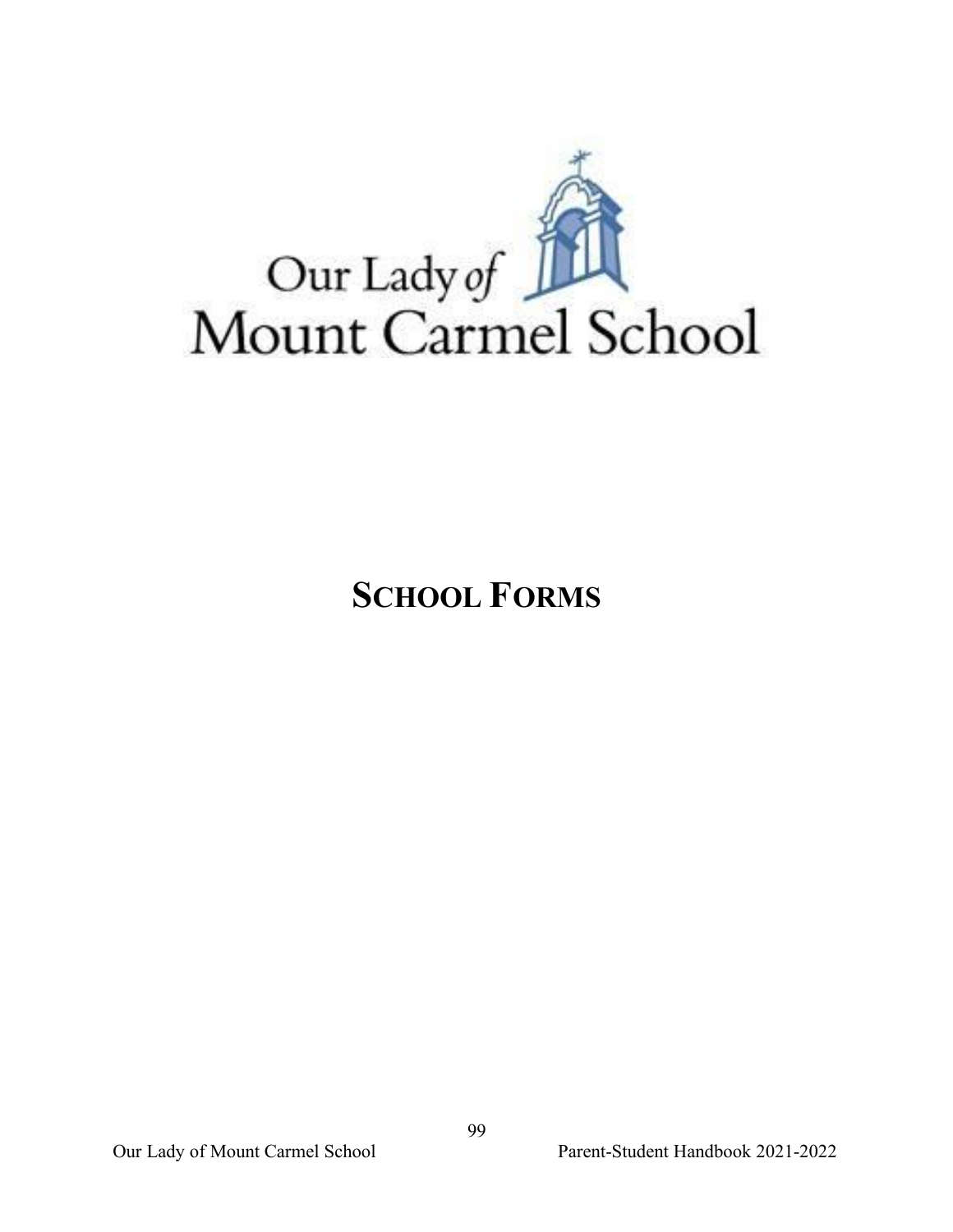Our Lady *of*
Mount Carmel School

# SCHOOL FORMS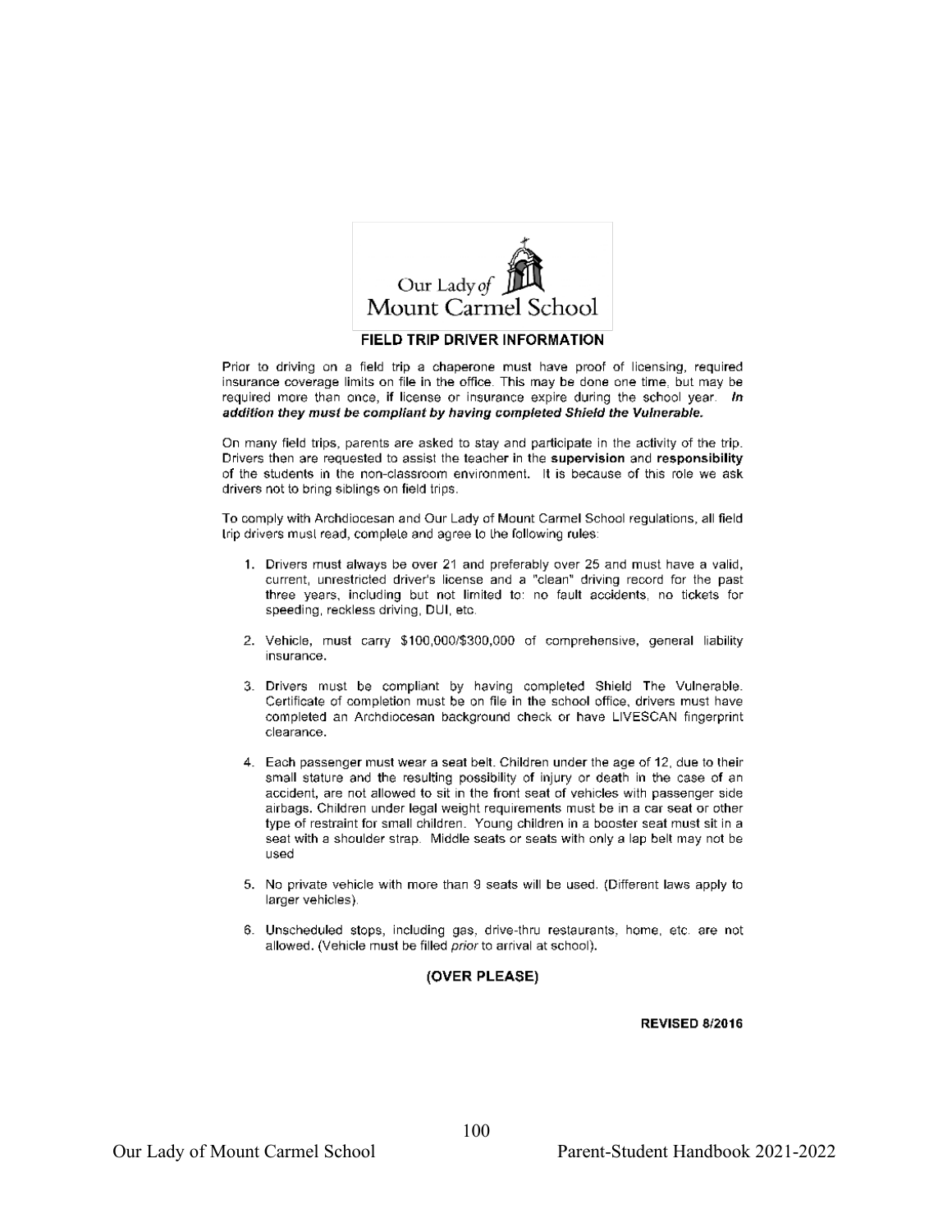Our Lady of Mount Carmel School

## FIELD TRIP DRIVER INFORMATION

Prior to driving on a field trip a chaperone must have proof of licensing, required insurance coverage limits on file in the office. This may be done one time, but may be required more than once, **if** license or insurance expire during the school year. ***In addition they must be compliant by having completed Shield the Vulnerable.***

On many field trips, parents are asked to stay and participate in the activity of the trip. Drivers then are requested to assist the teacher in the **supervision** and **responsibility** of the students in the non-classroom environment. It is because of this role we ask drivers not to bring siblings on field trips.

To comply with Archdiocesan and Our Lady of Mount Carmel School regulations, all field trip drivers must read, complete and agree to the following rules:

1. Drivers must always be over 21 and preferably over 25 and must have a valid, current, unrestricted driver's license and a "clean" driving record for the past three years, including but not limited to: no fault accidents, no tickets for speeding, reckless driving, DUI, etc.

2. Vehicle, must carry $100,000/$300,000 of comprehensive, general liability insurance.

3. Drivers must be compliant by having completed Shield The Vulnerable. Certificate of completion must be on file in the school office, drivers must have completed an Archdiocesan background check or have LIVESCAN fingerprint clearance.

4. Each passenger must wear a seat belt. Children under the age of 12, due to their small stature and the resulting possibility of injury or death in the case of an accident, are not allowed to sit in the front seat of vehicles with passenger side airbags. Children under legal weight requirements must be in a car seat or other type of restraint for small children. Young children in a booster seat must sit in a seat with a shoulder strap. Middle seats or seats with only a lap belt may not be used

5. No private vehicle with more than 9 seats will be used. (Different laws apply to larger vehicles).

6. Unscheduled stops, including gas, drive-thru restaurants, home, etc. are not allowed. (Vehicle must be filled *prior* to arrival at school).

**(OVER PLEASE)**

**REVISED 8/2016**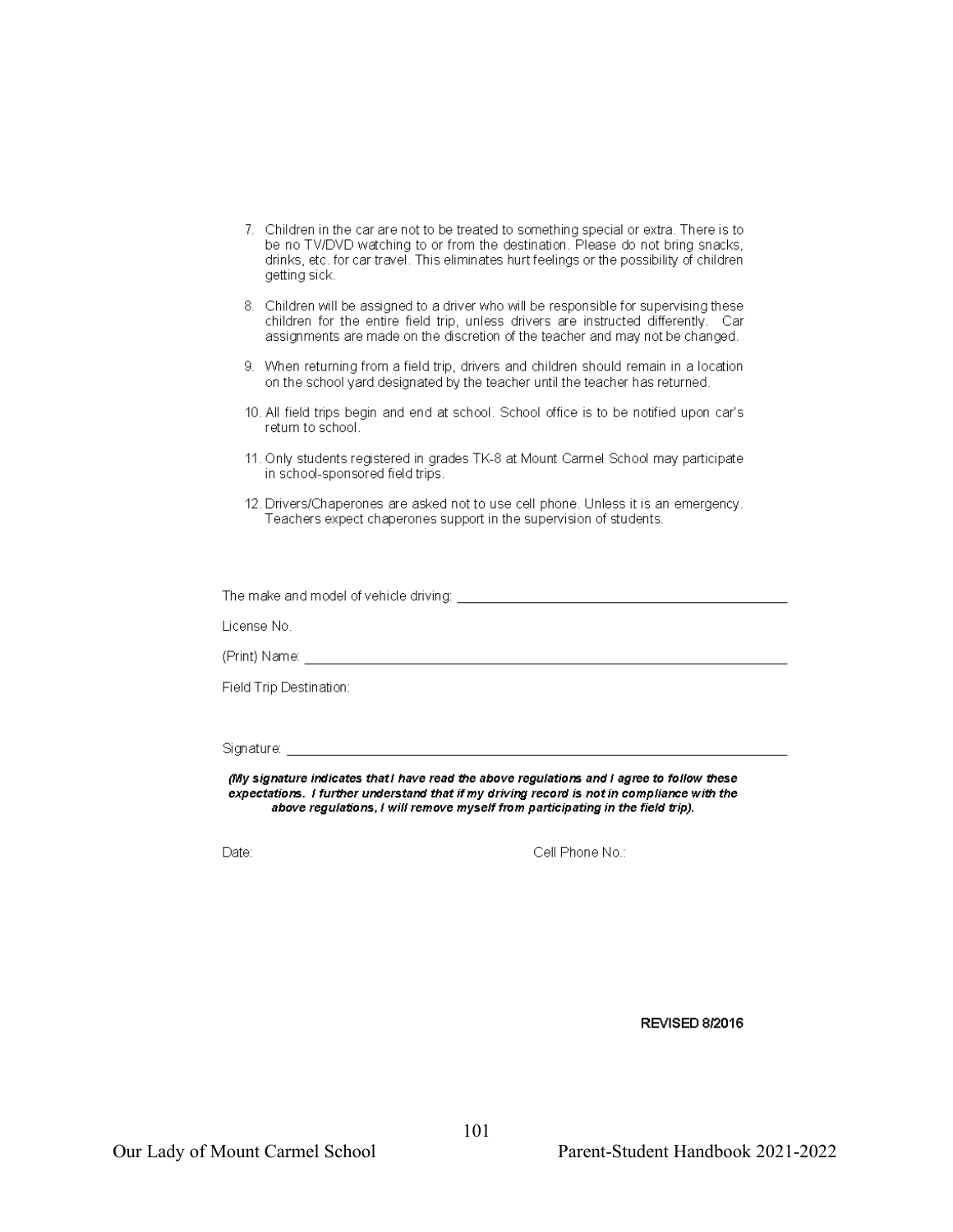7. Children in the car are not to be treated to something special or extra. There is to be no TV/DVD watching to or from the destination. Please do not bring snacks, drinks, etc. for car travel. This eliminates hurt feelings or the possibility of children getting sick.

8. Children will be assigned to a driver who will be responsible for supervising these children for the entire field trip, unless drivers are instructed differently. Car assignments are made on the discretion of the teacher and may not be changed.

9. When returning from a field trip, drivers and children should remain in a location on the school yard designated by the teacher until the teacher has returned.

10. All field trips begin and end at school. School office is to be notified upon car's return to school.

11. Only students registered in grades TK-8 at Mount Carmel School may participate in school-sponsored field trips.

12. Drivers/Chaperones are asked not to use cell phone. Unless it is an emergency. Teachers expect chaperones support in the supervision of students.

The make and model of vehicle driving: ______________________________

License No.

(Print) Name: ______________________________

Field Trip Destination:

Signature: ______________________________

***(My signature indicates that I have read the above regulations and I agree to follow these expectations. I further understand that if my driving record is not in compliance with the above regulations, I will remove myself from participating in the field trip).***

Date: Cell Phone No.:

**REVISED 8/2016**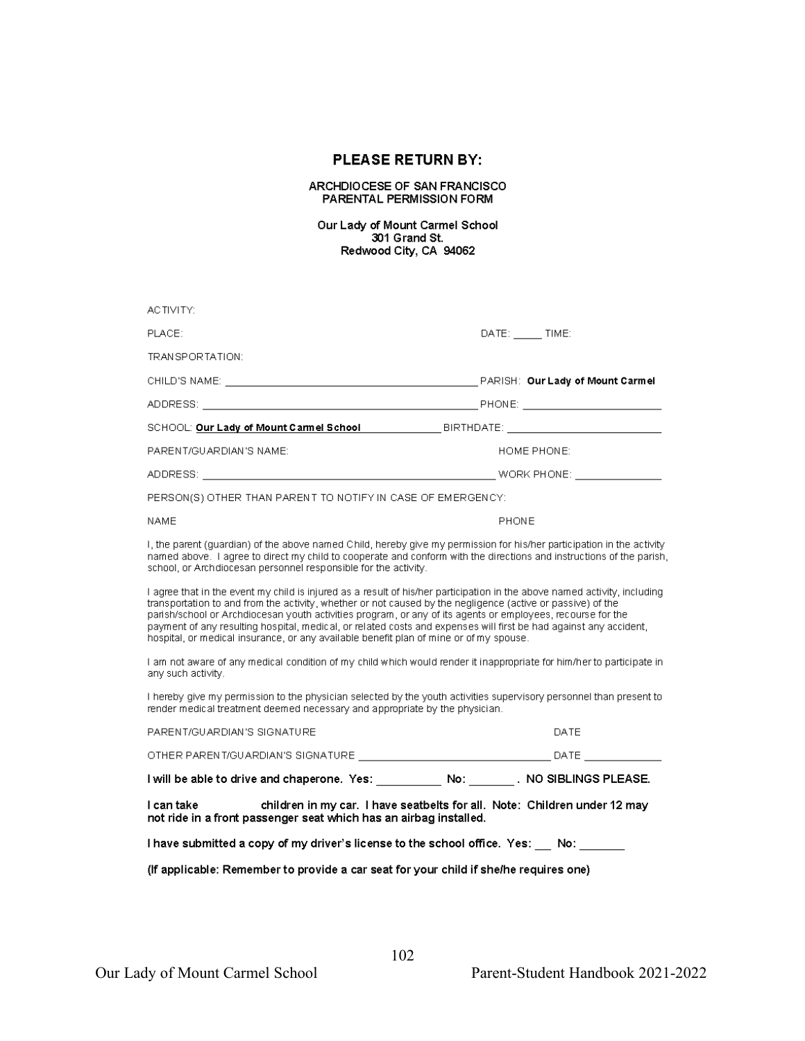## PLEASE RETURN BY:

ARCHDIOCESE OF SAN FRANCISCO
PARENTAL PERMISSION FORM

Our Lady of Mount Carmel School
301 Grand St.
Redwood City, CA 94062

ACTIVITY:

PLACE: DATE: _____ TIME:

TRANSPORTATION:

CHILD'S NAME: ________________________________________ PARISH: **Our Lady of Mount Carmel**

ADDRESS: ____________________________________________ PHONE: ______________________

SCHOOL: **Our Lady of Mount Carmel School** ____________ BIRTHDATE: ______________________

PARENT/GUARDIAN'S NAME: HOME PHONE:

ADDRESS: ____________________________________________ WORK PHONE: ______________

PERSON(S) OTHER THAN PARENT TO NOTIFY IN CASE OF EMERGENCY:

NAME PHONE

I, the parent (guardian) of the above named Child, hereby give my permission for his/her participation in the activity named above. I agree to direct my child to cooperate and conform with the directions and instructions of the parish, school, or Archdiocesan personnel responsible for the activity.

I agree that in the event my child is injured as a result of his/her participation in the above named activity, including transportation to and from the activity, whether or not caused by the negligence (active or passive) of the parish/school or Archdiocesan youth activities program, or any of its agents or employees, recourse for the payment of any resulting hospital, medical, or related costs and expenses will first be had against any accident, hospital, or medical insurance, or any available benefit plan of mine or of my spouse.

I am not aware of any medical condition of my child which would render it inappropriate for him/her to participate in any such activity.

I hereby give my permission to the physician selected by the youth activities supervisory personnel than present to render medical treatment deemed necessary and appropriate by the physician.

PARENT/GUARDIAN'S SIGNATURE DATE

OTHER PARENT/GUARDIAN'S SIGNATURE ______________________________ DATE ____________

**I will be able to drive and chaperone. Yes: __________ No: _______ . NO SIBLINGS PLEASE.**

**I can take children in my car. I have seatbelts for all. Note: Children under 12 may not ride in a front passenger seat which has an airbag installed.**

**I have submitted a copy of my driver's license to the school office. Yes: ___ No: _______**

**(If applicable: Remember to provide a car seat for your child if she/he requires one)**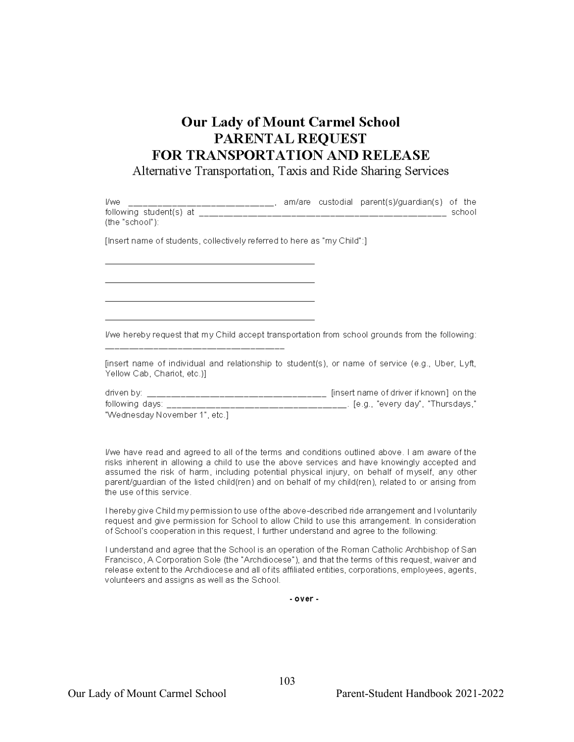# Our Lady of Mount Carmel School
## PARENTAL REQUEST
## FOR TRANSPORTATION AND RELEASE
### Alternative Transportation, Taxis and Ride Sharing Services

I/we ____________________________, am/are custodial parent(s)/guardian(s) of the following student(s) at __________________________________________________ school (the "school"):

[Insert name of students, collectively referred to here as "my Child":]

___________________________________________

___________________________________________

___________________________________________

___________________________________________

I/we hereby request that my Child accept transportation from school grounds from the following: ___________________________________

[insert name of individual and relationship to student(s), or name of service (e.g., Uber, Lyft, Yellow Cab, Chariot, etc.)]

driven by: ____________________________________ [insert name of driver if known] on the following days: ____________________________________. [e.g., "every day", "Thursdays," "Wednesday November 1", etc.]

I/we have read and agreed to all of the terms and conditions outlined above. I am aware of the risks inherent in allowing a child to use the above services and have knowingly accepted and assumed the risk of harm, including potential physical injury, on behalf of myself, any other parent/guardian of the listed child(ren) and on behalf of my child(ren), related to or arising from the use of this service.

I hereby give Child my permission to use of the above-described ride arrangement and I voluntarily request and give permission for School to allow Child to use this arrangement. In consideration of School's cooperation in this request, I further understand and agree to the following:

I understand and agree that the School is an operation of the Roman Catholic Archbishop of San Francisco, A Corporation Sole (the "Archdiocese"), and that the terms of this request, waiver and release extent to the Archdiocese and all of its affiliated entities, corporations, employees, agents, volunteers and assigns as well as the School.

**- over -**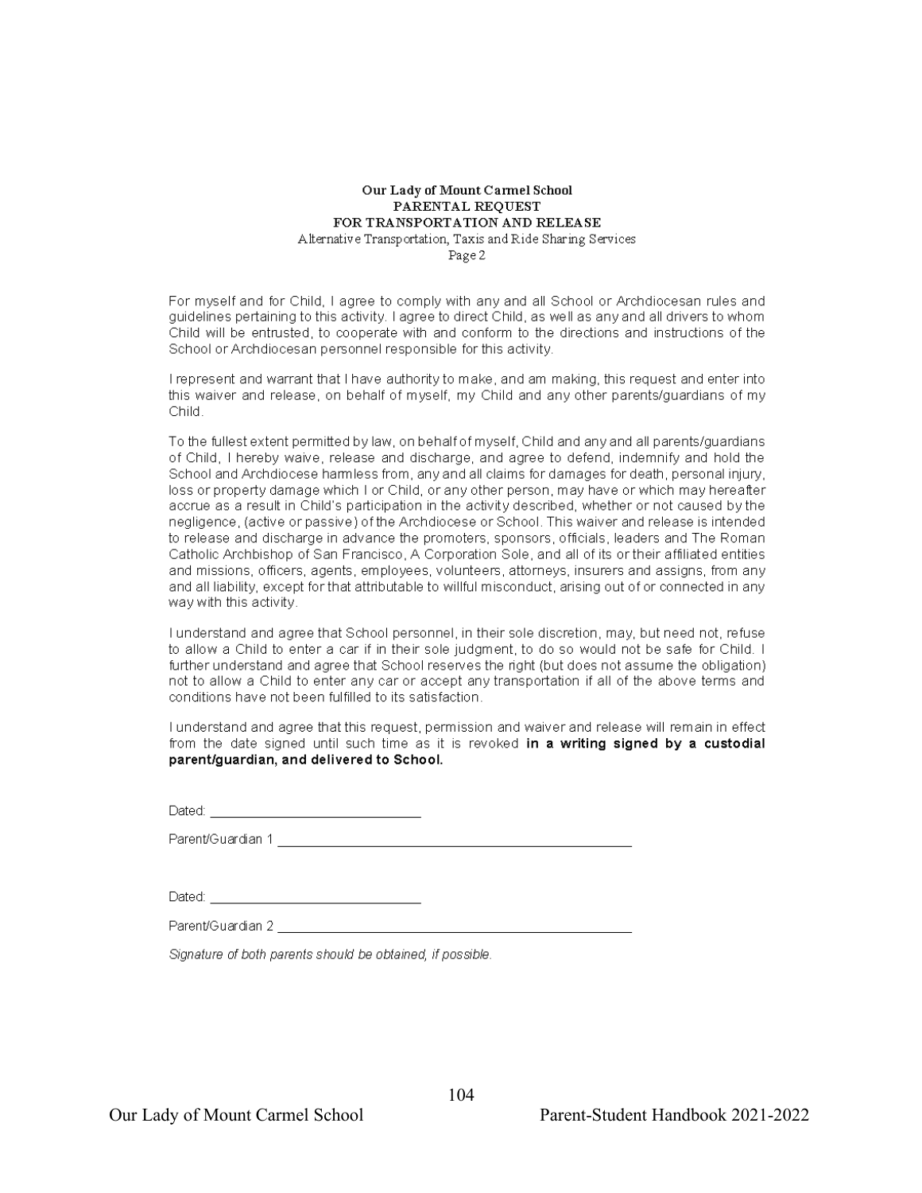**Our Lady of Mount Carmel School**
**PARENTAL REQUEST**
**FOR TRANSPORTATION AND RELEASE**
Alternative Transportation, Taxis and Ride Sharing Services
Page 2

For myself and for Child, I agree to comply with any and all School or Archdiocesan rules and guidelines pertaining to this activity. I agree to direct Child, as well as any and all drivers to whom Child will be entrusted, to cooperate with and conform to the directions and instructions of the School or Archdiocesan personnel responsible for this activity.

I represent and warrant that I have authority to make, and am making, this request and enter into this waiver and release, on behalf of myself, my Child and any other parents/guardians of my Child.

To the fullest extent permitted by law, on behalf of myself, Child and any and all parents/guardians of Child, I hereby waive, release and discharge, and agree to defend, indemnify and hold the School and Archdiocese harmless from, any and all claims for damages for death, personal injury, loss or property damage which I or Child, or any other person, may have or which may hereafter accrue as a result in Child's participation in the activity described, whether or not caused by the negligence, (active or passive) of the Archdiocese or School. This waiver and release is intended to release and discharge in advance the promoters, sponsors, officials, leaders and The Roman Catholic Archbishop of San Francisco, A Corporation Sole, and all of its or their affiliated entities and missions, officers, agents, employees, volunteers, attorneys, insurers and assigns, from any and all liability, except for that attributable to willful misconduct, arising out of or connected in any way with this activity.

I understand and agree that School personnel, in their sole discretion, may, but need not, refuse to allow a Child to enter a car if in their sole judgment, to do so would not be safe for Child. I further understand and agree that School reserves the right (but does not assume the obligation) not to allow a Child to enter any car or accept any transportation if all of the above terms and conditions have not been fulfilled to its satisfaction.

I understand and agree that this request, permission and waiver and release will remain in effect from the date signed until such time as it is revoked **in a writing signed by a custodial parent/guardian, and delivered to School.**

Dated: ___________________________

Parent/Guardian 1 ______________________________________________

Dated: ___________________________

Parent/Guardian 2 ______________________________________________

*Signature of both parents should be obtained, if possible.*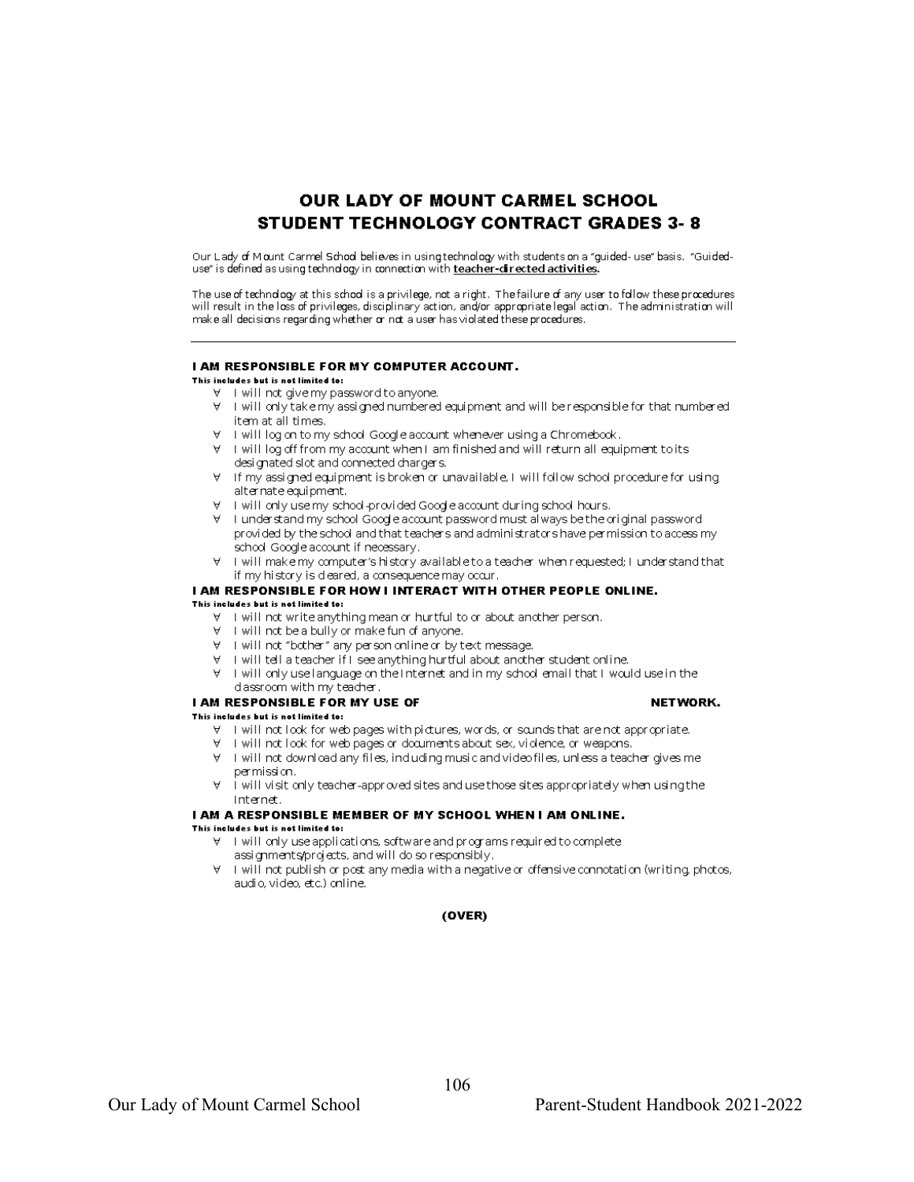# OUR LADY OF MOUNT CARMEL SCHOOL
# STUDENT TECHNOLOGY CONTRACT GRADES 3- 8

Our Lady of Mount Carmel School believes in using technology with students on a "guided- use" basis. "Guided-use" is defined as using technology in connection with **teacher-directed activities.**

The use of technology at this school is a privilege, not a right. The failure of any user to follow these procedures will result in the loss of privileges, disciplinary action, and/or appropriate legal action. The administration will make all decisions regarding whether or not a user has violated these procedures.

---

### I AM RESPONSIBLE FOR MY COMPUTER ACCOUNT.

**This includes but is not limited to:**

- I will not give my password to anyone.
- I will only take my assigned numbered equipment and will be responsible for that numbered item at all times.
- I will log on to my school Google account whenever using a Chromebook.
- I will log off from my account when I am finished and will return all equipment to its designated slot and connected chargers.
- If my assigned equipment is broken or unavailable, I will follow school procedure for using alternate equipment.
- I will only use my school-provided Google account during school hours.
- I understand my school Google account password must always be the original password provided by the school and that teachers and administrators have permission to access my school Google account if necessary.
- I will make my computer's history available to a teacher when requested; I understand that if my history is cleared, a consequence may occur.

### I AM RESPONSIBLE FOR HOW I INTERACT WITH OTHER PEOPLE ONLINE.

**This includes but is not limited to:**

- I will not write anything mean or hurtful to or about another person.
- I will not be a bully or make fun of anyone.
- I will not "bother" any person online or by text message.
- I will tell a teacher if I see anything hurtful about another student online.
- I will only use language on the Internet and in my school email that I would use in the classroom with my teacher.

### I AM RESPONSIBLE FOR MY USE OF NETWORK.

**This includes but is not limited to:**

- I will not look for web pages with pictures, words, or sounds that are not appropriate.
- I will not look for web pages or documents about sex, violence, or weapons.
- I will not download any files, including music and video files, unless a teacher gives me permission.
- I will visit only teacher-approved sites and use those sites appropriately when using the Internet.

### I AM A RESPONSIBLE MEMBER OF MY SCHOOL WHEN I AM ONLINE.

**This includes but is not limited to:**

- I will only use applications, software and programs required to complete assignments/projects, and will do so responsibly.
- I will not publish or post any media with a negative or offensive connotation (writing, photos, audio, video, etc.) online.

**(OVER)**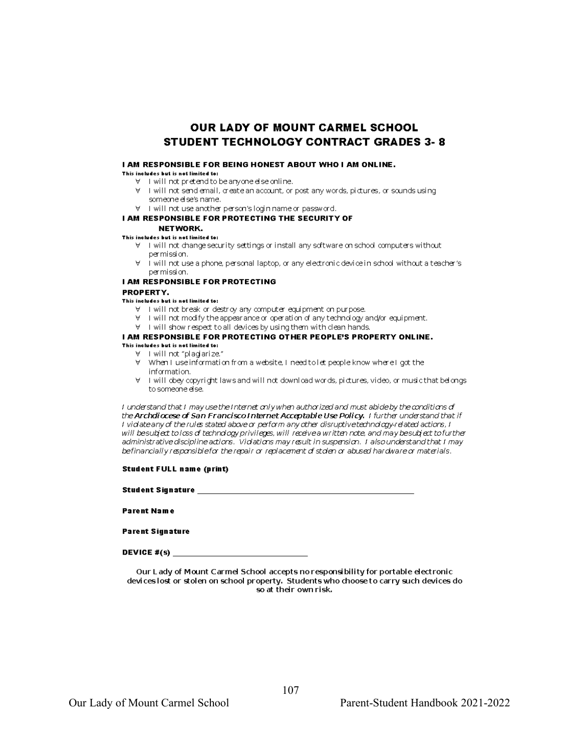# OUR LADY OF MOUNT CARMEL SCHOOL
# STUDENT TECHNOLOGY CONTRACT GRADES 3- 8

**I AM RESPONSIBLE FOR BEING HONEST ABOUT WHO I AM ONLINE.**

**This includes but is not limited to:**

- I will not pretend to be anyone else online.
- I will not send email, create an account, or post any words, pictures, or sounds using someone else's name.
- I will not use another person's login name or password.

**I AM RESPONSIBLE FOR PROTECTING THE SECURITY OF NETWORK.**

**This includes but is not limited to:**

- I will not change security settings or install any software on school computers without permission.
- I will not use a phone, personal laptop, or any electronic device in school without a teacher's permission.

**I AM RESPONSIBLE FOR PROTECTING PROPERTY.**

**This includes but is not limited to:**

- I will not break or destroy any computer equipment on purpose.
- I will not modify the appearance or operation of any technology and/or equipment.
- I will show respect to all devices by using them with clean hands.

**I AM RESPONSIBLE FOR PROTECTING OTHER PEOPLE'S PROPERTY ONLINE.**

**This includes but is not limited to:**

- I will not "plagiarize."
- When I use information from a website, I need to let people know where I got the information.
- I will obey copyright laws and will not download words, pictures, video, or music that belongs to someone else.

*I understand that I may use the Internet only when authorized and must abide by the conditions of the* ***Archdiocese of San Francisco Internet Acceptable Use Policy.*** *I further understand that if I violate any of the rules stated above or perform any other disruptive technology-related actions, I will be subject to loss of technology privileges, will receive a written note, and may be subject to further administrative discipline actions. Violations may result in suspension. I also understand that I may be financially responsible for the repair or replacement of stolen or abused hardware or materials.*

**Student FULL name (print)**

**Student Signature** \_\_\_\_\_\_\_\_\_\_\_\_\_\_\_\_\_\_\_\_\_\_\_\_\_\_\_\_\_\_\_\_\_\_\_\_\_\_\_\_\_\_\_\_

**Parent Name**

**Parent Signature**

**DEVICE #(s)** \_\_\_\_\_\_\_\_\_\_\_\_\_\_\_\_\_\_\_\_\_\_\_\_\_\_\_\_\_\_

Our Lady of Mount Carmel School accepts no responsibility for portable electronic devices lost or stolen on school property. Students who choose to carry such devices do so at their own risk.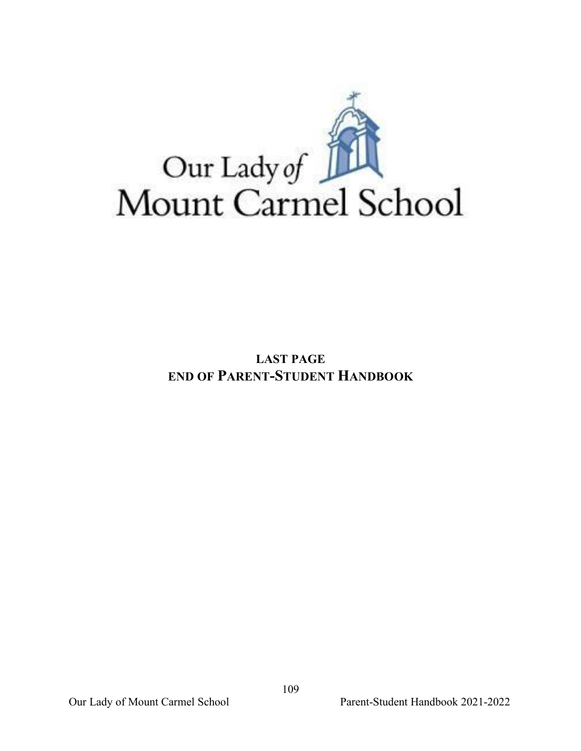Our Lady *of*
Mount Carmel School

**LAST PAGE**
**END OF PARENT-STUDENT HANDBOOK**